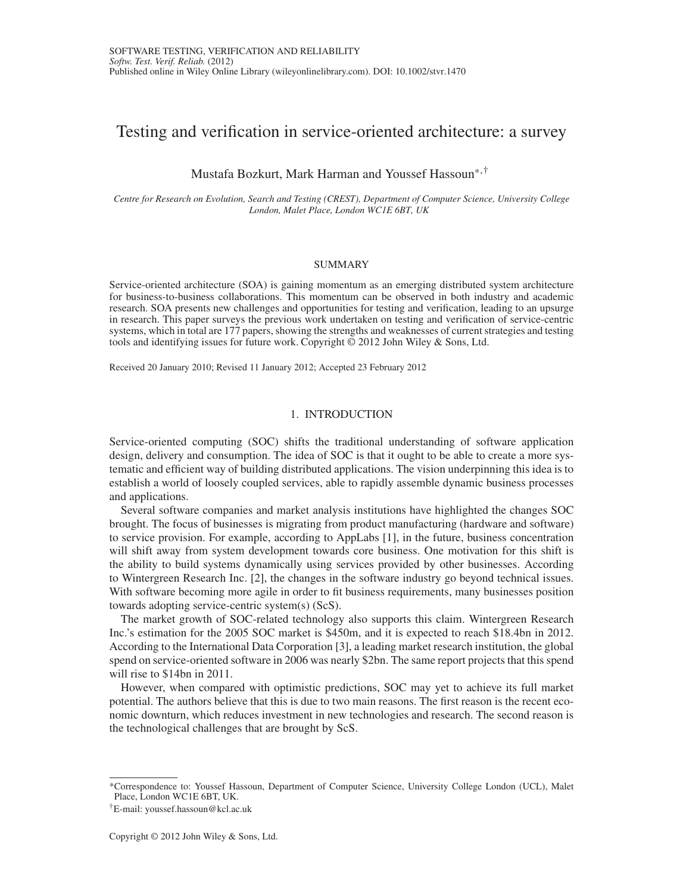# Testing and verification in service-oriented architecture: a survey

Mustafa Bozkurt, Mark Harman and Youssef Hassoun*,†

*Centre for Research on Evolution, Search and Testing (CREST), Department of Computer Science, University College London, Malet Place, London WC1E 6BT, UK*

## SUMMARY

Service-oriented architecture (SOA) is gaining momentum as an emerging distributed system architecture for business-to-business collaborations. This momentum can be observed in both industry and academic research. SOA presents new challenges and opportunities for testing and verification, leading to an upsurge in research. This paper surveys the previous work undertaken on testing and verification of service-centric systems, which in total are 177 papers, showing the strengths and weaknesses of current strategies and testing tools and identifying issues for future work. Copyright © 2012 John Wiley & Sons, Ltd.

Received 20 January 2010; Revised 11 January 2012; Accepted 23 February 2012

## 1. INTRODUCTION

Service-oriented computing (SOC) shifts the traditional understanding of software application design, delivery and consumption. The idea of SOC is that it ought to be able to create a more systematic and efficient way of building distributed applications. The vision underpinning this idea is to establish a world of loosely coupled services, able to rapidly assemble dynamic business processes and applications.

Several software companies and market analysis institutions have highlighted the changes SOC brought. The focus of businesses is migrating from product manufacturing (hardware and software) to service provision. For example, according to AppLabs [1], in the future, business concentration will shift away from system development towards core business. One motivation for this shift is the ability to build systems dynamically using services provided by other businesses. According to Wintergreen Research Inc. [2], the changes in the software industry go beyond technical issues. With software becoming more agile in order to fit business requirements, many businesses position towards adopting service-centric system(s) (ScS).

The market growth of SOC-related technology also supports this claim. Wintergreen Research Inc.'s estimation for the 2005 SOC market is $450m, and it is expected to reach $18.4bn in 2012. According to the International Data Corporation [3], a leading market research institution, the global spend on service-oriented software in 2006 was nearly $2bn. The same report projects that this spend will rise to $14bn in 2011.

However, when compared with optimistic predictions, SOC may yet to achieve its full market potential. The authors believe that this is due to two main reasons. The first reason is the recent economic downturn, which reduces investment in new technologies and research. The second reason is the technological challenges that are brought by ScS.

*Correspondence to: Youssef Hassoun, Department of Computer Science, University College London (UCL), Malet Place, London WC1E 6BT, UK.

†E-mail: youssef.hassoun@kcl.ac.uk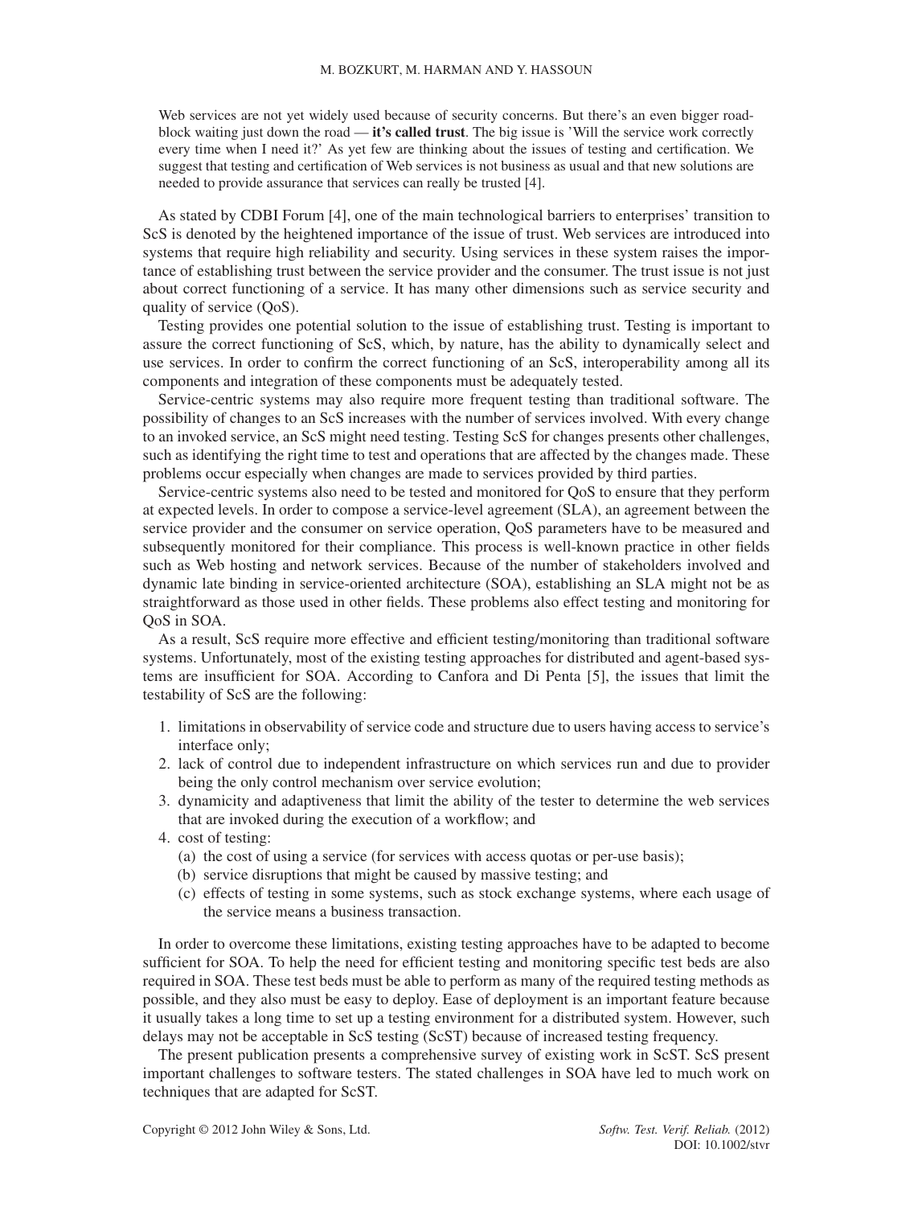> Web services are not yet widely used because of security concerns. But there's an even bigger road-block waiting just down the road — **it's called trust**. The big issue is 'Will the service work correctly every time when I need it?' As yet few are thinking about the issues of testing and certification. We suggest that testing and certification of Web services is not business as usual and that new solutions are needed to provide assurance that services can really be trusted [4].

As stated by CDBI Forum [4], one of the main technological barriers to enterprises' transition to ScS is denoted by the heightened importance of the issue of trust. Web services are introduced into systems that require high reliability and security. Using services in these system raises the importance of establishing trust between the service provider and the consumer. The trust issue is not just about correct functioning of a service. It has many other dimensions such as service security and quality of service (QoS).

Testing provides one potential solution to the issue of establishing trust. Testing is important to assure the correct functioning of ScS, which, by nature, has the ability to dynamically select and use services. In order to confirm the correct functioning of an ScS, interoperability among all its components and integration of these components must be adequately tested.

Service-centric systems may also require more frequent testing than traditional software. The possibility of changes to an ScS increases with the number of services involved. With every change to an invoked service, an ScS might need testing. Testing ScS for changes presents other challenges, such as identifying the right time to test and operations that are affected by the changes made. These problems occur especially when changes are made to services provided by third parties.

Service-centric systems also need to be tested and monitored for QoS to ensure that they perform at expected levels. In order to compose a service-level agreement (SLA), an agreement between the service provider and the consumer on service operation, QoS parameters have to be measured and subsequently monitored for their compliance. This process is well-known practice in other fields such as Web hosting and network services. Because of the number of stakeholders involved and dynamic late binding in service-oriented architecture (SOA), establishing an SLA might not be as straightforward as those used in other fields. These problems also effect testing and monitoring for QoS in SOA.

As a result, ScS require more effective and efficient testing/monitoring than traditional software systems. Unfortunately, most of the existing testing approaches for distributed and agent-based systems are insufficient for SOA. According to Canfora and Di Penta [5], the issues that limit the testability of ScS are the following:

1. limitations in observability of service code and structure due to users having access to service's interface only;
2. lack of control due to independent infrastructure on which services run and due to provider being the only control mechanism over service evolution;
3. dynamicity and adaptiveness that limit the ability of the tester to determine the web services that are invoked during the execution of a workflow; and
4. cost of testing:
   (a) the cost of using a service (for services with access quotas or per-use basis);
   (b) service disruptions that might be caused by massive testing; and
   (c) effects of testing in some systems, such as stock exchange systems, where each usage of the service means a business transaction.

In order to overcome these limitations, existing testing approaches have to be adapted to become sufficient for SOA. To help the need for efficient testing and monitoring specific test beds are also required in SOA. These test beds must be able to perform as many of the required testing methods as possible, and they also must be easy to deploy. Ease of deployment is an important feature because it usually takes a long time to set up a testing environment for a distributed system. However, such delays may not be acceptable in ScS testing (ScST) because of increased testing frequency.

The present publication presents a comprehensive survey of existing work in ScST. ScS present important challenges to software testers. The stated challenges in SOA have led to much work on techniques that are adapted for ScST.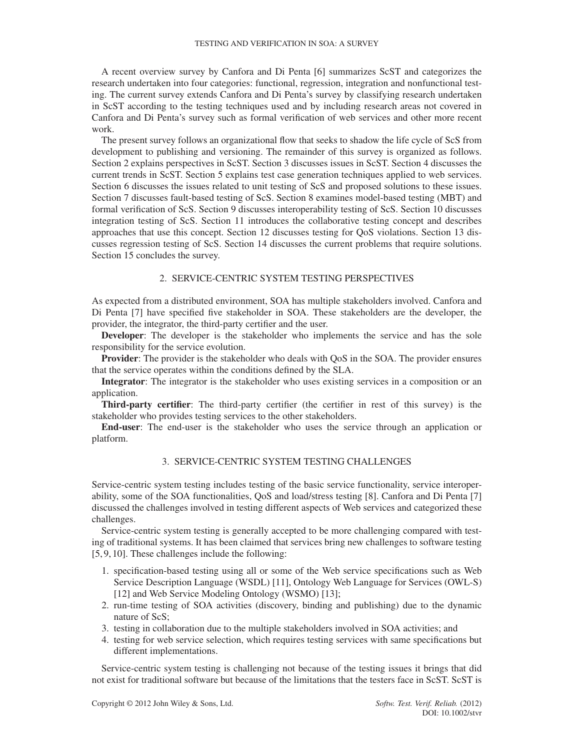A recent overview survey by Canfora and Di Penta [6] summarizes ScST and categorizes the research undertaken into four categories: functional, regression, integration and nonfunctional testing. The current survey extends Canfora and Di Penta's survey by classifying research undertaken in ScST according to the testing techniques used and by including research areas not covered in Canfora and Di Penta's survey such as formal verification of web services and other more recent work.

The present survey follows an organizational flow that seeks to shadow the life cycle of ScS from development to publishing and versioning. The remainder of this survey is organized as follows. Section 2 explains perspectives in ScST. Section 3 discusses issues in ScST. Section 4 discusses the current trends in ScST. Section 5 explains test case generation techniques applied to web services. Section 6 discusses the issues related to unit testing of ScS and proposed solutions to these issues. Section 7 discusses fault-based testing of ScS. Section 8 examines model-based testing (MBT) and formal verification of ScS. Section 9 discusses interoperability testing of ScS. Section 10 discusses integration testing of ScS. Section 11 introduces the collaborative testing concept and describes approaches that use this concept. Section 12 discusses testing for QoS violations. Section 13 discusses regression testing of ScS. Section 14 discusses the current problems that require solutions. Section 15 concludes the survey.

## 2. SERVICE-CENTRIC SYSTEM TESTING PERSPECTIVES

As expected from a distributed environment, SOA has multiple stakeholders involved. Canfora and Di Penta [7] have specified five stakeholder in SOA. These stakeholders are the developer, the provider, the integrator, the third-party certifier and the user.

**Developer**: The developer is the stakeholder who implements the service and has the sole responsibility for the service evolution.

**Provider**: The provider is the stakeholder who deals with QoS in the SOA. The provider ensures that the service operates within the conditions defined by the SLA.

**Integrator**: The integrator is the stakeholder who uses existing services in a composition or an application.

**Third-party certifier**: The third-party certifier (the certifier in rest of this survey) is the stakeholder who provides testing services to the other stakeholders.

**End-user**: The end-user is the stakeholder who uses the service through an application or platform.

## 3. SERVICE-CENTRIC SYSTEM TESTING CHALLENGES

Service-centric system testing includes testing of the basic service functionality, service interoperability, some of the SOA functionalities, QoS and load/stress testing [8]. Canfora and Di Penta [7] discussed the challenges involved in testing different aspects of Web services and categorized these challenges.

Service-centric system testing is generally accepted to be more challenging compared with testing of traditional systems. It has been claimed that services bring new challenges to software testing [5, 9, 10]. These challenges include the following:

1. specification-based testing using all or some of the Web service specifications such as Web Service Description Language (WSDL) [11], Ontology Web Language for Services (OWL-S) [12] and Web Service Modeling Ontology (WSMO) [13];
2. run-time testing of SOA activities (discovery, binding and publishing) due to the dynamic nature of ScS;
3. testing in collaboration due to the multiple stakeholders involved in SOA activities; and
4. testing for web service selection, which requires testing services with same specifications but different implementations.

Service-centric system testing is challenging not because of the testing issues it brings that did not exist for traditional software but because of the limitations that the testers face in ScST. ScST is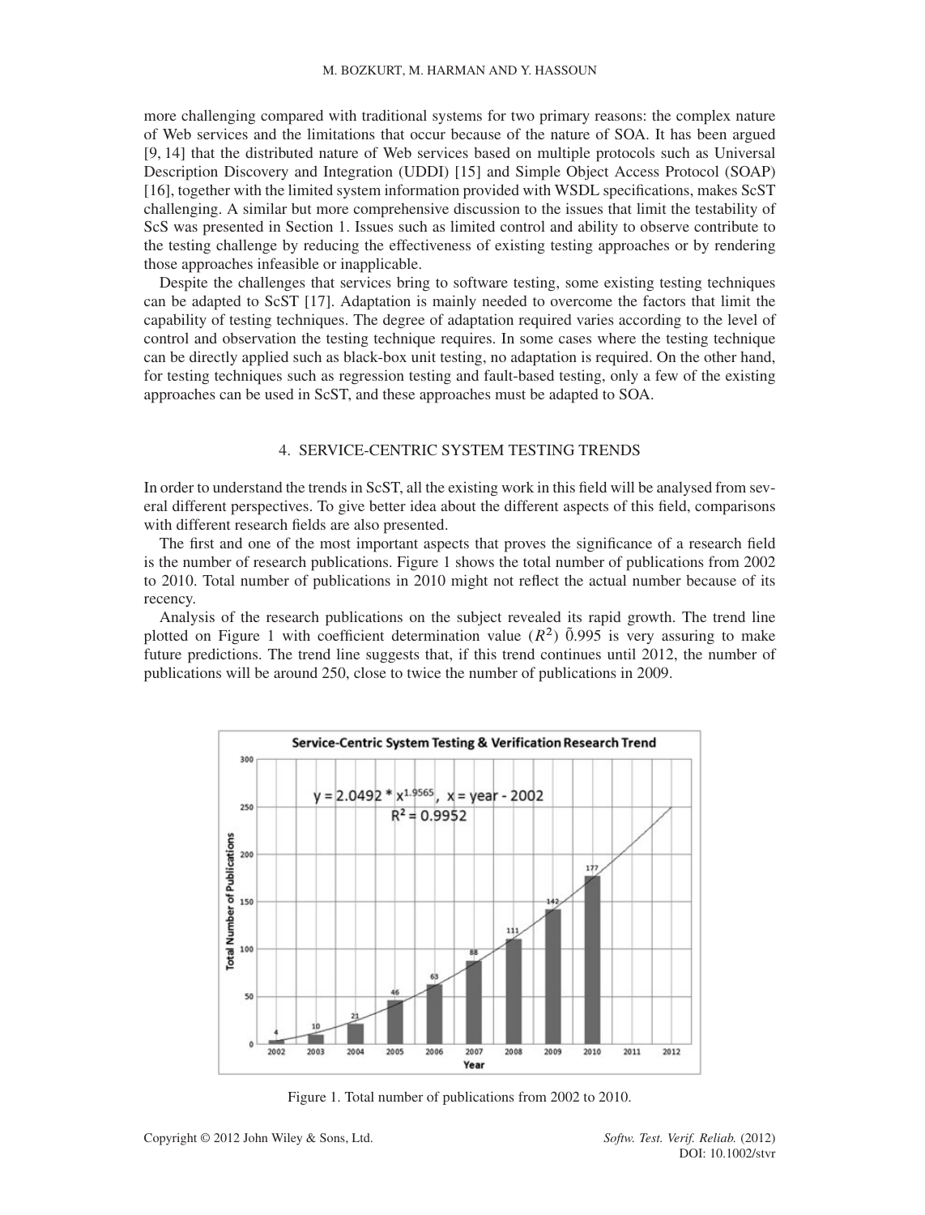more challenging compared with traditional systems for two primary reasons: the complex nature of Web services and the limitations that occur because of the nature of SOA. It has been argued [9, 14] that the distributed nature of Web services based on multiple protocols such as Universal Description Discovery and Integration (UDDI) [15] and Simple Object Access Protocol (SOAP) [16], together with the limited system information provided with WSDL specifications, makes ScST challenging. A similar but more comprehensive discussion to the issues that limit the testability of ScS was presented in Section 1. Issues such as limited control and ability to observe contribute to the testing challenge by reducing the effectiveness of existing testing approaches or by rendering those approaches infeasible or inapplicable.

Despite the challenges that services bring to software testing, some existing testing techniques can be adapted to ScST [17]. Adaptation is mainly needed to overcome the factors that limit the capability of testing techniques. The degree of adaptation required varies according to the level of control and observation the testing technique requires. In some cases where the testing technique can be directly applied such as black-box unit testing, no adaptation is required. On the other hand, for testing techniques such as regression testing and fault-based testing, only a few of the existing approaches can be used in ScST, and these approaches must be adapted to SOA.

## 4. SERVICE-CENTRIC SYSTEM TESTING TRENDS

In order to understand the trends in ScST, all the existing work in this field will be analysed from several different perspectives. To give better idea about the different aspects of this field, comparisons with different research fields are also presented.

The first and one of the most important aspects that proves the significance of a research field is the number of research publications. Figure 1 shows the total number of publications from 2002 to 2010. Total number of publications in 2010 might not reflect the actual number because of its recency.

Analysis of the research publications on the subject revealed its rapid growth. The trend line plotted on Figure 1 with coefficient determination value ($R^2$) $\tilde{0}.995$ is very assuring to make future predictions. The trend line suggests that, if this trend continues until 2012, the number of publications will be around 250, close to twice the number of publications in 2009.

Service-Centric System Testing & Verification Research Trend

$y = 2.0492 * x^{1.9565}$, $x$ = year - 2002
$R^2 = 0.9952$

| Year | Total Number of Publications |
| --- | --- |
| 2002 | 4 |
| 2003 | 10 |
| 2004 | 21 |
| 2005 | 46 |
| 2006 | 63 |
| 2007 | 88 |
| 2008 | 111 |
| 2009 | 142 |
| 2010 | 177 |

Figure 1. Total number of publications from 2002 to 2010.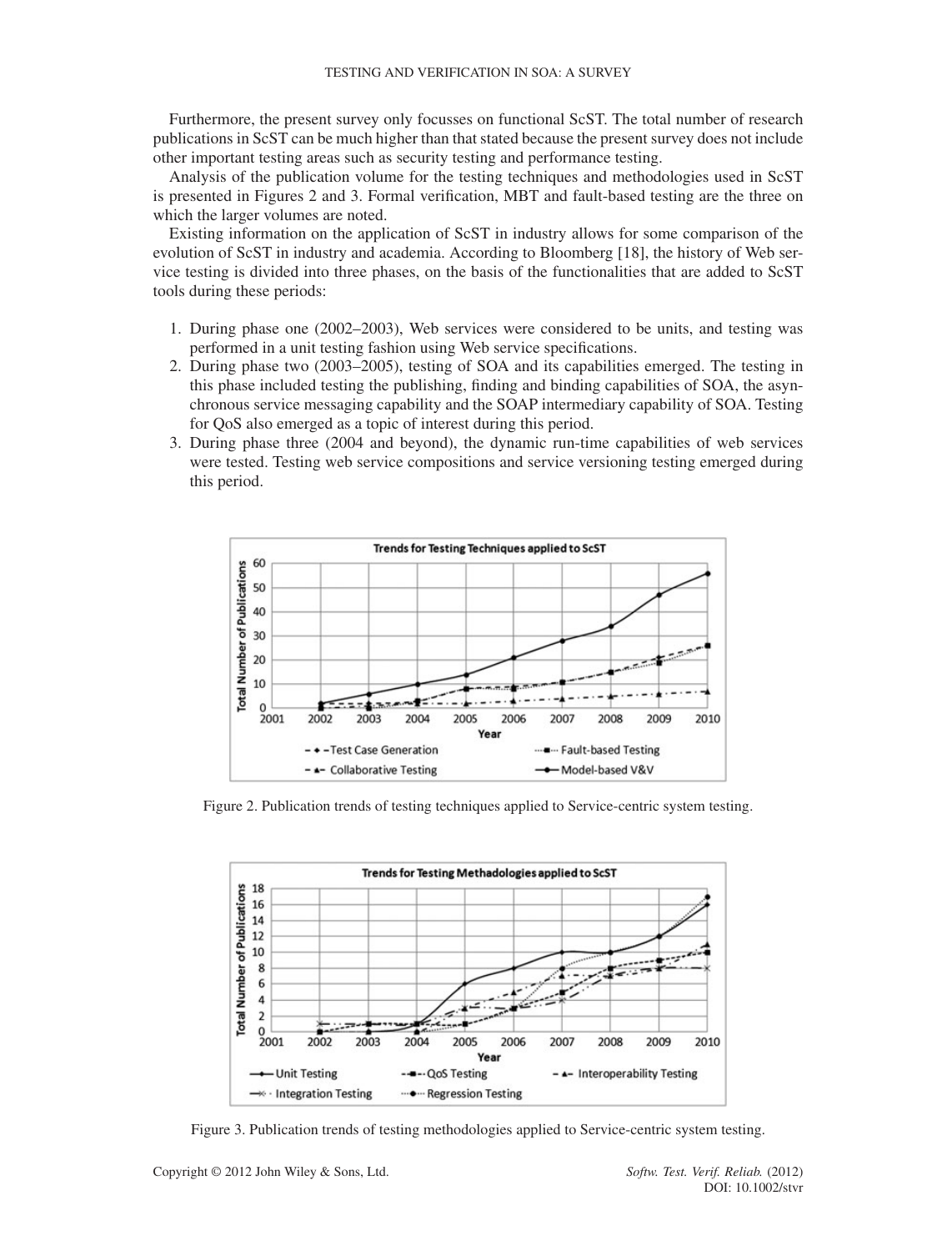Furthermore, the present survey only focusses on functional ScST. The total number of research publications in ScST can be much higher than that stated because the present survey does not include other important testing areas such as security testing and performance testing.

Analysis of the publication volume for the testing techniques and methodologies used in ScST is presented in Figures 2 and 3. Formal verification, MBT and fault-based testing are the three on which the larger volumes are noted.

Existing information on the application of ScST in industry allows for some comparison of the evolution of ScST in industry and academia. According to Bloomberg [18], the history of Web service testing is divided into three phases, on the basis of the functionalities that are added to ScST tools during these periods:

1. During phase one (2002–2003), Web services were considered to be units, and testing was performed in a unit testing fashion using Web service specifications.
2. During phase two (2003–2005), testing of SOA and its capabilities emerged. The testing in this phase included testing the publishing, finding and binding capabilities of SOA, the asynchronous service messaging capability and the SOAP intermediary capability of SOA. Testing for QoS also emerged as a topic of interest during this period.
3. During phase three (2004 and beyond), the dynamic run-time capabilities of web services were tested. Testing web service compositions and service versioning testing emerged during this period.

Figure 2. Publication trends of testing techniques applied to Service-centric system testing.

Figure 3. Publication trends of testing methodologies applied to Service-centric system testing.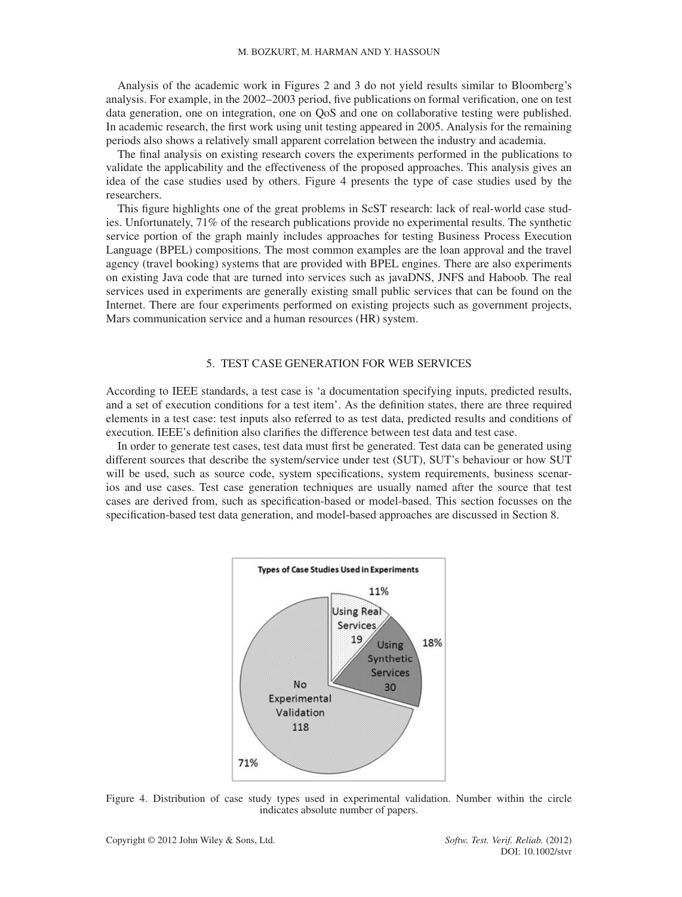Analysis of the academic work in Figures 2 and 3 do not yield results similar to Bloomberg's analysis. For example, in the 2002–2003 period, five publications on formal verification, one on test data generation, one on integration, one on QoS and one on collaborative testing were published. In academic research, the first work using unit testing appeared in 2005. Analysis for the remaining periods also shows a relatively small apparent correlation between the industry and academia.

The final analysis on existing research covers the experiments performed in the publications to validate the applicability and the effectiveness of the proposed approaches. This analysis gives an idea of the case studies used by others. Figure 4 presents the type of case studies used by the researchers.

This figure highlights one of the great problems in ScST research: lack of real-world case studies. Unfortunately, 71% of the research publications provide no experimental results. The synthetic service portion of the graph mainly includes approaches for testing Business Process Execution Language (BPEL) compositions. The most common examples are the loan approval and the travel agency (travel booking) systems that are provided with BPEL engines. There are also experiments on existing Java code that are turned into services such as javaDNS, JNFS and Haboob. The real services used in experiments are generally existing small public services that can be found on the Internet. There are four experiments performed on existing projects such as government projects, Mars communication service and a human resources (HR) system.

## 5. TEST CASE GENERATION FOR WEB SERVICES

According to IEEE standards, a test case is 'a documentation specifying inputs, predicted results, and a set of execution conditions for a test item'. As the definition states, there are three required elements in a test case: test inputs also referred to as test data, predicted results and conditions of execution. IEEE's definition also clarifies the difference between test data and test case.

In order to generate test cases, test data must first be generated. Test data can be generated using different sources that describe the system/service under test (SUT), SUT's behaviour or how SUT will be used, such as source code, system specifications, system requirements, business scenarios and use cases. Test case generation techniques are usually named after the source that test cases are derived from, such as specification-based or model-based. This section focusses on the specification-based test data generation, and model-based approaches are discussed in Section 8.

Types of Case Studies Used in Experiments

11%
Using Real Services
19

18%
Using Synthetic Services
30

No Experimental Validation
118

71%

Figure 4. Distribution of case study types used in experimental validation. Number within the circle indicates absolute number of papers.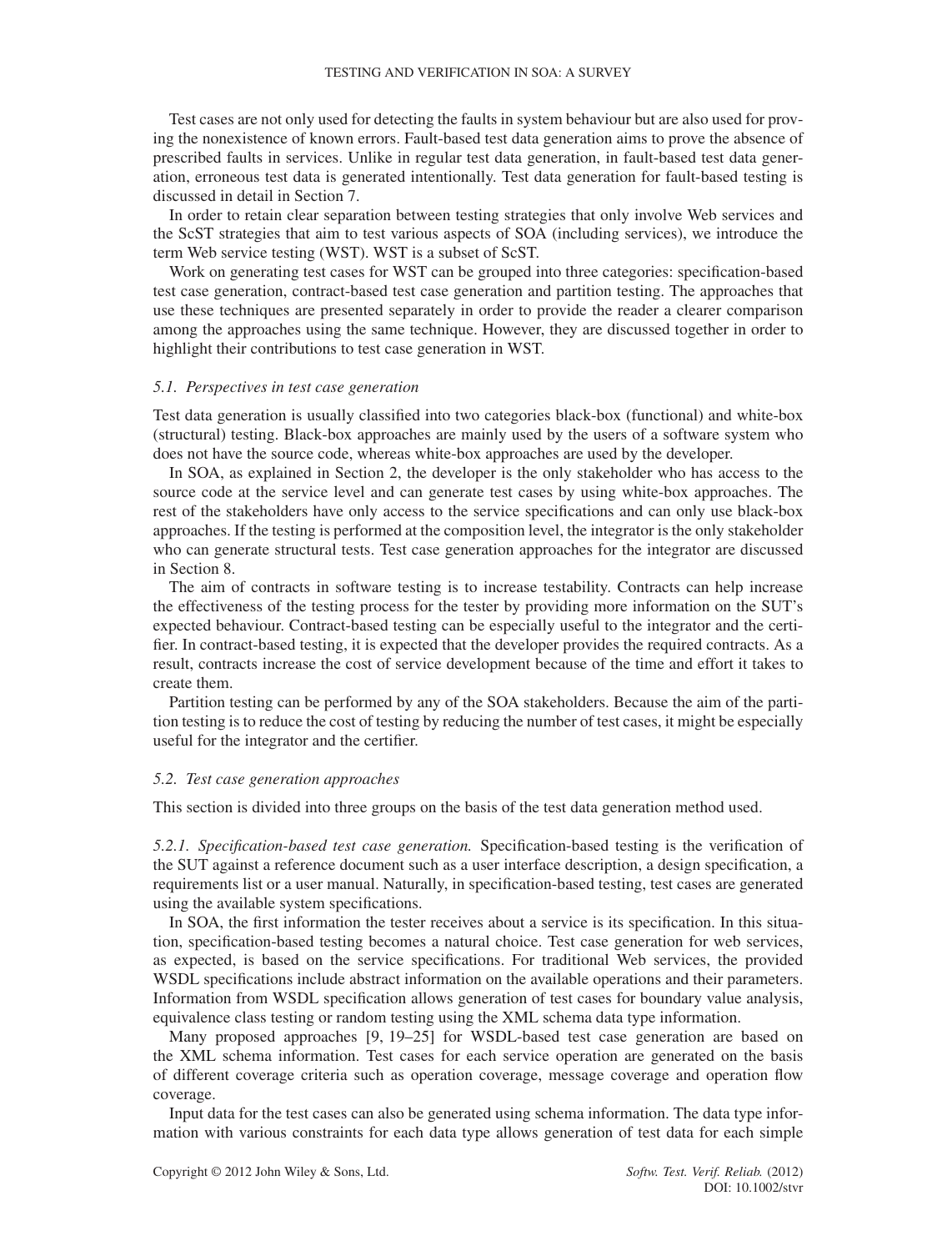Test cases are not only used for detecting the faults in system behaviour but are also used for proving the nonexistence of known errors. Fault-based test data generation aims to prove the absence of prescribed faults in services. Unlike in regular test data generation, in fault-based test data generation, erroneous test data is generated intentionally. Test data generation for fault-based testing is discussed in detail in Section 7.

In order to retain clear separation between testing strategies that only involve Web services and the ScST strategies that aim to test various aspects of SOA (including services), we introduce the term Web service testing (WST). WST is a subset of ScST.

Work on generating test cases for WST can be grouped into three categories: specification-based test case generation, contract-based test case generation and partition testing. The approaches that use these techniques are presented separately in order to provide the reader a clearer comparison among the approaches using the same technique. However, they are discussed together in order to highlight their contributions to test case generation in WST.

### *5.1. Perspectives in test case generation*

Test data generation is usually classified into two categories black-box (functional) and white-box (structural) testing. Black-box approaches are mainly used by the users of a software system who does not have the source code, whereas white-box approaches are used by the developer.

In SOA, as explained in Section 2, the developer is the only stakeholder who has access to the source code at the service level and can generate test cases by using white-box approaches. The rest of the stakeholders have only access to the service specifications and can only use black-box approaches. If the testing is performed at the composition level, the integrator is the only stakeholder who can generate structural tests. Test case generation approaches for the integrator are discussed in Section 8.

The aim of contracts in software testing is to increase testability. Contracts can help increase the effectiveness of the testing process for the tester by providing more information on the SUT's expected behaviour. Contract-based testing can be especially useful to the integrator and the certifier. In contract-based testing, it is expected that the developer provides the required contracts. As a result, contracts increase the cost of service development because of the time and effort it takes to create them.

Partition testing can be performed by any of the SOA stakeholders. Because the aim of the partition testing is to reduce the cost of testing by reducing the number of test cases, it might be especially useful for the integrator and the certifier.

### *5.2. Test case generation approaches*

This section is divided into three groups on the basis of the test data generation method used.

*5.2.1. Specification-based test case generation.* Specification-based testing is the verification of the SUT against a reference document such as a user interface description, a design specification, a requirements list or a user manual. Naturally, in specification-based testing, test cases are generated using the available system specifications.

In SOA, the first information the tester receives about a service is its specification. In this situation, specification-based testing becomes a natural choice. Test case generation for web services, as expected, is based on the service specifications. For traditional Web services, the provided WSDL specifications include abstract information on the available operations and their parameters. Information from WSDL specification allows generation of test cases for boundary value analysis, equivalence class testing or random testing using the XML schema data type information.

Many proposed approaches [9, 19–25] for WSDL-based test case generation are based on the XML schema information. Test cases for each service operation are generated on the basis of different coverage criteria such as operation coverage, message coverage and operation flow coverage.

Input data for the test cases can also be generated using schema information. The data type information with various constraints for each data type allows generation of test data for each simple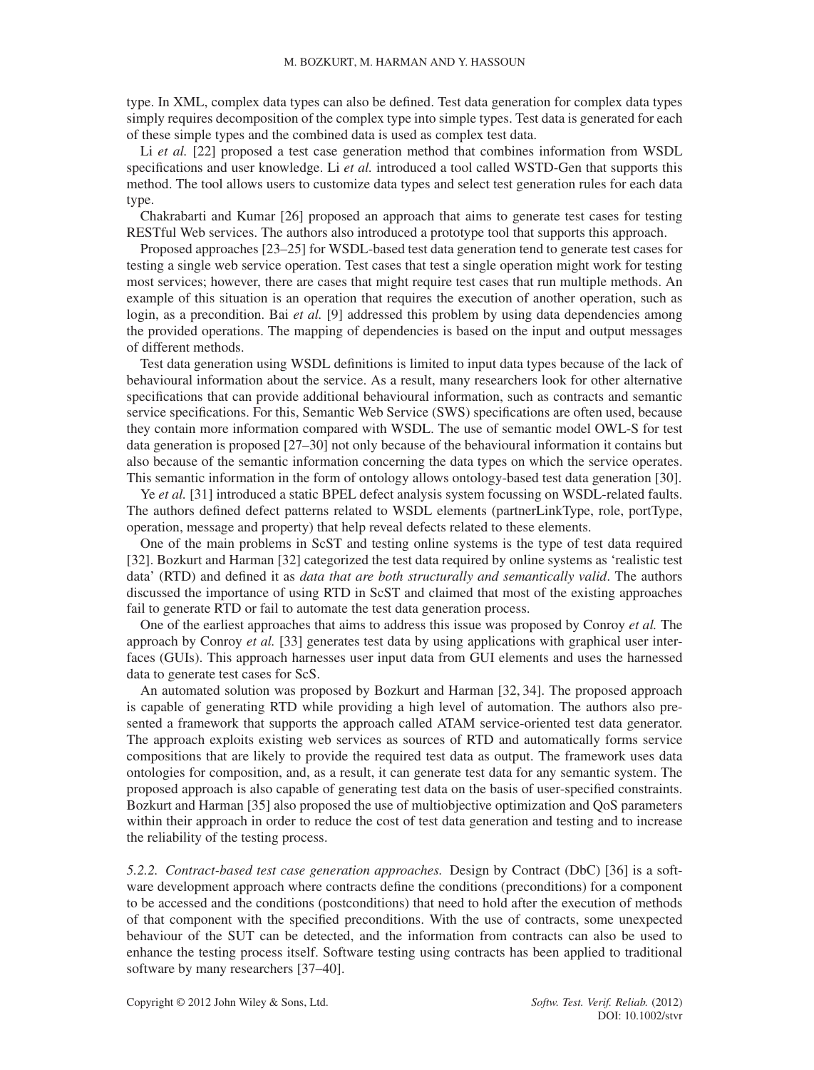type. In XML, complex data types can also be defined. Test data generation for complex data types simply requires decomposition of the complex type into simple types. Test data is generated for each of these simple types and the combined data is used as complex test data.

Li *et al.* [22] proposed a test case generation method that combines information from WSDL specifications and user knowledge. Li *et al.* introduced a tool called WSTD-Gen that supports this method. The tool allows users to customize data types and select test generation rules for each data type.

Chakrabarti and Kumar [26] proposed an approach that aims to generate test cases for testing RESTful Web services. The authors also introduced a prototype tool that supports this approach.

Proposed approaches [23–25] for WSDL-based test data generation tend to generate test cases for testing a single web service operation. Test cases that test a single operation might work for testing most services; however, there are cases that might require test cases that run multiple methods. An example of this situation is an operation that requires the execution of another operation, such as login, as a precondition. Bai *et al.* [9] addressed this problem by using data dependencies among the provided operations. The mapping of dependencies is based on the input and output messages of different methods.

Test data generation using WSDL definitions is limited to input data types because of the lack of behavioural information about the service. As a result, many researchers look for other alternative specifications that can provide additional behavioural information, such as contracts and semantic service specifications. For this, Semantic Web Service (SWS) specifications are often used, because they contain more information compared with WSDL. The use of semantic model OWL-S for test data generation is proposed [27–30] not only because of the behavioural information it contains but also because of the semantic information concerning the data types on which the service operates. This semantic information in the form of ontology allows ontology-based test data generation [30].

Ye *et al.* [31] introduced a static BPEL defect analysis system focussing on WSDL-related faults. The authors defined defect patterns related to WSDL elements (partnerLinkType, role, portType, operation, message and property) that help reveal defects related to these elements.

One of the main problems in ScST and testing online systems is the type of test data required [32]. Bozkurt and Harman [32] categorized the test data required by online systems as 'realistic test data' (RTD) and defined it as *data that are both structurally and semantically valid*. The authors discussed the importance of using RTD in ScST and claimed that most of the existing approaches fail to generate RTD or fail to automate the test data generation process.

One of the earliest approaches that aims to address this issue was proposed by Conroy *et al.* The approach by Conroy *et al.* [33] generates test data by using applications with graphical user interfaces (GUIs). This approach harnesses user input data from GUI elements and uses the harnessed data to generate test cases for ScS.

An automated solution was proposed by Bozkurt and Harman [32, 34]. The proposed approach is capable of generating RTD while providing a high level of automation. The authors also presented a framework that supports the approach called ATAM service-oriented test data generator. The approach exploits existing web services as sources of RTD and automatically forms service compositions that are likely to provide the required test data as output. The framework uses data ontologies for composition, and, as a result, it can generate test data for any semantic system. The proposed approach is also capable of generating test data on the basis of user-specified constraints. Bozkurt and Harman [35] also proposed the use of multiobjective optimization and QoS parameters within their approach in order to reduce the cost of test data generation and testing and to increase the reliability of the testing process.

*5.2.2. Contract-based test case generation approaches.* Design by Contract (DbC) [36] is a software development approach where contracts define the conditions (preconditions) for a component to be accessed and the conditions (postconditions) that need to hold after the execution of methods of that component with the specified preconditions. With the use of contracts, some unexpected behaviour of the SUT can be detected, and the information from contracts can also be used to enhance the testing process itself. Software testing using contracts has been applied to traditional software by many researchers [37–40].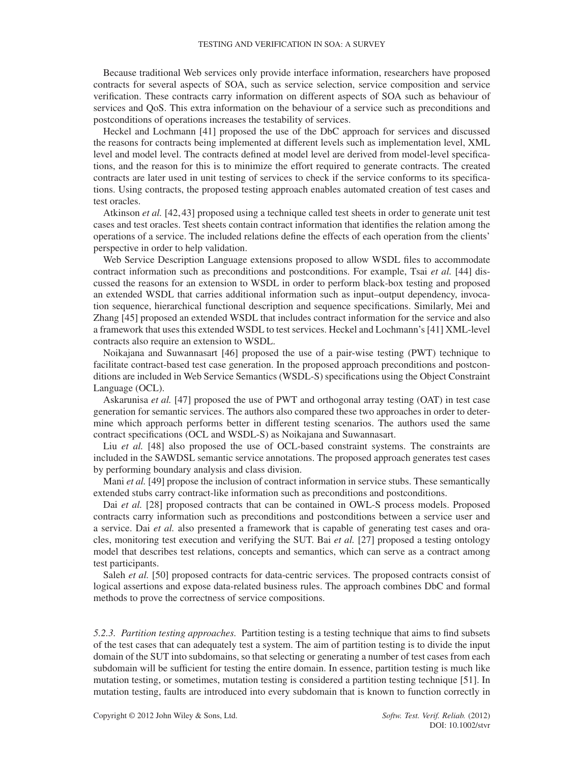Because traditional Web services only provide interface information, researchers have proposed contracts for several aspects of SOA, such as service selection, service composition and service verification. These contracts carry information on different aspects of SOA such as behaviour of services and QoS. This extra information on the behaviour of a service such as preconditions and postconditions of operations increases the testability of services.

Heckel and Lochmann [41] proposed the use of the DbC approach for services and discussed the reasons for contracts being implemented at different levels such as implementation level, XML level and model level. The contracts defined at model level are derived from model-level specifications, and the reason for this is to minimize the effort required to generate contracts. The created contracts are later used in unit testing of services to check if the service conforms to its specifications. Using contracts, the proposed testing approach enables automated creation of test cases and test oracles.

Atkinson *et al.* [42, 43] proposed using a technique called test sheets in order to generate unit test cases and test oracles. Test sheets contain contract information that identifies the relation among the operations of a service. The included relations define the effects of each operation from the clients' perspective in order to help validation.

Web Service Description Language extensions proposed to allow WSDL files to accommodate contract information such as preconditions and postconditions. For example, Tsai *et al.* [44] discussed the reasons for an extension to WSDL in order to perform black-box testing and proposed an extended WSDL that carries additional information such as input–output dependency, invocation sequence, hierarchical functional description and sequence specifications. Similarly, Mei and Zhang [45] proposed an extended WSDL that includes contract information for the service and also a framework that uses this extended WSDL to test services. Heckel and Lochmann's [41] XML-level contracts also require an extension to WSDL.

Noikajana and Suwannasart [46] proposed the use of a pair-wise testing (PWT) technique to facilitate contract-based test case generation. In the proposed approach preconditions and postconditions are included in Web Service Semantics (WSDL-S) specifications using the Object Constraint Language (OCL).

Askarunisa *et al.* [47] proposed the use of PWT and orthogonal array testing (OAT) in test case generation for semantic services. The authors also compared these two approaches in order to determine which approach performs better in different testing scenarios. The authors used the same contract specifications (OCL and WSDL-S) as Noikajana and Suwannasart.

Liu *et al.* [48] also proposed the use of OCL-based constraint systems. The constraints are included in the SAWDSL semantic service annotations. The proposed approach generates test cases by performing boundary analysis and class division.

Mani *et al.* [49] propose the inclusion of contract information in service stubs. These semantically extended stubs carry contract-like information such as preconditions and postconditions.

Dai *et al.* [28] proposed contracts that can be contained in OWL-S process models. Proposed contracts carry information such as preconditions and postconditions between a service user and a service. Dai *et al.* also presented a framework that is capable of generating test cases and oracles, monitoring test execution and verifying the SUT. Bai *et al.* [27] proposed a testing ontology model that describes test relations, concepts and semantics, which can serve as a contract among test participants.

Saleh *et al.* [50] proposed contracts for data-centric services. The proposed contracts consist of logical assertions and expose data-related business rules. The approach combines DbC and formal methods to prove the correctness of service compositions.

*5.2.3. Partition testing approaches.* Partition testing is a testing technique that aims to find subsets of the test cases that can adequately test a system. The aim of partition testing is to divide the input domain of the SUT into subdomains, so that selecting or generating a number of test cases from each subdomain will be sufficient for testing the entire domain. In essence, partition testing is much like mutation testing, or sometimes, mutation testing is considered a partition testing technique [51]. In mutation testing, faults are introduced into every subdomain that is known to function correctly in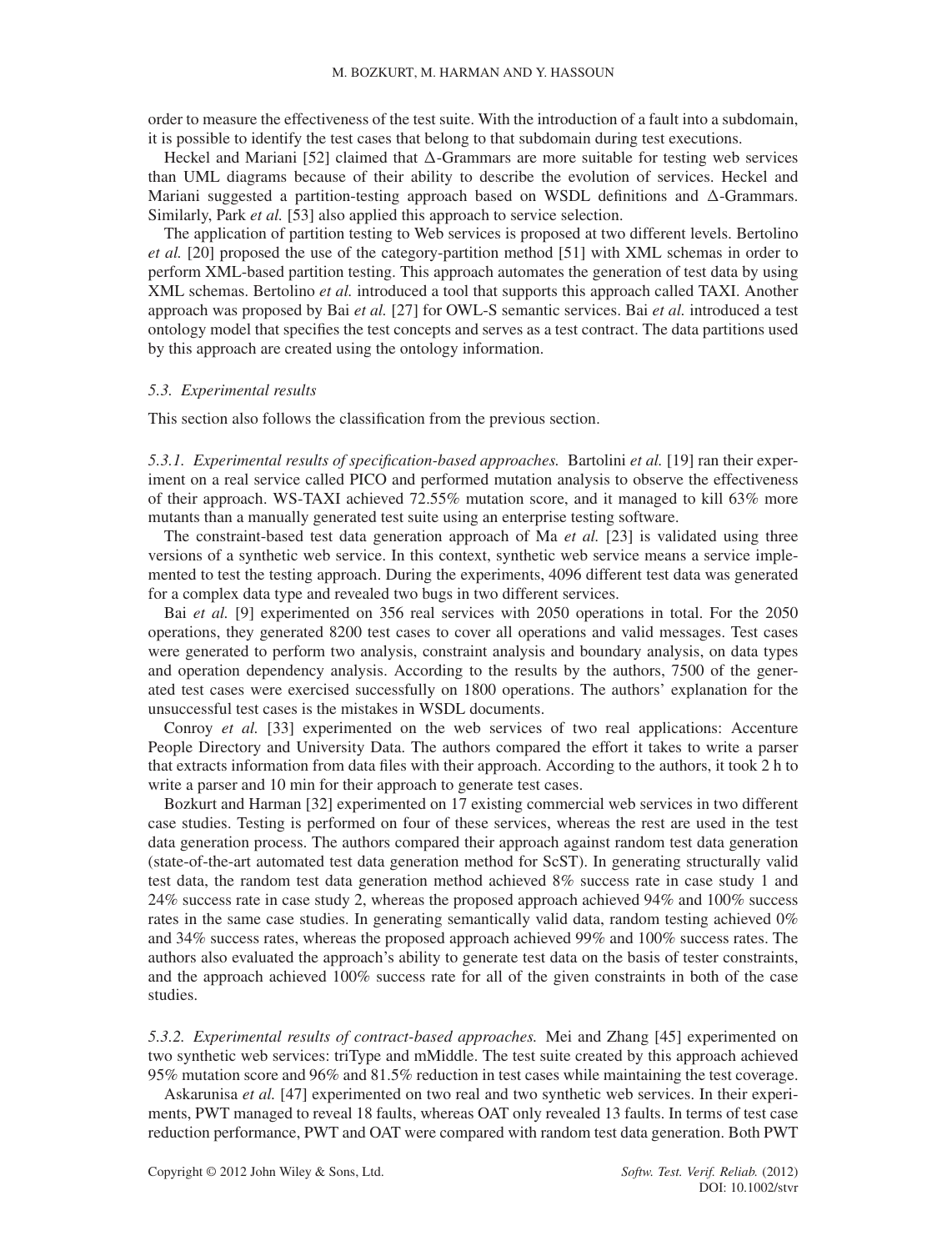order to measure the effectiveness of the test suite. With the introduction of a fault into a subdomain, it is possible to identify the test cases that belong to that subdomain during test executions.

Heckel and Mariani [52] claimed that $\Delta$-Grammars are more suitable for testing web services than UML diagrams because of their ability to describe the evolution of services. Heckel and Mariani suggested a partition-testing approach based on WSDL definitions and $\Delta$-Grammars. Similarly, Park *et al.* [53] also applied this approach to service selection.

The application of partition testing to Web services is proposed at two different levels. Bertolino *et al.* [20] proposed the use of the category-partition method [51] with XML schemas in order to perform XML-based partition testing. This approach automates the generation of test data by using XML schemas. Bertolino *et al.* introduced a tool that supports this approach called TAXI. Another approach was proposed by Bai *et al.* [27] for OWL-S semantic services. Bai *et al.* introduced a test ontology model that specifies the test concepts and serves as a test contract. The data partitions used by this approach are created using the ontology information.

### *5.3. Experimental results*

This section also follows the classification from the previous section.

*5.3.1. Experimental results of specification-based approaches.* Bartolini *et al.* [19] ran their experiment on a real service called PICO and performed mutation analysis to observe the effectiveness of their approach. WS-TAXI achieved 72.55% mutation score, and it managed to kill 63% more mutants than a manually generated test suite using an enterprise testing software.

The constraint-based test data generation approach of Ma *et al.* [23] is validated using three versions of a synthetic web service. In this context, synthetic web service means a service implemented to test the testing approach. During the experiments, 4096 different test data was generated for a complex data type and revealed two bugs in two different services.

Bai *et al.* [9] experimented on 356 real services with 2050 operations in total. For the 2050 operations, they generated 8200 test cases to cover all operations and valid messages. Test cases were generated to perform two analysis, constraint analysis and boundary analysis, on data types and operation dependency analysis. According to the results by the authors, 7500 of the generated test cases were exercised successfully on 1800 operations. The authors' explanation for the unsuccessful test cases is the mistakes in WSDL documents.

Conroy *et al.* [33] experimented on the web services of two real applications: Accenture People Directory and University Data. The authors compared the effort it takes to write a parser that extracts information from data files with their approach. According to the authors, it took 2 h to write a parser and 10 min for their approach to generate test cases.

Bozkurt and Harman [32] experimented on 17 existing commercial web services in two different case studies. Testing is performed on four of these services, whereas the rest are used in the test data generation process. The authors compared their approach against random test data generation (state-of-the-art automated test data generation method for ScST). In generating structurally valid test data, the random test data generation method achieved 8% success rate in case study 1 and 24% success rate in case study 2, whereas the proposed approach achieved 94% and 100% success rates in the same case studies. In generating semantically valid data, random testing achieved 0% and 34% success rates, whereas the proposed approach achieved 99% and 100% success rates. The authors also evaluated the approach's ability to generate test data on the basis of tester constraints, and the approach achieved 100% success rate for all of the given constraints in both of the case studies.

*5.3.2. Experimental results of contract-based approaches.* Mei and Zhang [45] experimented on two synthetic web services: triType and mMiddle. The test suite created by this approach achieved 95% mutation score and 96% and 81.5% reduction in test cases while maintaining the test coverage.

Askarunisa *et al.* [47] experimented on two real and two synthetic web services. In their experiments, PWT managed to reveal 18 faults, whereas OAT only revealed 13 faults. In terms of test case reduction performance, PWT and OAT were compared with random test data generation. Both PWT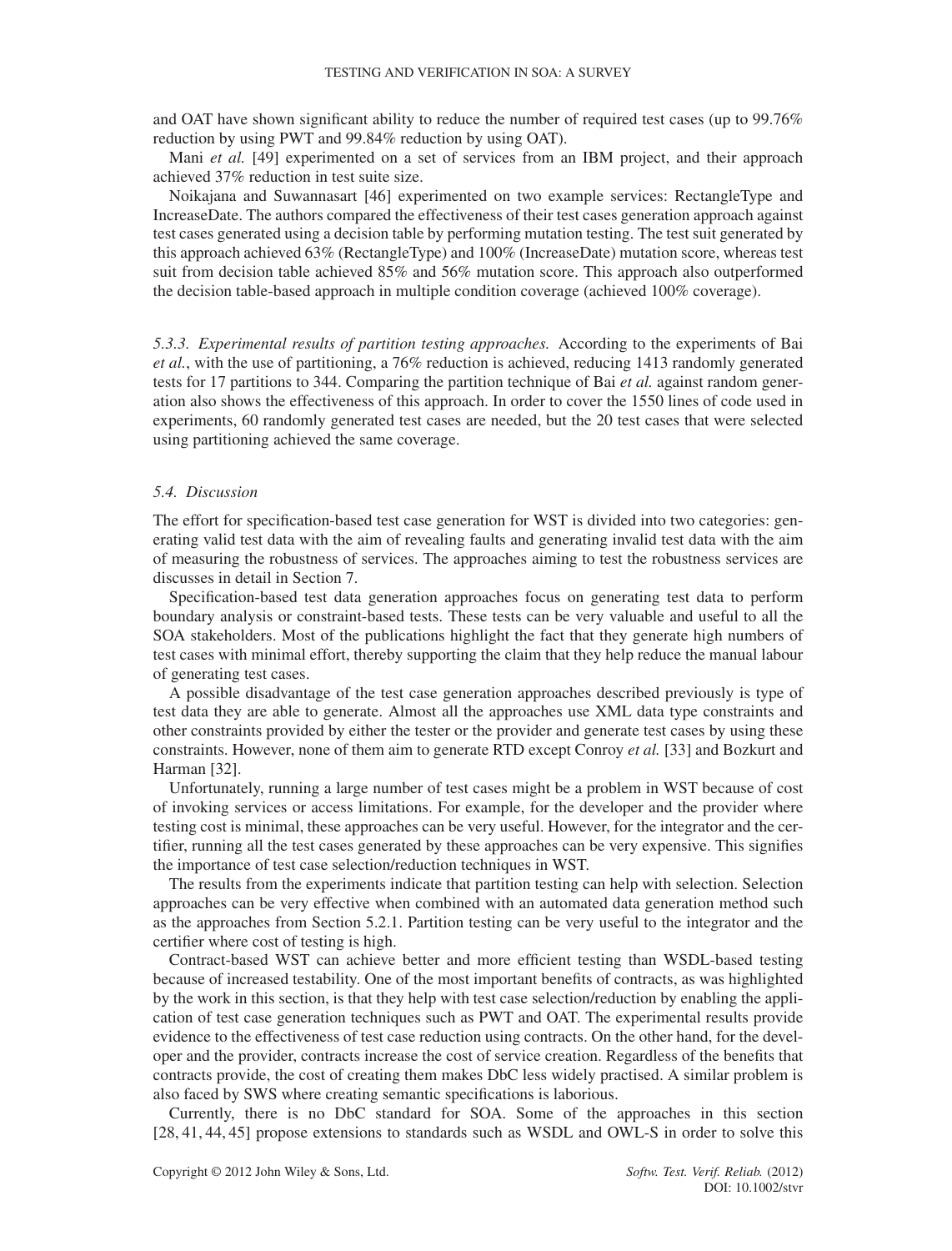and OAT have shown significant ability to reduce the number of required test cases (up to 99.76% reduction by using PWT and 99.84% reduction by using OAT).

Mani *et al.* [49] experimented on a set of services from an IBM project, and their approach achieved 37% reduction in test suite size.

Noikajana and Suwannasart [46] experimented on two example services: RectangleType and IncreaseDate. The authors compared the effectiveness of their test cases generation approach against test cases generated using a decision table by performing mutation testing. The test suit generated by this approach achieved 63% (RectangleType) and 100% (IncreaseDate) mutation score, whereas test suit from decision table achieved 85% and 56% mutation score. This approach also outperformed the decision table-based approach in multiple condition coverage (achieved 100% coverage).

*5.3.3. Experimental results of partition testing approaches.* According to the experiments of Bai *et al.*, with the use of partitioning, a 76% reduction is achieved, reducing 1413 randomly generated tests for 17 partitions to 344. Comparing the partition technique of Bai *et al.* against random generation also shows the effectiveness of this approach. In order to cover the 1550 lines of code used in experiments, 60 randomly generated test cases are needed, but the 20 test cases that were selected using partitioning achieved the same coverage.

### 5.4. Discussion

The effort for specification-based test case generation for WST is divided into two categories: generating valid test data with the aim of revealing faults and generating invalid test data with the aim of measuring the robustness of services. The approaches aiming to test the robustness services are discusses in detail in Section 7.

Specification-based test data generation approaches focus on generating test data to perform boundary analysis or constraint-based tests. These tests can be very valuable and useful to all the SOA stakeholders. Most of the publications highlight the fact that they generate high numbers of test cases with minimal effort, thereby supporting the claim that they help reduce the manual labour of generating test cases.

A possible disadvantage of the test case generation approaches described previously is type of test data they are able to generate. Almost all the approaches use XML data type constraints and other constraints provided by either the tester or the provider and generate test cases by using these constraints. However, none of them aim to generate RTD except Conroy *et al.* [33] and Bozkurt and Harman [32].

Unfortunately, running a large number of test cases might be a problem in WST because of cost of invoking services or access limitations. For example, for the developer and the provider where testing cost is minimal, these approaches can be very useful. However, for the integrator and the certifier, running all the test cases generated by these approaches can be very expensive. This signifies the importance of test case selection/reduction techniques in WST.

The results from the experiments indicate that partition testing can help with selection. Selection approaches can be very effective when combined with an automated data generation method such as the approaches from Section 5.2.1. Partition testing can be very useful to the integrator and the certifier where cost of testing is high.

Contract-based WST can achieve better and more efficient testing than WSDL-based testing because of increased testability. One of the most important benefits of contracts, as was highlighted by the work in this section, is that they help with test case selection/reduction by enabling the application of test case generation techniques such as PWT and OAT. The experimental results provide evidence to the effectiveness of test case reduction using contracts. On the other hand, for the developer and the provider, contracts increase the cost of service creation. Regardless of the benefits that contracts provide, the cost of creating them makes DbC less widely practised. A similar problem is also faced by SWS where creating semantic specifications is laborious.

Currently, there is no DbC standard for SOA. Some of the approaches in this section [28, 41, 44, 45] propose extensions to standards such as WSDL and OWL-S in order to solve this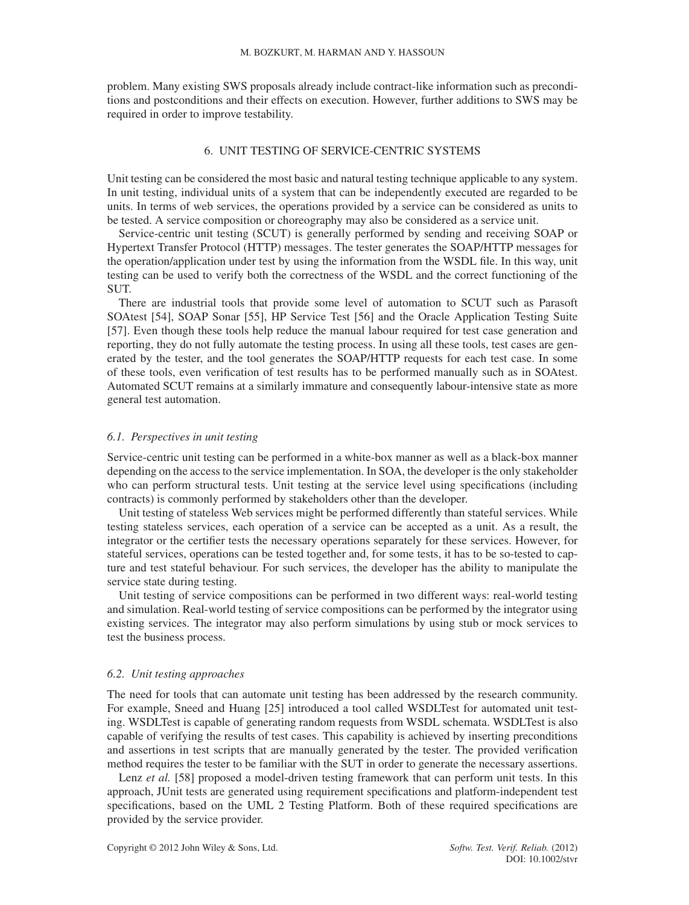problem. Many existing SWS proposals already include contract-like information such as preconditions and postconditions and their effects on execution. However, further additions to SWS may be required in order to improve testability.

## 6. UNIT TESTING OF SERVICE-CENTRIC SYSTEMS

Unit testing can be considered the most basic and natural testing technique applicable to any system. In unit testing, individual units of a system that can be independently executed are regarded to be units. In terms of web services, the operations provided by a service can be considered as units to be tested. A service composition or choreography may also be considered as a service unit.

Service-centric unit testing (SCUT) is generally performed by sending and receiving SOAP or Hypertext Transfer Protocol (HTTP) messages. The tester generates the SOAP/HTTP messages for the operation/application under test by using the information from the WSDL file. In this way, unit testing can be used to verify both the correctness of the WSDL and the correct functioning of the SUT.

There are industrial tools that provide some level of automation to SCUT such as Parasoft SOAtest [54], SOAP Sonar [55], HP Service Test [56] and the Oracle Application Testing Suite [57]. Even though these tools help reduce the manual labour required for test case generation and reporting, they do not fully automate the testing process. In using all these tools, test cases are generated by the tester, and the tool generates the SOAP/HTTP requests for each test case. In some of these tools, even verification of test results has to be performed manually such as in SOAtest. Automated SCUT remains at a similarly immature and consequently labour-intensive state as more general test automation.

### 6.1. *Perspectives in unit testing*

Service-centric unit testing can be performed in a white-box manner as well as a black-box manner depending on the access to the service implementation. In SOA, the developer is the only stakeholder who can perform structural tests. Unit testing at the service level using specifications (including contracts) is commonly performed by stakeholders other than the developer.

Unit testing of stateless Web services might be performed differently than stateful services. While testing stateless services, each operation of a service can be accepted as a unit. As a result, the integrator or the certifier tests the necessary operations separately for these services. However, for stateful services, operations can be tested together and, for some tests, it has to be so-tested to capture and test stateful behaviour. For such services, the developer has the ability to manipulate the service state during testing.

Unit testing of service compositions can be performed in two different ways: real-world testing and simulation. Real-world testing of service compositions can be performed by the integrator using existing services. The integrator may also perform simulations by using stub or mock services to test the business process.

### 6.2. *Unit testing approaches*

The need for tools that can automate unit testing has been addressed by the research community. For example, Sneed and Huang [25] introduced a tool called WSDLTest for automated unit testing. WSDLTest is capable of generating random requests from WSDL schemata. WSDLTest is also capable of verifying the results of test cases. This capability is achieved by inserting preconditions and assertions in test scripts that are manually generated by the tester. The provided verification method requires the tester to be familiar with the SUT in order to generate the necessary assertions.

Lenz *et al.* [58] proposed a model-driven testing framework that can perform unit tests. In this approach, JUnit tests are generated using requirement specifications and platform-independent test specifications, based on the UML 2 Testing Platform. Both of these required specifications are provided by the service provider.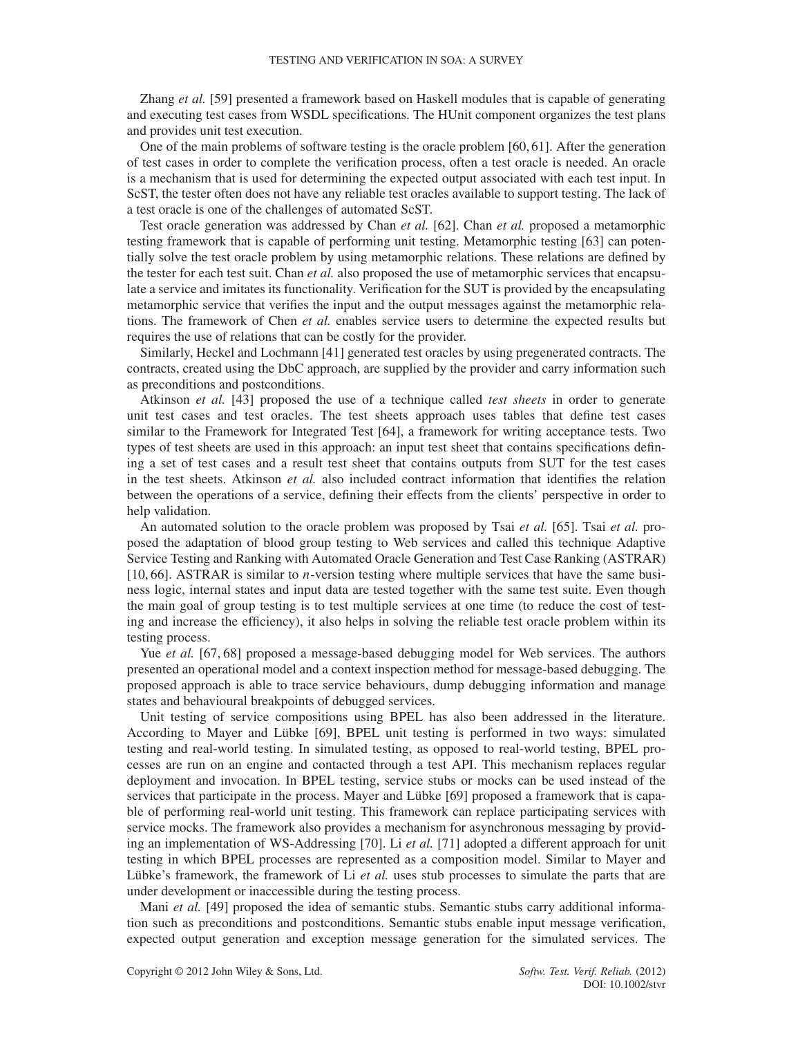Zhang *et al.* [59] presented a framework based on Haskell modules that is capable of generating and executing test cases from WSDL specifications. The HUnit component organizes the test plans and provides unit test execution.

One of the main problems of software testing is the oracle problem [60, 61]. After the generation of test cases in order to complete the verification process, often a test oracle is needed. An oracle is a mechanism that is used for determining the expected output associated with each test input. In ScST, the tester often does not have any reliable test oracles available to support testing. The lack of a test oracle is one of the challenges of automated ScST.

Test oracle generation was addressed by Chan *et al.* [62]. Chan *et al.* proposed a metamorphic testing framework that is capable of performing unit testing. Metamorphic testing [63] can potentially solve the test oracle problem by using metamorphic relations. These relations are defined by the tester for each test suit. Chan *et al.* also proposed the use of metamorphic services that encapsulate a service and imitates its functionality. Verification for the SUT is provided by the encapsulating metamorphic service that verifies the input and the output messages against the metamorphic relations. The framework of Chen *et al.* enables service users to determine the expected results but requires the use of relations that can be costly for the provider.

Similarly, Heckel and Lochmann [41] generated test oracles by using pregenerated contracts. The contracts, created using the DbC approach, are supplied by the provider and carry information such as preconditions and postconditions.

Atkinson *et al.* [43] proposed the use of a technique called *test sheets* in order to generate unit test cases and test oracles. The test sheets approach uses tables that define test cases similar to the Framework for Integrated Test [64], a framework for writing acceptance tests. Two types of test sheets are used in this approach: an input test sheet that contains specifications defining a set of test cases and a result test sheet that contains outputs from SUT for the test cases in the test sheets. Atkinson *et al.* also included contract information that identifies the relation between the operations of a service, defining their effects from the clients' perspective in order to help validation.

An automated solution to the oracle problem was proposed by Tsai *et al.* [65]. Tsai *et al.* proposed the adaptation of blood group testing to Web services and called this technique Adaptive Service Testing and Ranking with Automated Oracle Generation and Test Case Ranking (ASTRAR) [10, 66]. ASTRAR is similar to *n*-version testing where multiple services that have the same business logic, internal states and input data are tested together with the same test suite. Even though the main goal of group testing is to test multiple services at one time (to reduce the cost of testing and increase the efficiency), it also helps in solving the reliable test oracle problem within its testing process.

Yue *et al.* [67, 68] proposed a message-based debugging model for Web services. The authors presented an operational model and a context inspection method for message-based debugging. The proposed approach is able to trace service behaviours, dump debugging information and manage states and behavioural breakpoints of debugged services.

Unit testing of service compositions using BPEL has also been addressed in the literature. According to Mayer and Lübke [69], BPEL unit testing is performed in two ways: simulated testing and real-world testing. In simulated testing, as opposed to real-world testing, BPEL processes are run on an engine and contacted through a test API. This mechanism replaces regular deployment and invocation. In BPEL testing, service stubs or mocks can be used instead of the services that participate in the process. Mayer and Lübke [69] proposed a framework that is capable of performing real-world unit testing. This framework can replace participating services with service mocks. The framework also provides a mechanism for asynchronous messaging by providing an implementation of WS-Addressing [70]. Li *et al.* [71] adopted a different approach for unit testing in which BPEL processes are represented as a composition model. Similar to Mayer and Lübke's framework, the framework of Li *et al.* uses stub processes to simulate the parts that are under development or inaccessible during the testing process.

Mani *et al.* [49] proposed the idea of semantic stubs. Semantic stubs carry additional information such as preconditions and postconditions. Semantic stubs enable input message verification, expected output generation and exception message generation for the simulated services. The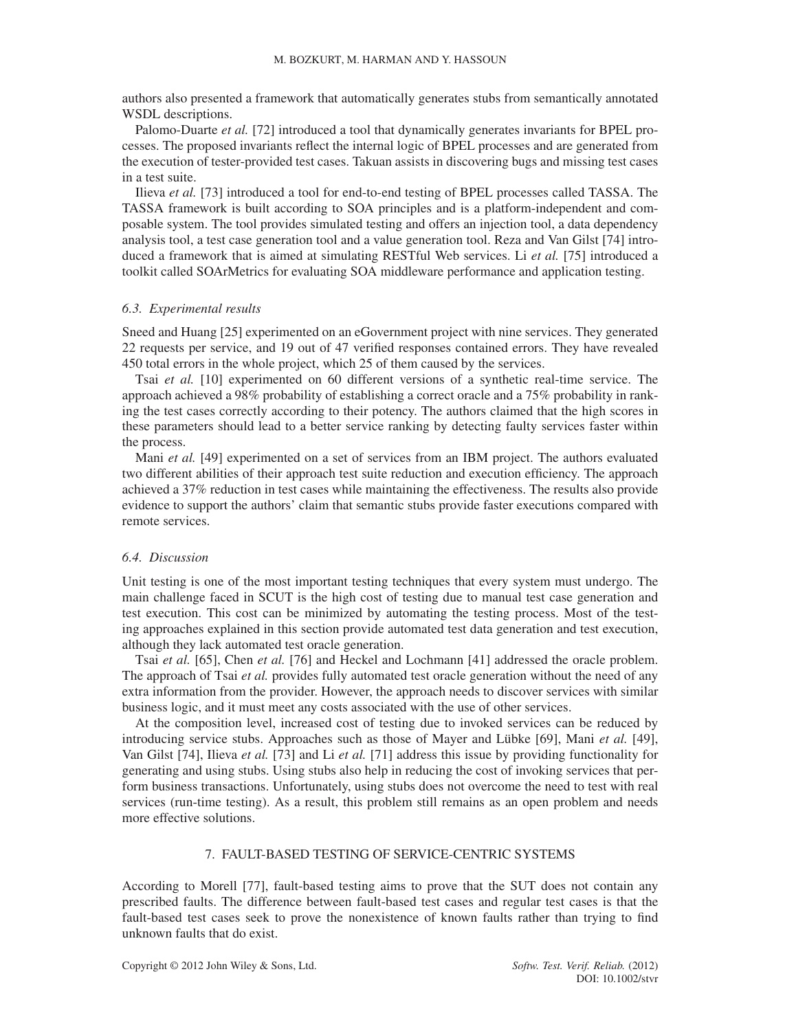authors also presented a framework that automatically generates stubs from semantically annotated WSDL descriptions.

Palomo-Duarte *et al.* [72] introduced a tool that dynamically generates invariants for BPEL processes. The proposed invariants reflect the internal logic of BPEL processes and are generated from the execution of tester-provided test cases. Takuan assists in discovering bugs and missing test cases in a test suite.

Ilieva *et al.* [73] introduced a tool for end-to-end testing of BPEL processes called TASSA. The TASSA framework is built according to SOA principles and is a platform-independent and composable system. The tool provides simulated testing and offers an injection tool, a data dependency analysis tool, a test case generation tool and a value generation tool. Reza and Van Gilst [74] introduced a framework that is aimed at simulating RESTful Web services. Li *et al.* [75] introduced a toolkit called SOArMetrics for evaluating SOA middleware performance and application testing.

### *6.3. Experimental results*

Sneed and Huang [25] experimented on an eGovernment project with nine services. They generated 22 requests per service, and 19 out of 47 verified responses contained errors. They have revealed 450 total errors in the whole project, which 25 of them caused by the services.

Tsai *et al.* [10] experimented on 60 different versions of a synthetic real-time service. The approach achieved a 98% probability of establishing a correct oracle and a 75% probability in ranking the test cases correctly according to their potency. The authors claimed that the high scores in these parameters should lead to a better service ranking by detecting faulty services faster within the process.

Mani *et al.* [49] experimented on a set of services from an IBM project. The authors evaluated two different abilities of their approach test suite reduction and execution efficiency. The approach achieved a 37% reduction in test cases while maintaining the effectiveness. The results also provide evidence to support the authors' claim that semantic stubs provide faster executions compared with remote services.

### *6.4. Discussion*

Unit testing is one of the most important testing techniques that every system must undergo. The main challenge faced in SCUT is the high cost of testing due to manual test case generation and test execution. This cost can be minimized by automating the testing process. Most of the testing approaches explained in this section provide automated test data generation and test execution, although they lack automated test oracle generation.

Tsai *et al.* [65], Chen *et al.* [76] and Heckel and Lochmann [41] addressed the oracle problem. The approach of Tsai *et al.* provides fully automated test oracle generation without the need of any extra information from the provider. However, the approach needs to discover services with similar business logic, and it must meet any costs associated with the use of other services.

At the composition level, increased cost of testing due to invoked services can be reduced by introducing service stubs. Approaches such as those of Mayer and Lübke [69], Mani *et al.* [49], Van Gilst [74], Ilieva *et al.* [73] and Li *et al.* [71] address this issue by providing functionality for generating and using stubs. Using stubs also help in reducing the cost of invoking services that perform business transactions. Unfortunately, using stubs does not overcome the need to test with real services (run-time testing). As a result, this problem still remains as an open problem and needs more effective solutions.

## 7. FAULT-BASED TESTING OF SERVICE-CENTRIC SYSTEMS

According to Morell [77], fault-based testing aims to prove that the SUT does not contain any prescribed faults. The difference between fault-based test cases and regular test cases is that the fault-based test cases seek to prove the nonexistence of known faults rather than trying to find unknown faults that do exist.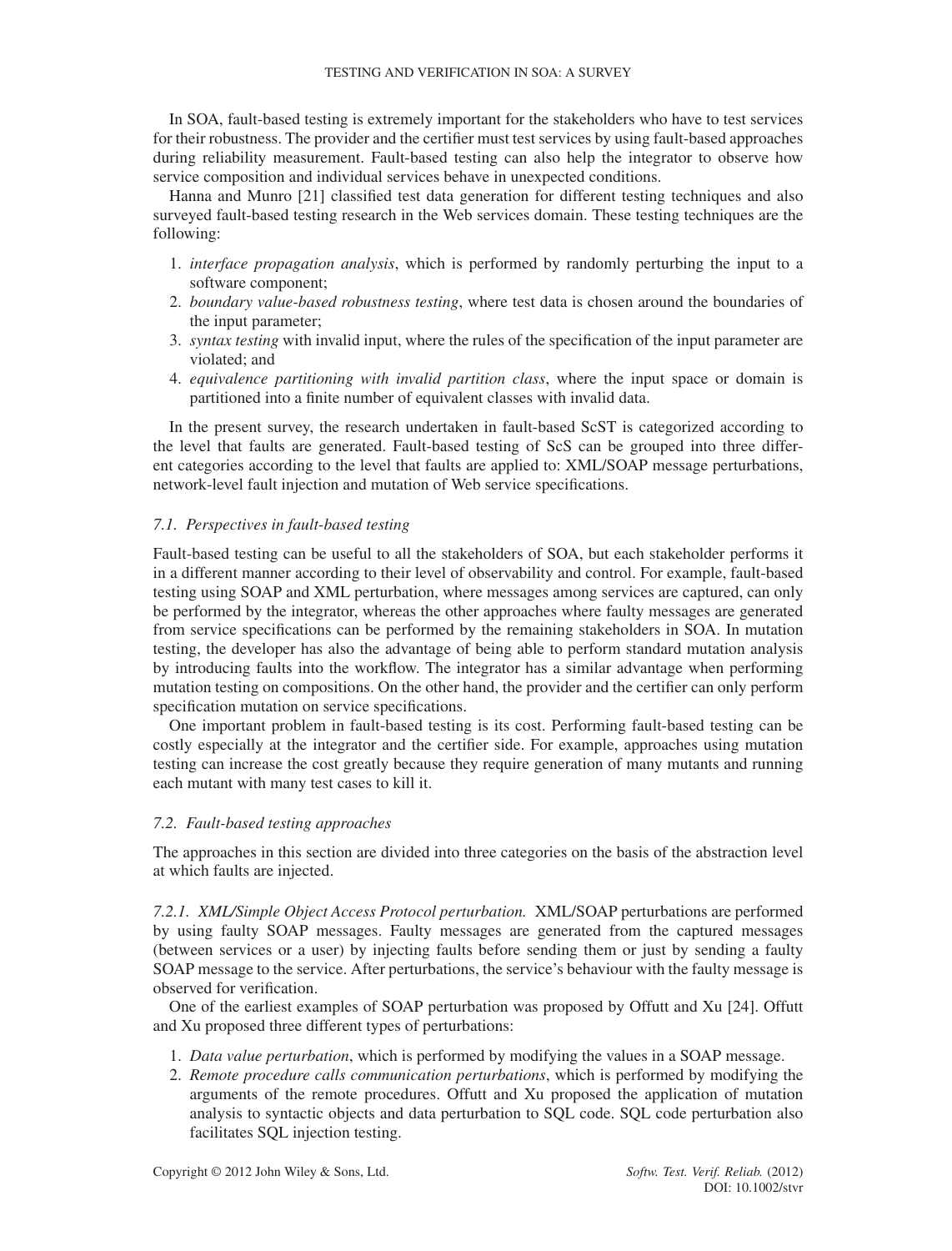In SOA, fault-based testing is extremely important for the stakeholders who have to test services for their robustness. The provider and the certifier must test services by using fault-based approaches during reliability measurement. Fault-based testing can also help the integrator to observe how service composition and individual services behave in unexpected conditions.

Hanna and Munro [21] classified test data generation for different testing techniques and also surveyed fault-based testing research in the Web services domain. These testing techniques are the following:

1. *interface propagation analysis*, which is performed by randomly perturbing the input to a software component;
2. *boundary value-based robustness testing*, where test data is chosen around the boundaries of the input parameter;
3. *syntax testing* with invalid input, where the rules of the specification of the input parameter are violated; and
4. *equivalence partitioning with invalid partition class*, where the input space or domain is partitioned into a finite number of equivalent classes with invalid data.

In the present survey, the research undertaken in fault-based ScST is categorized according to the level that faults are generated. Fault-based testing of ScS can be grouped into three different categories according to the level that faults are applied to: XML/SOAP message perturbations, network-level fault injection and mutation of Web service specifications.

### 7.1. Perspectives in fault-based testing

Fault-based testing can be useful to all the stakeholders of SOA, but each stakeholder performs it in a different manner according to their level of observability and control. For example, fault-based testing using SOAP and XML perturbation, where messages among services are captured, can only be performed by the integrator, whereas the other approaches where faulty messages are generated from service specifications can be performed by the remaining stakeholders in SOA. In mutation testing, the developer has also the advantage of being able to perform standard mutation analysis by introducing faults into the workflow. The integrator has a similar advantage when performing mutation testing on compositions. On the other hand, the provider and the certifier can only perform specification mutation on service specifications.

One important problem in fault-based testing is its cost. Performing fault-based testing can be costly especially at the integrator and the certifier side. For example, approaches using mutation testing can increase the cost greatly because they require generation of many mutants and running each mutant with many test cases to kill it.

### 7.2. Fault-based testing approaches

The approaches in this section are divided into three categories on the basis of the abstraction level at which faults are injected.

#### 7.2.1. XML/Simple Object Access Protocol perturbation.

XML/SOAP perturbations are performed by using faulty SOAP messages. Faulty messages are generated from the captured messages (between services or a user) by injecting faults before sending them or just by sending a faulty SOAP message to the service. After perturbations, the service's behaviour with the faulty message is observed for verification.

One of the earliest examples of SOAP perturbation was proposed by Offutt and Xu [24]. Offutt and Xu proposed three different types of perturbations:

1. *Data value perturbation*, which is performed by modifying the values in a SOAP message.
2. *Remote procedure calls communication perturbations*, which is performed by modifying the arguments of the remote procedures. Offutt and Xu proposed the application of mutation analysis to syntactic objects and data perturbation to SQL code. SQL code perturbation also facilitates SQL injection testing.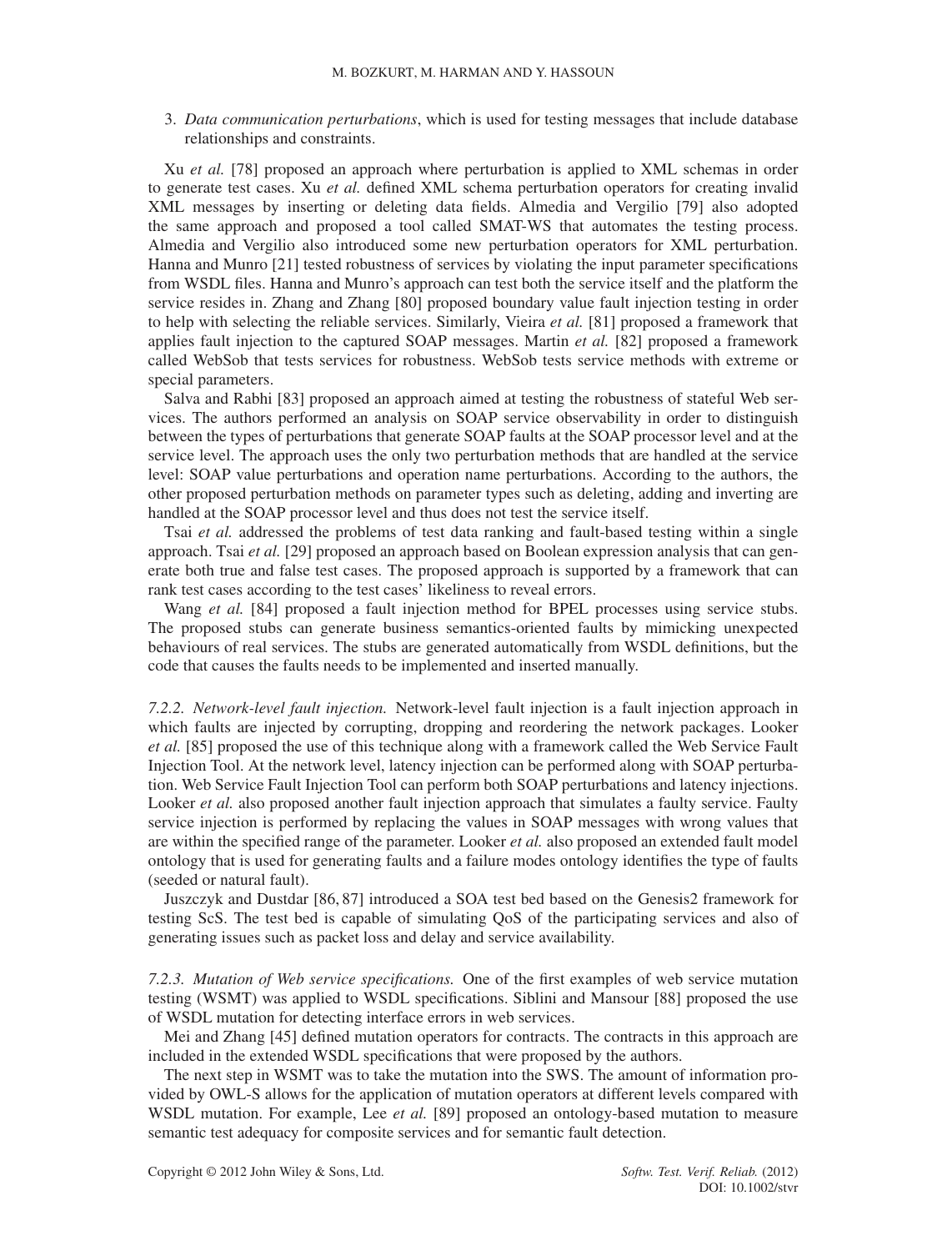3. *Data communication perturbations*, which is used for testing messages that include database relationships and constraints.

Xu *et al.* [78] proposed an approach where perturbation is applied to XML schemas in order to generate test cases. Xu *et al.* defined XML schema perturbation operators for creating invalid XML messages by inserting or deleting data fields. Almedia and Vergilio [79] also adopted the same approach and proposed a tool called SMAT-WS that automates the testing process. Almedia and Vergilio also introduced some new perturbation operators for XML perturbation. Hanna and Munro [21] tested robustness of services by violating the input parameter specifications from WSDL files. Hanna and Munro's approach can test both the service itself and the platform the service resides in. Zhang and Zhang [80] proposed boundary value fault injection testing in order to help with selecting the reliable services. Similarly, Vieira *et al.* [81] proposed a framework that applies fault injection to the captured SOAP messages. Martin *et al.* [82] proposed a framework called WebSob that tests services for robustness. WebSob tests service methods with extreme or special parameters.

Salva and Rabhi [83] proposed an approach aimed at testing the robustness of stateful Web services. The authors performed an analysis on SOAP service observability in order to distinguish between the types of perturbations that generate SOAP faults at the SOAP processor level and at the service level. The approach uses the only two perturbation methods that are handled at the service level: SOAP value perturbations and operation name perturbations. According to the authors, the other proposed perturbation methods on parameter types such as deleting, adding and inverting are handled at the SOAP processor level and thus does not test the service itself.

Tsai *et al.* addressed the problems of test data ranking and fault-based testing within a single approach. Tsai *et al.* [29] proposed an approach based on Boolean expression analysis that can generate both true and false test cases. The proposed approach is supported by a framework that can rank test cases according to the test cases' likeliness to reveal errors.

Wang *et al.* [84] proposed a fault injection method for BPEL processes using service stubs. The proposed stubs can generate business semantics-oriented faults by mimicking unexpected behaviours of real services. The stubs are generated automatically from WSDL definitions, but the code that causes the faults needs to be implemented and inserted manually.

*7.2.2. Network-level fault injection.* Network-level fault injection is a fault injection approach in which faults are injected by corrupting, dropping and reordering the network packages. Looker *et al.* [85] proposed the use of this technique along with a framework called the Web Service Fault Injection Tool. At the network level, latency injection can be performed along with SOAP perturbation. Web Service Fault Injection Tool can perform both SOAP perturbations and latency injections. Looker *et al.* also proposed another fault injection approach that simulates a faulty service. Faulty service injection is performed by replacing the values in SOAP messages with wrong values that are within the specified range of the parameter. Looker *et al.* also proposed an extended fault model ontology that is used for generating faults and a failure modes ontology identifies the type of faults (seeded or natural fault).

Juszczyk and Dustdar [86, 87] introduced a SOA test bed based on the Genesis2 framework for testing ScS. The test bed is capable of simulating QoS of the participating services and also of generating issues such as packet loss and delay and service availability.

*7.2.3. Mutation of Web service specifications.* One of the first examples of web service mutation testing (WSMT) was applied to WSDL specifications. Siblini and Mansour [88] proposed the use of WSDL mutation for detecting interface errors in web services.

Mei and Zhang [45] defined mutation operators for contracts. The contracts in this approach are included in the extended WSDL specifications that were proposed by the authors.

The next step in WSMT was to take the mutation into the SWS. The amount of information provided by OWL-S allows for the application of mutation operators at different levels compared with WSDL mutation. For example, Lee *et al.* [89] proposed an ontology-based mutation to measure semantic test adequacy for composite services and for semantic fault detection.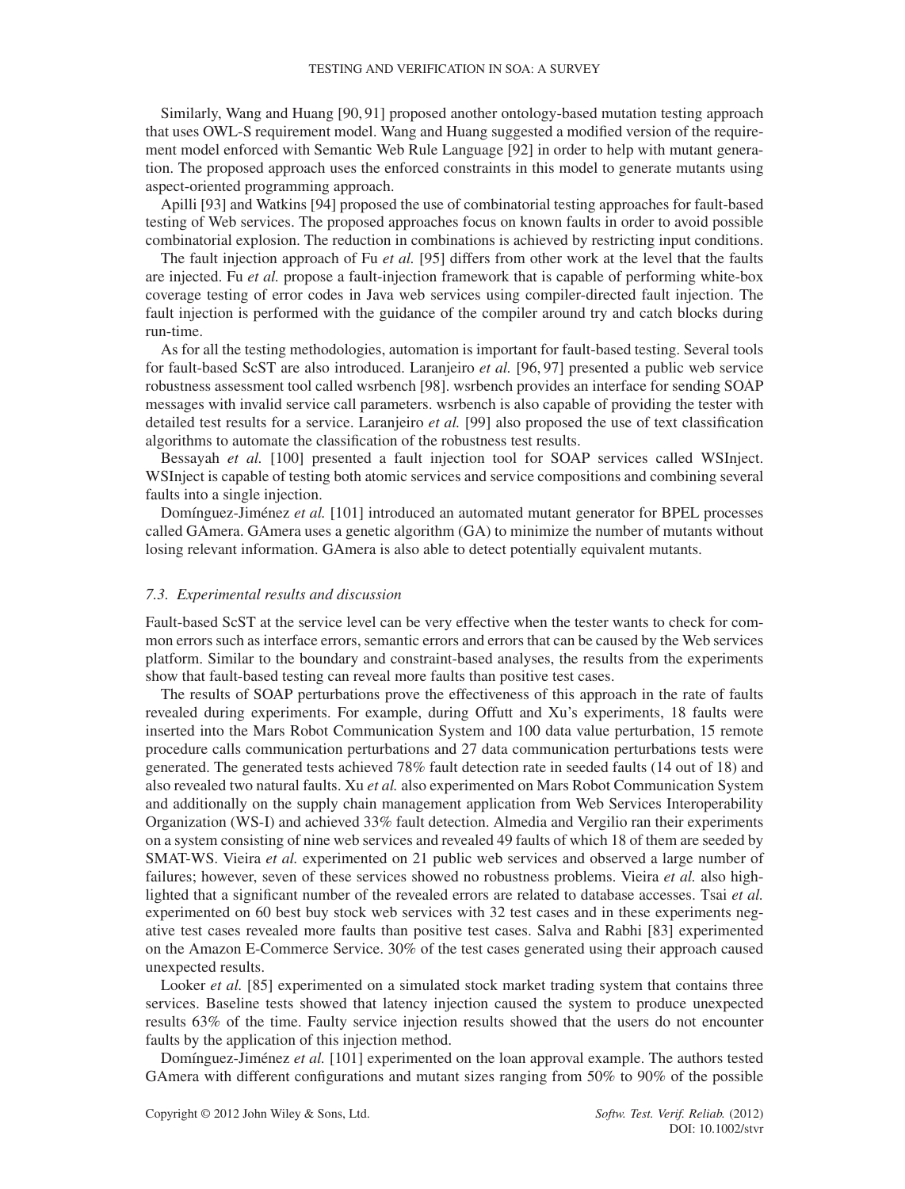Similarly, Wang and Huang [90, 91] proposed another ontology-based mutation testing approach that uses OWL-S requirement model. Wang and Huang suggested a modified version of the requirement model enforced with Semantic Web Rule Language [92] in order to help with mutant generation. The proposed approach uses the enforced constraints in this model to generate mutants using aspect-oriented programming approach.

Apilli [93] and Watkins [94] proposed the use of combinatorial testing approaches for fault-based testing of Web services. The proposed approaches focus on known faults in order to avoid possible combinatorial explosion. The reduction in combinations is achieved by restricting input conditions.

The fault injection approach of Fu *et al.* [95] differs from other work at the level that the faults are injected. Fu *et al.* propose a fault-injection framework that is capable of performing white-box coverage testing of error codes in Java web services using compiler-directed fault injection. The fault injection is performed with the guidance of the compiler around try and catch blocks during run-time.

As for all the testing methodologies, automation is important for fault-based testing. Several tools for fault-based ScST are also introduced. Laranjeiro *et al.* [96, 97] presented a public web service robustness assessment tool called wsrbench [98]. wsrbench provides an interface for sending SOAP messages with invalid service call parameters. wsrbench is also capable of providing the tester with detailed test results for a service. Laranjeiro *et al.* [99] also proposed the use of text classification algorithms to automate the classification of the robustness test results.

Bessayah *et al.* [100] presented a fault injection tool for SOAP services called WSInject. WSInject is capable of testing both atomic services and service compositions and combining several faults into a single injection.

Domínguez-Jiménez *et al.* [101] introduced an automated mutant generator for BPEL processes called GAmera. GAmera uses a genetic algorithm (GA) to minimize the number of mutants without losing relevant information. GAmera is also able to detect potentially equivalent mutants.

### *7.3. Experimental results and discussion*

Fault-based ScST at the service level can be very effective when the tester wants to check for common errors such as interface errors, semantic errors and errors that can be caused by the Web services platform. Similar to the boundary and constraint-based analyses, the results from the experiments show that fault-based testing can reveal more faults than positive test cases.

The results of SOAP perturbations prove the effectiveness of this approach in the rate of faults revealed during experiments. For example, during Offutt and Xu's experiments, 18 faults were inserted into the Mars Robot Communication System and 100 data value perturbation, 15 remote procedure calls communication perturbations and 27 data communication perturbations tests were generated. The generated tests achieved 78% fault detection rate in seeded faults (14 out of 18) and also revealed two natural faults. Xu *et al.* also experimented on Mars Robot Communication System and additionally on the supply chain management application from Web Services Interoperability Organization (WS-I) and achieved 33% fault detection. Almedia and Vergilio ran their experiments on a system consisting of nine web services and revealed 49 faults of which 18 of them are seeded by SMAT-WS. Vieira *et al.* experimented on 21 public web services and observed a large number of failures; however, seven of these services showed no robustness problems. Vieira *et al.* also highlighted that a significant number of the revealed errors are related to database accesses. Tsai *et al.* experimented on 60 best buy stock web services with 32 test cases and in these experiments negative test cases revealed more faults than positive test cases. Salva and Rabhi [83] experimented on the Amazon E-Commerce Service. 30% of the test cases generated using their approach caused unexpected results.

Looker *et al.* [85] experimented on a simulated stock market trading system that contains three services. Baseline tests showed that latency injection caused the system to produce unexpected results 63% of the time. Faulty service injection results showed that the users do not encounter faults by the application of this injection method.

Domínguez-Jiménez *et al.* [101] experimented on the loan approval example. The authors tested GAmera with different configurations and mutant sizes ranging from 50% to 90% of the possible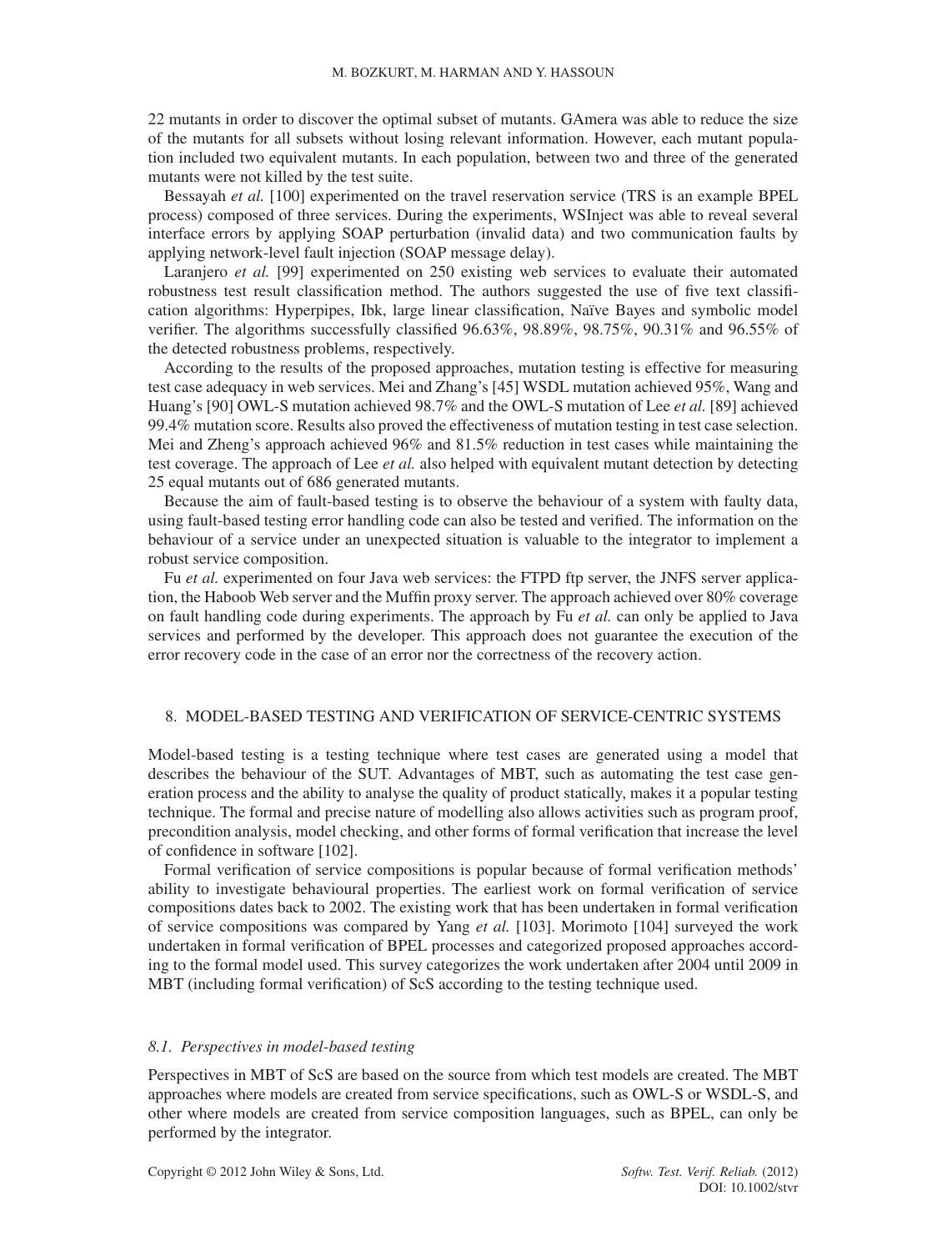22 mutants in order to discover the optimal subset of mutants. GAmera was able to reduce the size of the mutants for all subsets without losing relevant information. However, each mutant population included two equivalent mutants. In each population, between two and three of the generated mutants were not killed by the test suite.

Bessayah *et al.* [100] experimented on the travel reservation service (TRS is an example BPEL process) composed of three services. During the experiments, WSInject was able to reveal several interface errors by applying SOAP perturbation (invalid data) and two communication faults by applying network-level fault injection (SOAP message delay).

Laranjero *et al.* [99] experimented on 250 existing web services to evaluate their automated robustness test result classification method. The authors suggested the use of five text classification algorithms: Hyperpipes, Ibk, large linear classification, Naïve Bayes and symbolic model verifier. The algorithms successfully classified 96.63%, 98.89%, 98.75%, 90.31% and 96.55% of the detected robustness problems, respectively.

According to the results of the proposed approaches, mutation testing is effective for measuring test case adequacy in web services. Mei and Zhang's [45] WSDL mutation achieved 95%, Wang and Huang's [90] OWL-S mutation achieved 98.7% and the OWL-S mutation of Lee *et al.* [89] achieved 99.4% mutation score. Results also proved the effectiveness of mutation testing in test case selection. Mei and Zheng's approach achieved 96% and 81.5% reduction in test cases while maintaining the test coverage. The approach of Lee *et al.* also helped with equivalent mutant detection by detecting 25 equal mutants out of 686 generated mutants.

Because the aim of fault-based testing is to observe the behaviour of a system with faulty data, using fault-based testing error handling code can also be tested and verified. The information on the behaviour of a service under an unexpected situation is valuable to the integrator to implement a robust service composition.

Fu *et al.* experimented on four Java web services: the FTPD ftp server, the JNFS server application, the Haboob Web server and the Muffin proxy server. The approach achieved over 80% coverage on fault handling code during experiments. The approach by Fu *et al.* can only be applied to Java services and performed by the developer. This approach does not guarantee the execution of the error recovery code in the case of an error nor the correctness of the recovery action.

## 8. MODEL-BASED TESTING AND VERIFICATION OF SERVICE-CENTRIC SYSTEMS

Model-based testing is a testing technique where test cases are generated using a model that describes the behaviour of the SUT. Advantages of MBT, such as automating the test case generation process and the ability to analyse the quality of product statically, makes it a popular testing technique. The formal and precise nature of modelling also allows activities such as program proof, precondition analysis, model checking, and other forms of formal verification that increase the level of confidence in software [102].

Formal verification of service compositions is popular because of formal verification methods' ability to investigate behavioural properties. The earliest work on formal verification of service compositions dates back to 2002. The existing work that has been undertaken in formal verification of service compositions was compared by Yang *et al.* [103]. Morimoto [104] surveyed the work undertaken in formal verification of BPEL processes and categorized proposed approaches according to the formal model used. This survey categorizes the work undertaken after 2004 until 2009 in MBT (including formal verification) of ScS according to the testing technique used.

### *8.1. Perspectives in model-based testing*

Perspectives in MBT of ScS are based on the source from which test models are created. The MBT approaches where models are created from service specifications, such as OWL-S or WSDL-S, and other where models are created from service composition languages, such as BPEL, can only be performed by the integrator.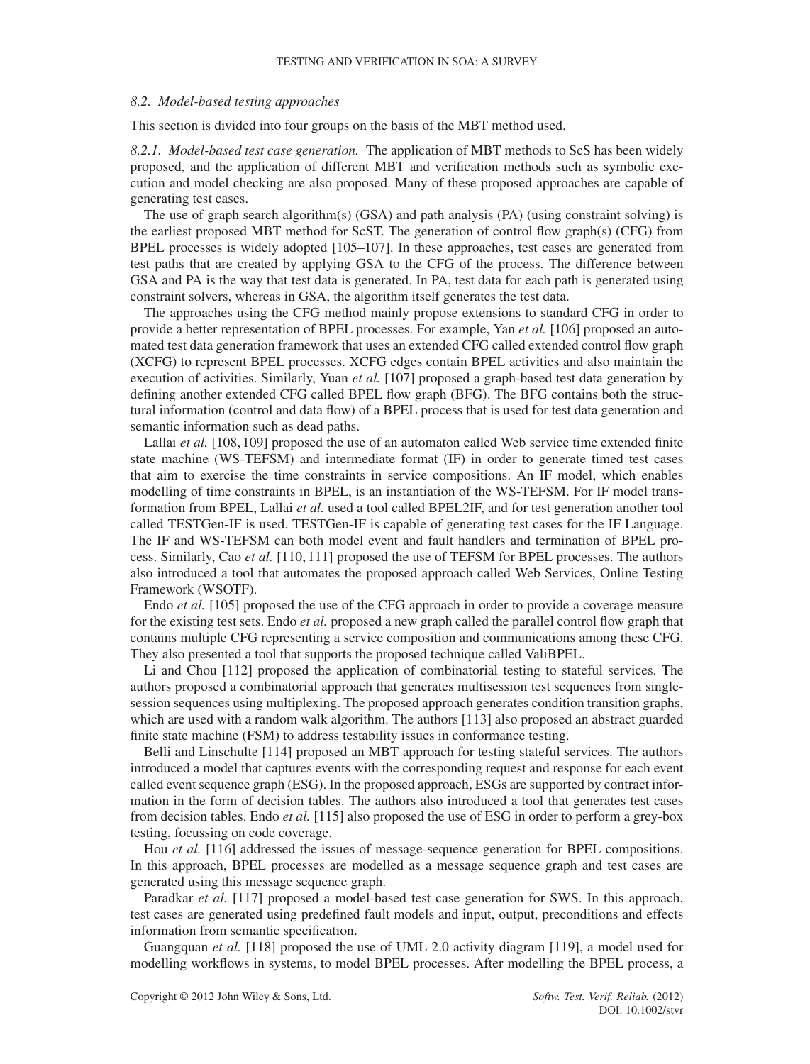### 8.2. Model-based testing approaches

This section is divided into four groups on the basis of the MBT method used.

*8.2.1. Model-based test case generation.* The application of MBT methods to ScS has been widely proposed, and the application of different MBT and verification methods such as symbolic execution and model checking are also proposed. Many of these proposed approaches are capable of generating test cases.

The use of graph search algorithm(s) (GSA) and path analysis (PA) (using constraint solving) is the earliest proposed MBT method for ScST. The generation of control flow graph(s) (CFG) from BPEL processes is widely adopted [105–107]. In these approaches, test cases are generated from test paths that are created by applying GSA to the CFG of the process. The difference between GSA and PA is the way that test data is generated. In PA, test data for each path is generated using constraint solvers, whereas in GSA, the algorithm itself generates the test data.

The approaches using the CFG method mainly propose extensions to standard CFG in order to provide a better representation of BPEL processes. For example, Yan *et al.* [106] proposed an automated test data generation framework that uses an extended CFG called extended control flow graph (XCFG) to represent BPEL processes. XCFG edges contain BPEL activities and also maintain the execution of activities. Similarly, Yuan *et al.* [107] proposed a graph-based test data generation by defining another extended CFG called BPEL flow graph (BFG). The BFG contains both the structural information (control and data flow) of a BPEL process that is used for test data generation and semantic information such as dead paths.

Lallai *et al.* [108, 109] proposed the use of an automaton called Web service time extended finite state machine (WS-TEFSM) and intermediate format (IF) in order to generate timed test cases that aim to exercise the time constraints in service compositions. An IF model, which enables modelling of time constraints in BPEL, is an instantiation of the WS-TEFSM. For IF model transformation from BPEL, Lallai *et al.* used a tool called BPEL2IF, and for test generation another tool called TESTGen-IF is used. TESTGen-IF is capable of generating test cases for the IF Language. The IF and WS-TEFSM can both model event and fault handlers and termination of BPEL process. Similarly, Cao *et al.* [110, 111] proposed the use of TEFSM for BPEL processes. The authors also introduced a tool that automates the proposed approach called Web Services, Online Testing Framework (WSOTF).

Endo *et al.* [105] proposed the use of the CFG approach in order to provide a coverage measure for the existing test sets. Endo *et al.* proposed a new graph called the parallel control flow graph that contains multiple CFG representing a service composition and communications among these CFG. They also presented a tool that supports the proposed technique called ValiBPEL.

Li and Chou [112] proposed the application of combinatorial testing to stateful services. The authors proposed a combinatorial approach that generates multisession test sequences from single-session sequences using multiplexing. The proposed approach generates condition transition graphs, which are used with a random walk algorithm. The authors [113] also proposed an abstract guarded finite state machine (FSM) to address testability issues in conformance testing.

Belli and Linschulte [114] proposed an MBT approach for testing stateful services. The authors introduced a model that captures events with the corresponding request and response for each event called event sequence graph (ESG). In the proposed approach, ESGs are supported by contract information in the form of decision tables. The authors also introduced a tool that generates test cases from decision tables. Endo *et al.* [115] also proposed the use of ESG in order to perform a grey-box testing, focussing on code coverage.

Hou *et al.* [116] addressed the issues of message-sequence generation for BPEL compositions. In this approach, BPEL processes are modelled as a message sequence graph and test cases are generated using this message sequence graph.

Paradkar *et al.* [117] proposed a model-based test case generation for SWS. In this approach, test cases are generated using predefined fault models and input, output, preconditions and effects information from semantic specification.

Guangquan *et al.* [118] proposed the use of UML 2.0 activity diagram [119], a model used for modelling workflows in systems, to model BPEL processes. After modelling the BPEL process, a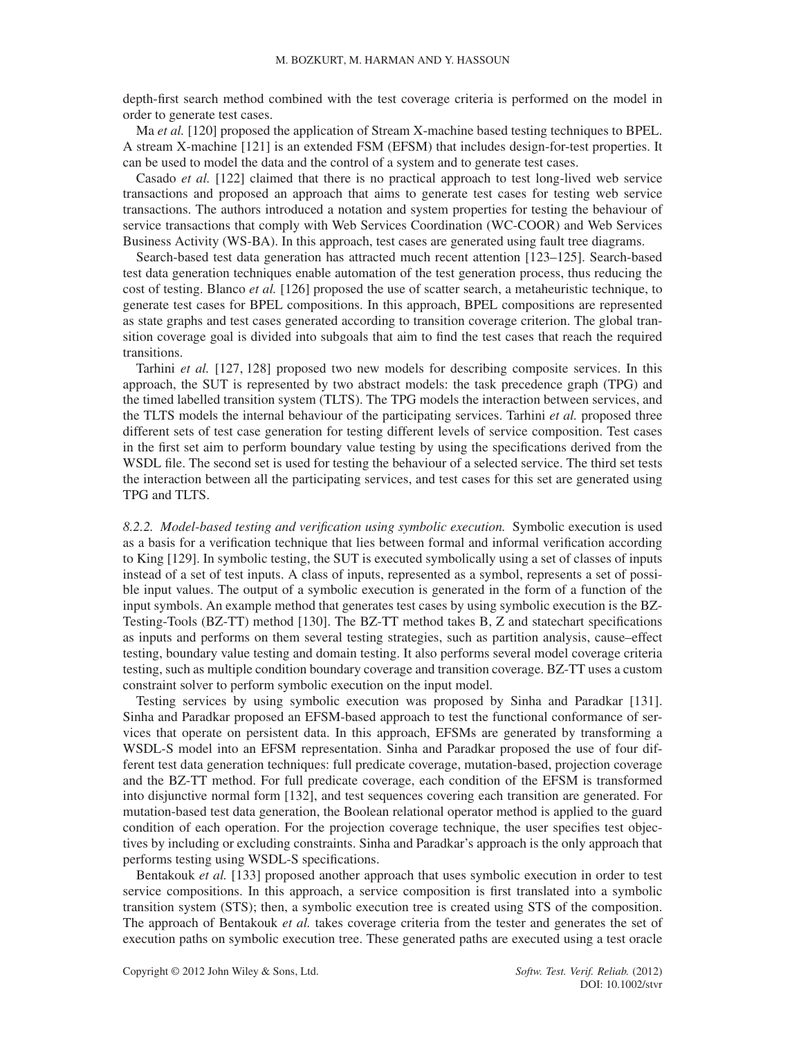depth-first search method combined with the test coverage criteria is performed on the model in order to generate test cases.

Ma *et al.* [120] proposed the application of Stream X-machine based testing techniques to BPEL. A stream X-machine [121] is an extended FSM (EFSM) that includes design-for-test properties. It can be used to model the data and the control of a system and to generate test cases.

Casado *et al.* [122] claimed that there is no practical approach to test long-lived web service transactions and proposed an approach that aims to generate test cases for testing web service transactions. The authors introduced a notation and system properties for testing the behaviour of service transactions that comply with Web Services Coordination (WC-COOR) and Web Services Business Activity (WS-BA). In this approach, test cases are generated using fault tree diagrams.

Search-based test data generation has attracted much recent attention [123–125]. Search-based test data generation techniques enable automation of the test generation process, thus reducing the cost of testing. Blanco *et al.* [126] proposed the use of scatter search, a metaheuristic technique, to generate test cases for BPEL compositions. In this approach, BPEL compositions are represented as state graphs and test cases generated according to transition coverage criterion. The global transition coverage goal is divided into subgoals that aim to find the test cases that reach the required transitions.

Tarhini *et al.* [127, 128] proposed two new models for describing composite services. In this approach, the SUT is represented by two abstract models: the task precedence graph (TPG) and the timed labelled transition system (TLTS). The TPG models the interaction between services, and the TLTS models the internal behaviour of the participating services. Tarhini *et al.* proposed three different sets of test case generation for testing different levels of service composition. Test cases in the first set aim to perform boundary value testing by using the specifications derived from the WSDL file. The second set is used for testing the behaviour of a selected service. The third set tests the interaction between all the participating services, and test cases for this set are generated using TPG and TLTS.

*8.2.2. Model-based testing and verification using symbolic execution.* Symbolic execution is used as a basis for a verification technique that lies between formal and informal verification according to King [129]. In symbolic testing, the SUT is executed symbolically using a set of classes of inputs instead of a set of test inputs. A class of inputs, represented as a symbol, represents a set of possible input values. The output of a symbolic execution is generated in the form of a function of the input symbols. An example method that generates test cases by using symbolic execution is the BZ-Testing-Tools (BZ-TT) method [130]. The BZ-TT method takes B, Z and statechart specifications as inputs and performs on them several testing strategies, such as partition analysis, cause–effect testing, boundary value testing and domain testing. It also performs several model coverage criteria testing, such as multiple condition boundary coverage and transition coverage. BZ-TT uses a custom constraint solver to perform symbolic execution on the input model.

Testing services by using symbolic execution was proposed by Sinha and Paradkar [131]. Sinha and Paradkar proposed an EFSM-based approach to test the functional conformance of services that operate on persistent data. In this approach, EFSMs are generated by transforming a WSDL-S model into an EFSM representation. Sinha and Paradkar proposed the use of four different test data generation techniques: full predicate coverage, mutation-based, projection coverage and the BZ-TT method. For full predicate coverage, each condition of the EFSM is transformed into disjunctive normal form [132], and test sequences covering each transition are generated. For mutation-based test data generation, the Boolean relational operator method is applied to the guard condition of each operation. For the projection coverage technique, the user specifies test objectives by including or excluding constraints. Sinha and Paradkar's approach is the only approach that performs testing using WSDL-S specifications.

Bentakouk *et al.* [133] proposed another approach that uses symbolic execution in order to test service compositions. In this approach, a service composition is first translated into a symbolic transition system (STS); then, a symbolic execution tree is created using STS of the composition. The approach of Bentakouk *et al.* takes coverage criteria from the tester and generates the set of execution paths on symbolic execution tree. These generated paths are executed using a test oracle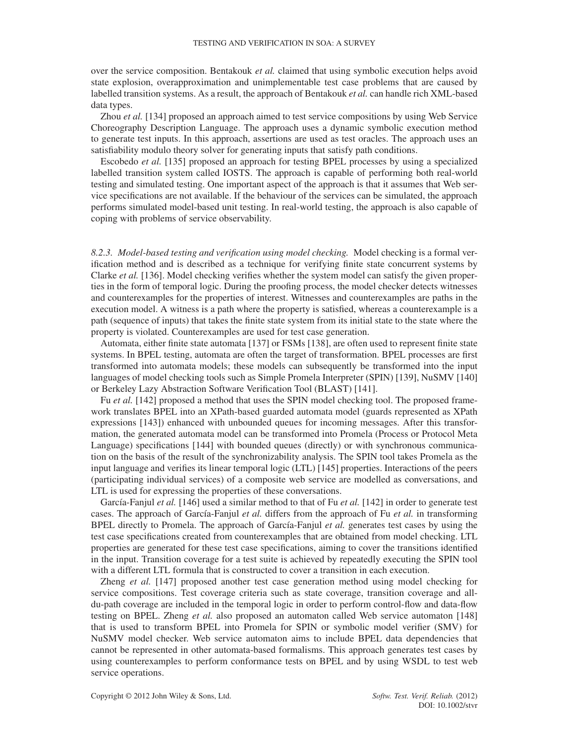over the service composition. Bentakouk *et al.* claimed that using symbolic execution helps avoid state explosion, overapproximation and unimplementable test case problems that are caused by labelled transition systems. As a result, the approach of Bentakouk *et al.* can handle rich XML-based data types.

Zhou *et al.* [134] proposed an approach aimed to test service compositions by using Web Service Choreography Description Language. The approach uses a dynamic symbolic execution method to generate test inputs. In this approach, assertions are used as test oracles. The approach uses an satisfiability modulo theory solver for generating inputs that satisfy path conditions.

Escobedo *et al.* [135] proposed an approach for testing BPEL processes by using a specialized labelled transition system called IOSTS. The approach is capable of performing both real-world testing and simulated testing. One important aspect of the approach is that it assumes that Web service specifications are not available. If the behaviour of the services can be simulated, the approach performs simulated model-based unit testing. In real-world testing, the approach is also capable of coping with problems of service observability.

*8.2.3. Model-based testing and verification using model checking.* Model checking is a formal verification method and is described as a technique for verifying finite state concurrent systems by Clarke *et al.* [136]. Model checking verifies whether the system model can satisfy the given properties in the form of temporal logic. During the proofing process, the model checker detects witnesses and counterexamples for the properties of interest. Witnesses and counterexamples are paths in the execution model. A witness is a path where the property is satisfied, whereas a counterexample is a path (sequence of inputs) that takes the finite state system from its initial state to the state where the property is violated. Counterexamples are used for test case generation.

Automata, either finite state automata [137] or FSMs [138], are often used to represent finite state systems. In BPEL testing, automata are often the target of transformation. BPEL processes are first transformed into automata models; these models can subsequently be transformed into the input languages of model checking tools such as Simple Promela Interpreter (SPIN) [139], NuSMV [140] or Berkeley Lazy Abstraction Software Verification Tool (BLAST) [141].

Fu *et al.* [142] proposed a method that uses the SPIN model checking tool. The proposed framework translates BPEL into an XPath-based guarded automata model (guards represented as XPath expressions [143]) enhanced with unbounded queues for incoming messages. After this transformation, the generated automata model can be transformed into Promela (Process or Protocol Meta Language) specifications [144] with bounded queues (directly) or with synchronous communication on the basis of the result of the synchronizability analysis. The SPIN tool takes Promela as the input language and verifies its linear temporal logic (LTL) [145] properties. Interactions of the peers (participating individual services) of a composite web service are modelled as conversations, and LTL is used for expressing the properties of these conversations.

García-Fanjul *et al.* [146] used a similar method to that of Fu *et al.* [142] in order to generate test cases. The approach of García-Fanjul *et al.* differs from the approach of Fu *et al.* in transforming BPEL directly to Promela. The approach of García-Fanjul *et al.* generates test cases by using the test case specifications created from counterexamples that are obtained from model checking. LTL properties are generated for these test case specifications, aiming to cover the transitions identified in the input. Transition coverage for a test suite is achieved by repeatedly executing the SPIN tool with a different LTL formula that is constructed to cover a transition in each execution.

Zheng *et al.* [147] proposed another test case generation method using model checking for service compositions. Test coverage criteria such as state coverage, transition coverage and all-du-path coverage are included in the temporal logic in order to perform control-flow and data-flow testing on BPEL. Zheng *et al.* also proposed an automaton called Web service automaton [148] that is used to transform BPEL into Promela for SPIN or symbolic model verifier (SMV) for NuSMV model checker. Web service automaton aims to include BPEL data dependencies that cannot be represented in other automata-based formalisms. This approach generates test cases by using counterexamples to perform conformance tests on BPEL and by using WSDL to test web service operations.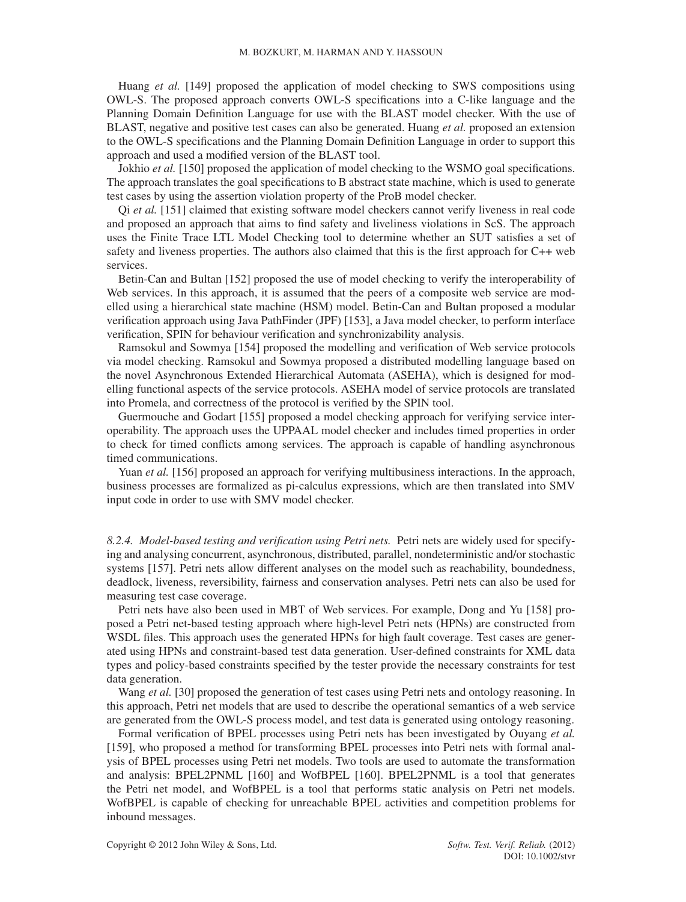Huang *et al.* [149] proposed the application of model checking to SWS compositions using OWL-S. The proposed approach converts OWL-S specifications into a C-like language and the Planning Domain Definition Language for use with the BLAST model checker. With the use of BLAST, negative and positive test cases can also be generated. Huang *et al.* proposed an extension to the OWL-S specifications and the Planning Domain Definition Language in order to support this approach and used a modified version of the BLAST tool.

Jokhio *et al.* [150] proposed the application of model checking to the WSMO goal specifications. The approach translates the goal specifications to B abstract state machine, which is used to generate test cases by using the assertion violation property of the ProB model checker.

Qi *et al.* [151] claimed that existing software model checkers cannot verify liveness in real code and proposed an approach that aims to find safety and liveliness violations in ScS. The approach uses the Finite Trace LTL Model Checking tool to determine whether an SUT satisfies a set of safety and liveness properties. The authors also claimed that this is the first approach for C++ web services.

Betin-Can and Bultan [152] proposed the use of model checking to verify the interoperability of Web services. In this approach, it is assumed that the peers of a composite web service are modelled using a hierarchical state machine (HSM) model. Betin-Can and Bultan proposed a modular verification approach using Java PathFinder (JPF) [153], a Java model checker, to perform interface verification, SPIN for behaviour verification and synchronizability analysis.

Ramsokul and Sowmya [154] proposed the modelling and verification of Web service protocols via model checking. Ramsokul and Sowmya proposed a distributed modelling language based on the novel Asynchronous Extended Hierarchical Automata (ASEHA), which is designed for modelling functional aspects of the service protocols. ASEHA model of service protocols are translated into Promela, and correctness of the protocol is verified by the SPIN tool.

Guermouche and Godart [155] proposed a model checking approach for verifying service interoperability. The approach uses the UPPAAL model checker and includes timed properties in order to check for timed conflicts among services. The approach is capable of handling asynchronous timed communications.

Yuan *et al.* [156] proposed an approach for verifying multibusiness interactions. In the approach, business processes are formalized as pi-calculus expressions, which are then translated into SMV input code in order to use with SMV model checker.

*8.2.4. Model-based testing and verification using Petri nets.* Petri nets are widely used for specifying and analysing concurrent, asynchronous, distributed, parallel, nondeterministic and/or stochastic systems [157]. Petri nets allow different analyses on the model such as reachability, boundedness, deadlock, liveness, reversibility, fairness and conservation analyses. Petri nets can also be used for measuring test case coverage.

Petri nets have also been used in MBT of Web services. For example, Dong and Yu [158] proposed a Petri net-based testing approach where high-level Petri nets (HPNs) are constructed from WSDL files. This approach uses the generated HPNs for high fault coverage. Test cases are generated using HPNs and constraint-based test data generation. User-defined constraints for XML data types and policy-based constraints specified by the tester provide the necessary constraints for test data generation.

Wang *et al.* [30] proposed the generation of test cases using Petri nets and ontology reasoning. In this approach, Petri net models that are used to describe the operational semantics of a web service are generated from the OWL-S process model, and test data is generated using ontology reasoning.

Formal verification of BPEL processes using Petri nets has been investigated by Ouyang *et al.* [159], who proposed a method for transforming BPEL processes into Petri nets with formal analysis of BPEL processes using Petri net models. Two tools are used to automate the transformation and analysis: BPEL2PNML [160] and WofBPEL [160]. BPEL2PNML is a tool that generates the Petri net model, and WofBPEL is a tool that performs static analysis on Petri net models. WofBPEL is capable of checking for unreachable BPEL activities and competition problems for inbound messages.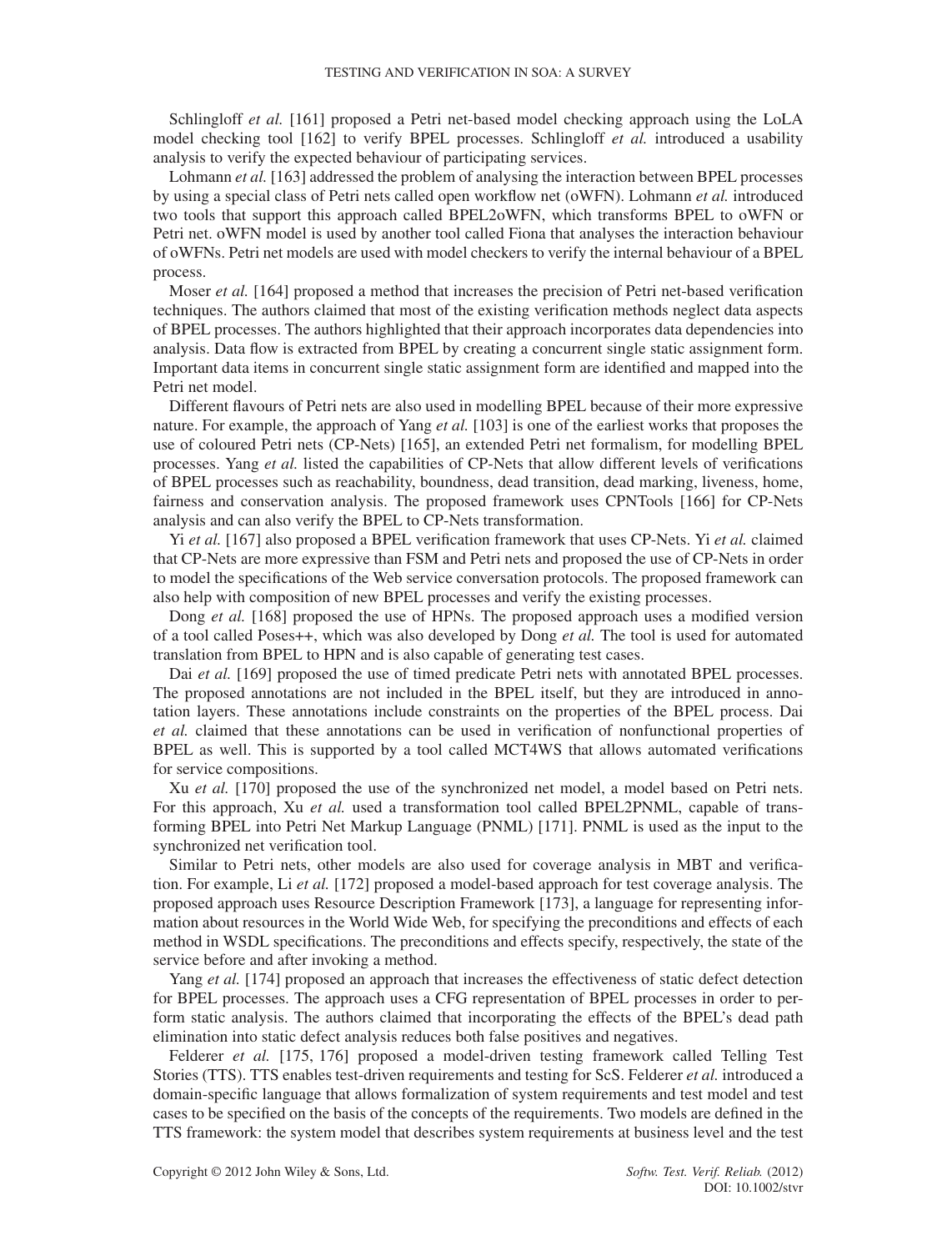Schlingloff *et al.* [161] proposed a Petri net-based model checking approach using the LoLA model checking tool [162] to verify BPEL processes. Schlingloff *et al.* introduced a usability analysis to verify the expected behaviour of participating services.

Lohmann *et al.* [163] addressed the problem of analysing the interaction between BPEL processes by using a special class of Petri nets called open workflow net (oWFN). Lohmann *et al.* introduced two tools that support this approach called BPEL2oWFN, which transforms BPEL to oWFN or Petri net. oWFN model is used by another tool called Fiona that analyses the interaction behaviour of oWFNs. Petri net models are used with model checkers to verify the internal behaviour of a BPEL process.

Moser *et al.* [164] proposed a method that increases the precision of Petri net-based verification techniques. The authors claimed that most of the existing verification methods neglect data aspects of BPEL processes. The authors highlighted that their approach incorporates data dependencies into analysis. Data flow is extracted from BPEL by creating a concurrent single static assignment form. Important data items in concurrent single static assignment form are identified and mapped into the Petri net model.

Different flavours of Petri nets are also used in modelling BPEL because of their more expressive nature. For example, the approach of Yang *et al.* [103] is one of the earliest works that proposes the use of coloured Petri nets (CP-Nets) [165], an extended Petri net formalism, for modelling BPEL processes. Yang *et al.* listed the capabilities of CP-Nets that allow different levels of verifications of BPEL processes such as reachability, boundness, dead transition, dead marking, liveness, home, fairness and conservation analysis. The proposed framework uses CPNTools [166] for CP-Nets analysis and can also verify the BPEL to CP-Nets transformation.

Yi *et al.* [167] also proposed a BPEL verification framework that uses CP-Nets. Yi *et al.* claimed that CP-Nets are more expressive than FSM and Petri nets and proposed the use of CP-Nets in order to model the specifications of the Web service conversation protocols. The proposed framework can also help with composition of new BPEL processes and verify the existing processes.

Dong *et al.* [168] proposed the use of HPNs. The proposed approach uses a modified version of a tool called Poses++, which was also developed by Dong *et al.* The tool is used for automated translation from BPEL to HPN and is also capable of generating test cases.

Dai *et al.* [169] proposed the use of timed predicate Petri nets with annotated BPEL processes. The proposed annotations are not included in the BPEL itself, but they are introduced in annotation layers. These annotations include constraints on the properties of the BPEL process. Dai *et al.* claimed that these annotations can be used in verification of nonfunctional properties of BPEL as well. This is supported by a tool called MCT4WS that allows automated verifications for service compositions.

Xu *et al.* [170] proposed the use of the synchronized net model, a model based on Petri nets. For this approach, Xu *et al.* used a transformation tool called BPEL2PNML, capable of transforming BPEL into Petri Net Markup Language (PNML) [171]. PNML is used as the input to the synchronized net verification tool.

Similar to Petri nets, other models are also used for coverage analysis in MBT and verification. For example, Li *et al.* [172] proposed a model-based approach for test coverage analysis. The proposed approach uses Resource Description Framework [173], a language for representing information about resources in the World Wide Web, for specifying the preconditions and effects of each method in WSDL specifications. The preconditions and effects specify, respectively, the state of the service before and after invoking a method.

Yang *et al.* [174] proposed an approach that increases the effectiveness of static defect detection for BPEL processes. The approach uses a CFG representation of BPEL processes in order to perform static analysis. The authors claimed that incorporating the effects of the BPEL's dead path elimination into static defect analysis reduces both false positives and negatives.

Felderer *et al.* [175, 176] proposed a model-driven testing framework called Telling Test Stories (TTS). TTS enables test-driven requirements and testing for ScS. Felderer *et al.* introduced a domain-specific language that allows formalization of system requirements and test model and test cases to be specified on the basis of the concepts of the requirements. Two models are defined in the TTS framework: the system model that describes system requirements at business level and the test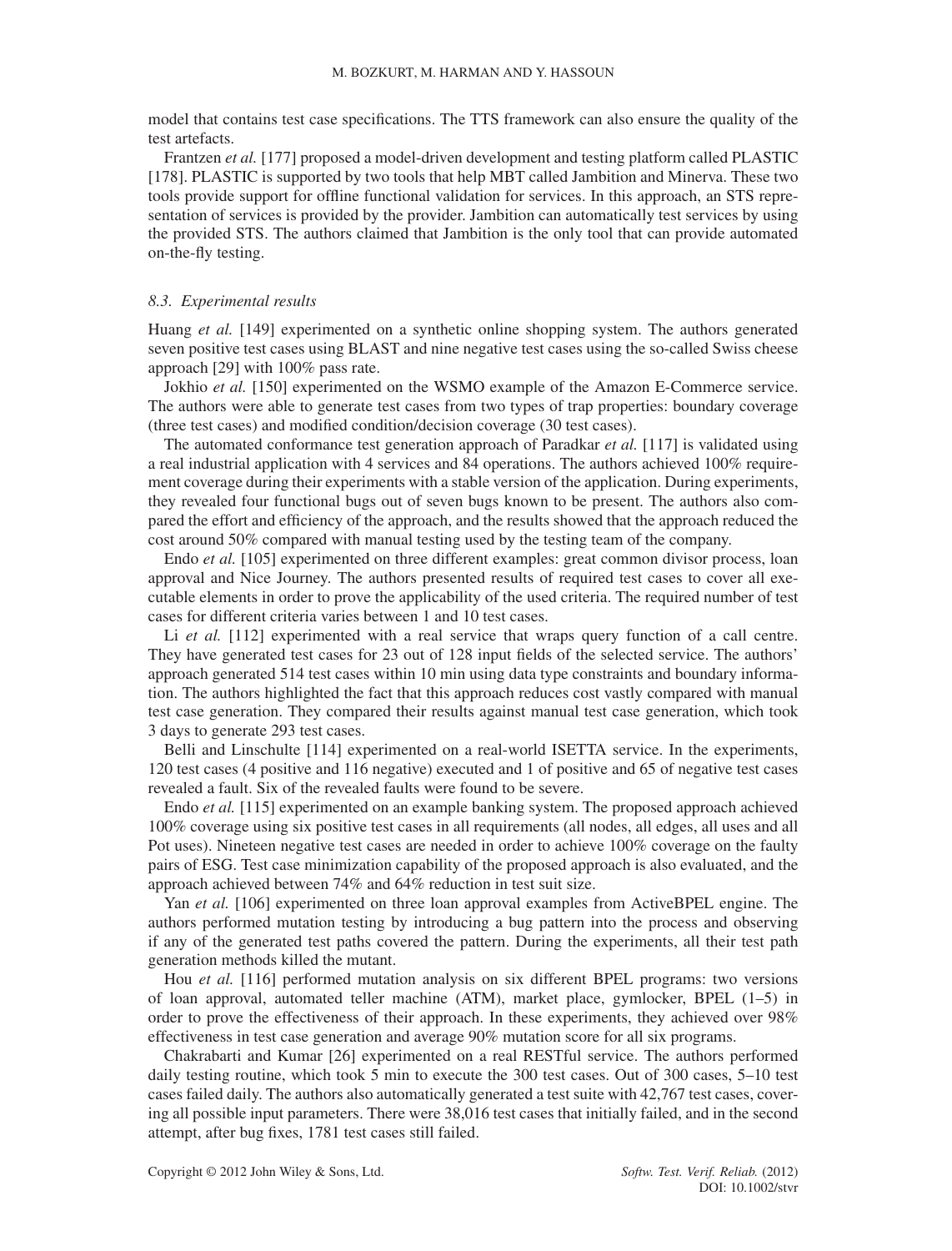model that contains test case specifications. The TTS framework can also ensure the quality of the test artefacts.

Frantzen *et al.* [177] proposed a model-driven development and testing platform called PLASTIC [178]. PLASTIC is supported by two tools that help MBT called Jambition and Minerva. These two tools provide support for offline functional validation for services. In this approach, an STS representation of services is provided by the provider. Jambition can automatically test services by using the provided STS. The authors claimed that Jambition is the only tool that can provide automated on-the-fly testing.

### *8.3. Experimental results*

Huang *et al.* [149] experimented on a synthetic online shopping system. The authors generated seven positive test cases using BLAST and nine negative test cases using the so-called Swiss cheese approach [29] with 100% pass rate.

Jokhio *et al.* [150] experimented on the WSMO example of the Amazon E-Commerce service. The authors were able to generate test cases from two types of trap properties: boundary coverage (three test cases) and modified condition/decision coverage (30 test cases).

The automated conformance test generation approach of Paradkar *et al.* [117] is validated using a real industrial application with 4 services and 84 operations. The authors achieved 100% requirement coverage during their experiments with a stable version of the application. During experiments, they revealed four functional bugs out of seven bugs known to be present. The authors also compared the effort and efficiency of the approach, and the results showed that the approach reduced the cost around 50% compared with manual testing used by the testing team of the company.

Endo *et al.* [105] experimented on three different examples: great common divisor process, loan approval and Nice Journey. The authors presented results of required test cases to cover all executable elements in order to prove the applicability of the used criteria. The required number of test cases for different criteria varies between 1 and 10 test cases.

Li *et al.* [112] experimented with a real service that wraps query function of a call centre. They have generated test cases for 23 out of 128 input fields of the selected service. The authors' approach generated 514 test cases within 10 min using data type constraints and boundary information. The authors highlighted the fact that this approach reduces cost vastly compared with manual test case generation. They compared their results against manual test case generation, which took 3 days to generate 293 test cases.

Belli and Linschulte [114] experimented on a real-world ISETTA service. In the experiments, 120 test cases (4 positive and 116 negative) executed and 1 of positive and 65 of negative test cases revealed a fault. Six of the revealed faults were found to be severe.

Endo *et al.* [115] experimented on an example banking system. The proposed approach achieved 100% coverage using six positive test cases in all requirements (all nodes, all edges, all uses and all Pot uses). Nineteen negative test cases are needed in order to achieve 100% coverage on the faulty pairs of ESG. Test case minimization capability of the proposed approach is also evaluated, and the approach achieved between 74% and 64% reduction in test suit size.

Yan *et al.* [106] experimented on three loan approval examples from ActiveBPEL engine. The authors performed mutation testing by introducing a bug pattern into the process and observing if any of the generated test paths covered the pattern. During the experiments, all their test path generation methods killed the mutant.

Hou *et al.* [116] performed mutation analysis on six different BPEL programs: two versions of loan approval, automated teller machine (ATM), market place, gymlocker, BPEL (1–5) in order to prove the effectiveness of their approach. In these experiments, they achieved over 98% effectiveness in test case generation and average 90% mutation score for all six programs.

Chakrabarti and Kumar [26] experimented on a real RESTful service. The authors performed daily testing routine, which took 5 min to execute the 300 test cases. Out of 300 cases, 5–10 test cases failed daily. The authors also automatically generated a test suite with 42,767 test cases, covering all possible input parameters. There were 38,016 test cases that initially failed, and in the second attempt, after bug fixes, 1781 test cases still failed.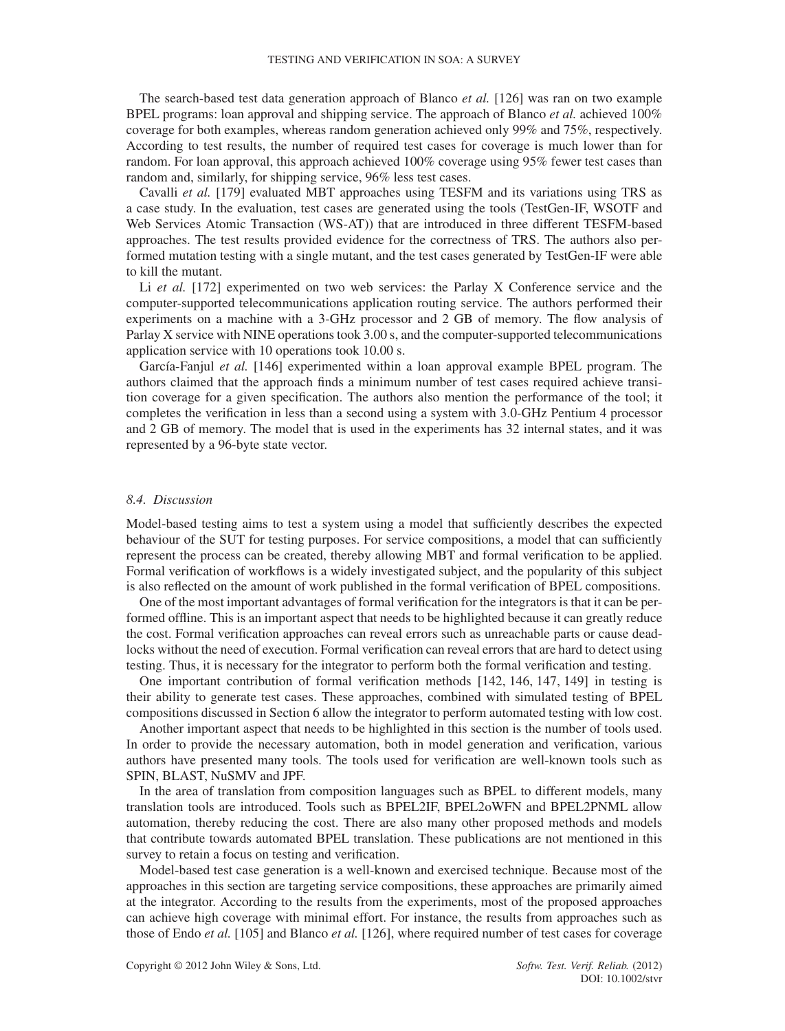The search-based test data generation approach of Blanco *et al.* [126] was ran on two example BPEL programs: loan approval and shipping service. The approach of Blanco *et al.* achieved 100% coverage for both examples, whereas random generation achieved only 99% and 75%, respectively. According to test results, the number of required test cases for coverage is much lower than for random. For loan approval, this approach achieved 100% coverage using 95% fewer test cases than random and, similarly, for shipping service, 96% less test cases.

Cavalli *et al.* [179] evaluated MBT approaches using TESFM and its variations using TRS as a case study. In the evaluation, test cases are generated using the tools (TestGen-IF, WSOTF and Web Services Atomic Transaction (WS-AT)) that are introduced in three different TESFM-based approaches. The test results provided evidence for the correctness of TRS. The authors also performed mutation testing with a single mutant, and the test cases generated by TestGen-IF were able to kill the mutant.

Li *et al.* [172] experimented on two web services: the Parlay X Conference service and the computer-supported telecommunications application routing service. The authors performed their experiments on a machine with a 3-GHz processor and 2 GB of memory. The flow analysis of Parlay X service with NINE operations took 3.00 s, and the computer-supported telecommunications application service with 10 operations took 10.00 s.

García-Fanjul *et al.* [146] experimented within a loan approval example BPEL program. The authors claimed that the approach finds a minimum number of test cases required achieve transition coverage for a given specification. The authors also mention the performance of the tool; it completes the verification in less than a second using a system with 3.0-GHz Pentium 4 processor and 2 GB of memory. The model that is used in the experiments has 32 internal states, and it was represented by a 96-byte state vector.

### *8.4. Discussion*

Model-based testing aims to test a system using a model that sufficiently describes the expected behaviour of the SUT for testing purposes. For service compositions, a model that can sufficiently represent the process can be created, thereby allowing MBT and formal verification to be applied. Formal verification of workflows is a widely investigated subject, and the popularity of this subject is also reflected on the amount of work published in the formal verification of BPEL compositions.

One of the most important advantages of formal verification for the integrators is that it can be performed offline. This is an important aspect that needs to be highlighted because it can greatly reduce the cost. Formal verification approaches can reveal errors such as unreachable parts or cause deadlocks without the need of execution. Formal verification can reveal errors that are hard to detect using testing. Thus, it is necessary for the integrator to perform both the formal verification and testing.

One important contribution of formal verification methods [142, 146, 147, 149] in testing is their ability to generate test cases. These approaches, combined with simulated testing of BPEL compositions discussed in Section 6 allow the integrator to perform automated testing with low cost.

Another important aspect that needs to be highlighted in this section is the number of tools used. In order to provide the necessary automation, both in model generation and verification, various authors have presented many tools. The tools used for verification are well-known tools such as SPIN, BLAST, NuSMV and JPF.

In the area of translation from composition languages such as BPEL to different models, many translation tools are introduced. Tools such as BPEL2IF, BPEL2oWFN and BPEL2PNML allow automation, thereby reducing the cost. There are also many other proposed methods and models that contribute towards automated BPEL translation. These publications are not mentioned in this survey to retain a focus on testing and verification.

Model-based test case generation is a well-known and exercised technique. Because most of the approaches in this section are targeting service compositions, these approaches are primarily aimed at the integrator. According to the results from the experiments, most of the proposed approaches can achieve high coverage with minimal effort. For instance, the results from approaches such as those of Endo *et al.* [105] and Blanco *et al.* [126], where required number of test cases for coverage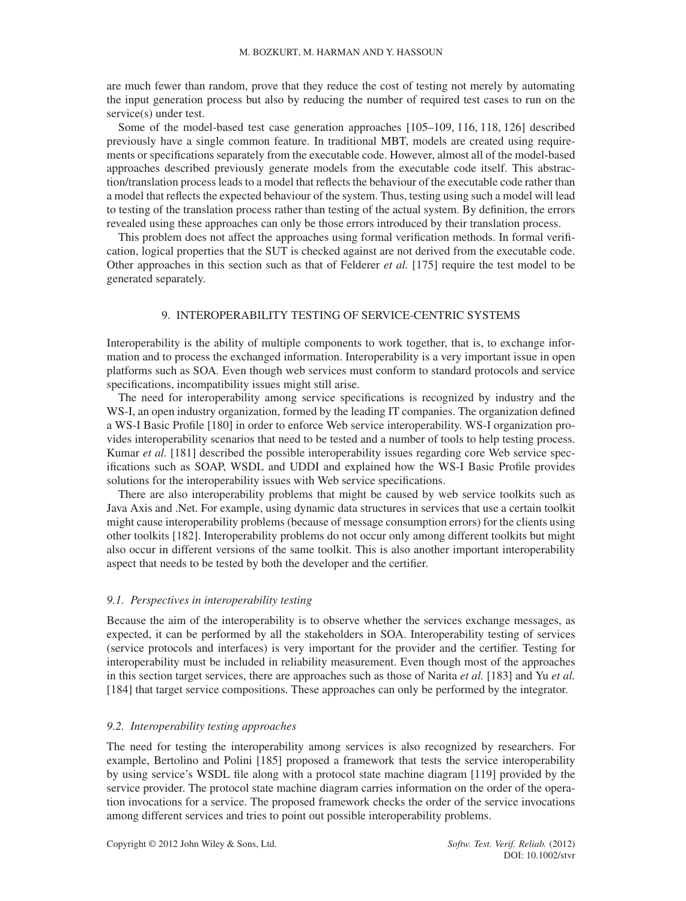are much fewer than random, prove that they reduce the cost of testing not merely by automating the input generation process but also by reducing the number of required test cases to run on the service(s) under test.

Some of the model-based test case generation approaches [105–109, 116, 118, 126] described previously have a single common feature. In traditional MBT, models are created using requirements or specifications separately from the executable code. However, almost all of the model-based approaches described previously generate models from the executable code itself. This abstraction/translation process leads to a model that reflects the behaviour of the executable code rather than a model that reflects the expected behaviour of the system. Thus, testing using such a model will lead to testing of the translation process rather than testing of the actual system. By definition, the errors revealed using these approaches can only be those errors introduced by their translation process.

This problem does not affect the approaches using formal verification methods. In formal verification, logical properties that the SUT is checked against are not derived from the executable code. Other approaches in this section such as that of Felderer *et al.* [175] require the test model to be generated separately.

## 9. INTEROPERABILITY TESTING OF SERVICE-CENTRIC SYSTEMS

Interoperability is the ability of multiple components to work together, that is, to exchange information and to process the exchanged information. Interoperability is a very important issue in open platforms such as SOA. Even though web services must conform to standard protocols and service specifications, incompatibility issues might still arise.

The need for interoperability among service specifications is recognized by industry and the WS-I, an open industry organization, formed by the leading IT companies. The organization defined a WS-I Basic Profile [180] in order to enforce Web service interoperability. WS-I organization provides interoperability scenarios that need to be tested and a number of tools to help testing process. Kumar *et al.* [181] described the possible interoperability issues regarding core Web service specifications such as SOAP, WSDL and UDDI and explained how the WS-I Basic Profile provides solutions for the interoperability issues with Web service specifications.

There are also interoperability problems that might be caused by web service toolkits such as Java Axis and .Net. For example, using dynamic data structures in services that use a certain toolkit might cause interoperability problems (because of message consumption errors) for the clients using other toolkits [182]. Interoperability problems do not occur only among different toolkits but might also occur in different versions of the same toolkit. This is also another important interoperability aspect that needs to be tested by both the developer and the certifier.

### 9.1. *Perspectives in interoperability testing*

Because the aim of the interoperability is to observe whether the services exchange messages, as expected, it can be performed by all the stakeholders in SOA. Interoperability testing of services (service protocols and interfaces) is very important for the provider and the certifier. Testing for interoperability must be included in reliability measurement. Even though most of the approaches in this section target services, there are approaches such as those of Narita *et al.* [183] and Yu *et al.* [184] that target service compositions. These approaches can only be performed by the integrator.

### 9.2. *Interoperability testing approaches*

The need for testing the interoperability among services is also recognized by researchers. For example, Bertolino and Polini [185] proposed a framework that tests the service interoperability by using service's WSDL file along with a protocol state machine diagram [119] provided by the service provider. The protocol state machine diagram carries information on the order of the operation invocations for a service. The proposed framework checks the order of the service invocations among different services and tries to point out possible interoperability problems.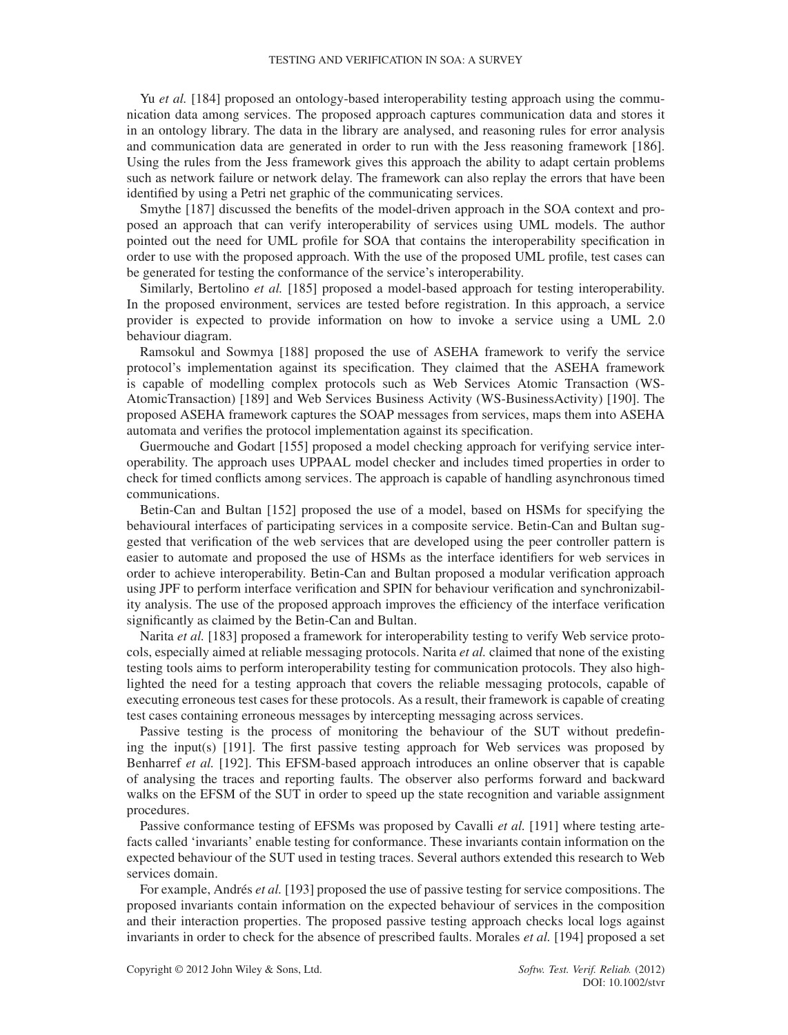Yu *et al.* [184] proposed an ontology-based interoperability testing approach using the communication data among services. The proposed approach captures communication data and stores it in an ontology library. The data in the library are analysed, and reasoning rules for error analysis and communication data are generated in order to run with the Jess reasoning framework [186]. Using the rules from the Jess framework gives this approach the ability to adapt certain problems such as network failure or network delay. The framework can also replay the errors that have been identified by using a Petri net graphic of the communicating services.

Smythe [187] discussed the benefits of the model-driven approach in the SOA context and proposed an approach that can verify interoperability of services using UML models. The author pointed out the need for UML profile for SOA that contains the interoperability specification in order to use with the proposed approach. With the use of the proposed UML profile, test cases can be generated for testing the conformance of the service's interoperability.

Similarly, Bertolino *et al.* [185] proposed a model-based approach for testing interoperability. In the proposed environment, services are tested before registration. In this approach, a service provider is expected to provide information on how to invoke a service using a UML 2.0 behaviour diagram.

Ramsokul and Sowmya [188] proposed the use of ASEHA framework to verify the service protocol's implementation against its specification. They claimed that the ASEHA framework is capable of modelling complex protocols such as Web Services Atomic Transaction (WS-AtomicTransaction) [189] and Web Services Business Activity (WS-BusinessActivity) [190]. The proposed ASEHA framework captures the SOAP messages from services, maps them into ASEHA automata and verifies the protocol implementation against its specification.

Guermouche and Godart [155] proposed a model checking approach for verifying service interoperability. The approach uses UPPAAL model checker and includes timed properties in order to check for timed conflicts among services. The approach is capable of handling asynchronous timed communications.

Betin-Can and Bultan [152] proposed the use of a model, based on HSMs for specifying the behavioural interfaces of participating services in a composite service. Betin-Can and Bultan suggested that verification of the web services that are developed using the peer controller pattern is easier to automate and proposed the use of HSMs as the interface identifiers for web services in order to achieve interoperability. Betin-Can and Bultan proposed a modular verification approach using JPF to perform interface verification and SPIN for behaviour verification and synchronizability analysis. The use of the proposed approach improves the efficiency of the interface verification significantly as claimed by the Betin-Can and Bultan.

Narita *et al.* [183] proposed a framework for interoperability testing to verify Web service protocols, especially aimed at reliable messaging protocols. Narita *et al.* claimed that none of the existing testing tools aims to perform interoperability testing for communication protocols. They also highlighted the need for a testing approach that covers the reliable messaging protocols, capable of executing erroneous test cases for these protocols. As a result, their framework is capable of creating test cases containing erroneous messages by intercepting messaging across services.

Passive testing is the process of monitoring the behaviour of the SUT without predefining the input(s) [191]. The first passive testing approach for Web services was proposed by Benharref *et al.* [192]. This EFSM-based approach introduces an online observer that is capable of analysing the traces and reporting faults. The observer also performs forward and backward walks on the EFSM of the SUT in order to speed up the state recognition and variable assignment procedures.

Passive conformance testing of EFSMs was proposed by Cavalli *et al.* [191] where testing artefacts called 'invariants' enable testing for conformance. These invariants contain information on the expected behaviour of the SUT used in testing traces. Several authors extended this research to Web services domain.

For example, Andrés *et al.* [193] proposed the use of passive testing for service compositions. The proposed invariants contain information on the expected behaviour of services in the composition and their interaction properties. The proposed passive testing approach checks local logs against invariants in order to check for the absence of prescribed faults. Morales *et al.* [194] proposed a set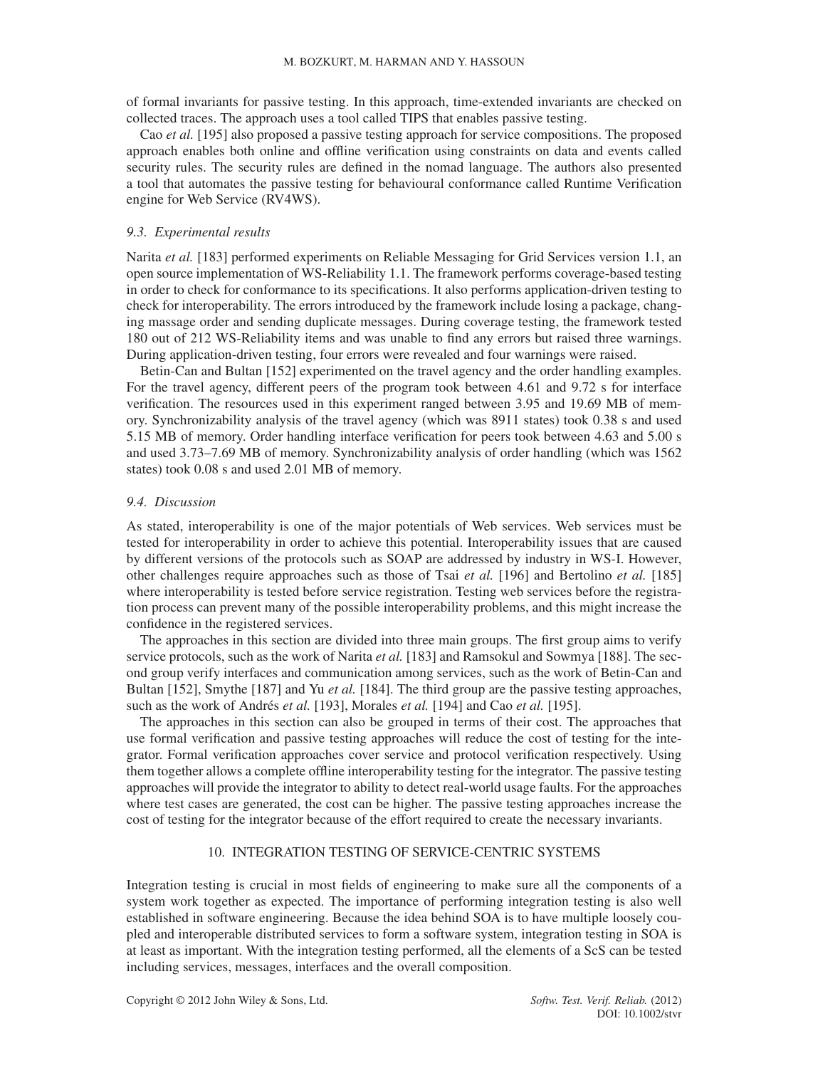of formal invariants for passive testing. In this approach, time-extended invariants are checked on collected traces. The approach uses a tool called TIPS that enables passive testing.

Cao *et al.* [195] also proposed a passive testing approach for service compositions. The proposed approach enables both online and offline verification using constraints on data and events called security rules. The security rules are defined in the nomad language. The authors also presented a tool that automates the passive testing for behavioural conformance called Runtime Verification engine for Web Service (RV4WS).

### 9.3. Experimental results

Narita *et al.* [183] performed experiments on Reliable Messaging for Grid Services version 1.1, an open source implementation of WS-Reliability 1.1. The framework performs coverage-based testing in order to check for conformance to its specifications. It also performs application-driven testing to check for interoperability. The errors introduced by the framework include losing a package, changing massage order and sending duplicate messages. During coverage testing, the framework tested 180 out of 212 WS-Reliability items and was unable to find any errors but raised three warnings. During application-driven testing, four errors were revealed and four warnings were raised.

Betin-Can and Bultan [152] experimented on the travel agency and the order handling examples. For the travel agency, different peers of the program took between 4.61 and 9.72 s for interface verification. The resources used in this experiment ranged between 3.95 and 19.69 MB of memory. Synchronizability analysis of the travel agency (which was 8911 states) took 0.38 s and used 5.15 MB of memory. Order handling interface verification for peers took between 4.63 and 5.00 s and used 3.73–7.69 MB of memory. Synchronizability analysis of order handling (which was 1562 states) took 0.08 s and used 2.01 MB of memory.

### 9.4. Discussion

As stated, interoperability is one of the major potentials of Web services. Web services must be tested for interoperability in order to achieve this potential. Interoperability issues that are caused by different versions of the protocols such as SOAP are addressed by industry in WS-I. However, other challenges require approaches such as those of Tsai *et al.* [196] and Bertolino *et al.* [185] where interoperability is tested before service registration. Testing web services before the registration process can prevent many of the possible interoperability problems, and this might increase the confidence in the registered services.

The approaches in this section are divided into three main groups. The first group aims to verify service protocols, such as the work of Narita *et al.* [183] and Ramsokul and Sowmya [188]. The second group verify interfaces and communication among services, such as the work of Betin-Can and Bultan [152], Smythe [187] and Yu *et al.* [184]. The third group are the passive testing approaches, such as the work of Andrés *et al.* [193], Morales *et al.* [194] and Cao *et al.* [195].

The approaches in this section can also be grouped in terms of their cost. The approaches that use formal verification and passive testing approaches will reduce the cost of testing for the integrator. Formal verification approaches cover service and protocol verification respectively. Using them together allows a complete offline interoperability testing for the integrator. The passive testing approaches will provide the integrator to ability to detect real-world usage faults. For the approaches where test cases are generated, the cost can be higher. The passive testing approaches increase the cost of testing for the integrator because of the effort required to create the necessary invariants.

## 10. INTEGRATION TESTING OF SERVICE-CENTRIC SYSTEMS

Integration testing is crucial in most fields of engineering to make sure all the components of a system work together as expected. The importance of performing integration testing is also well established in software engineering. Because the idea behind SOA is to have multiple loosely coupled and interoperable distributed services to form a software system, integration testing in SOA is at least as important. With the integration testing performed, all the elements of a ScS can be tested including services, messages, interfaces and the overall composition.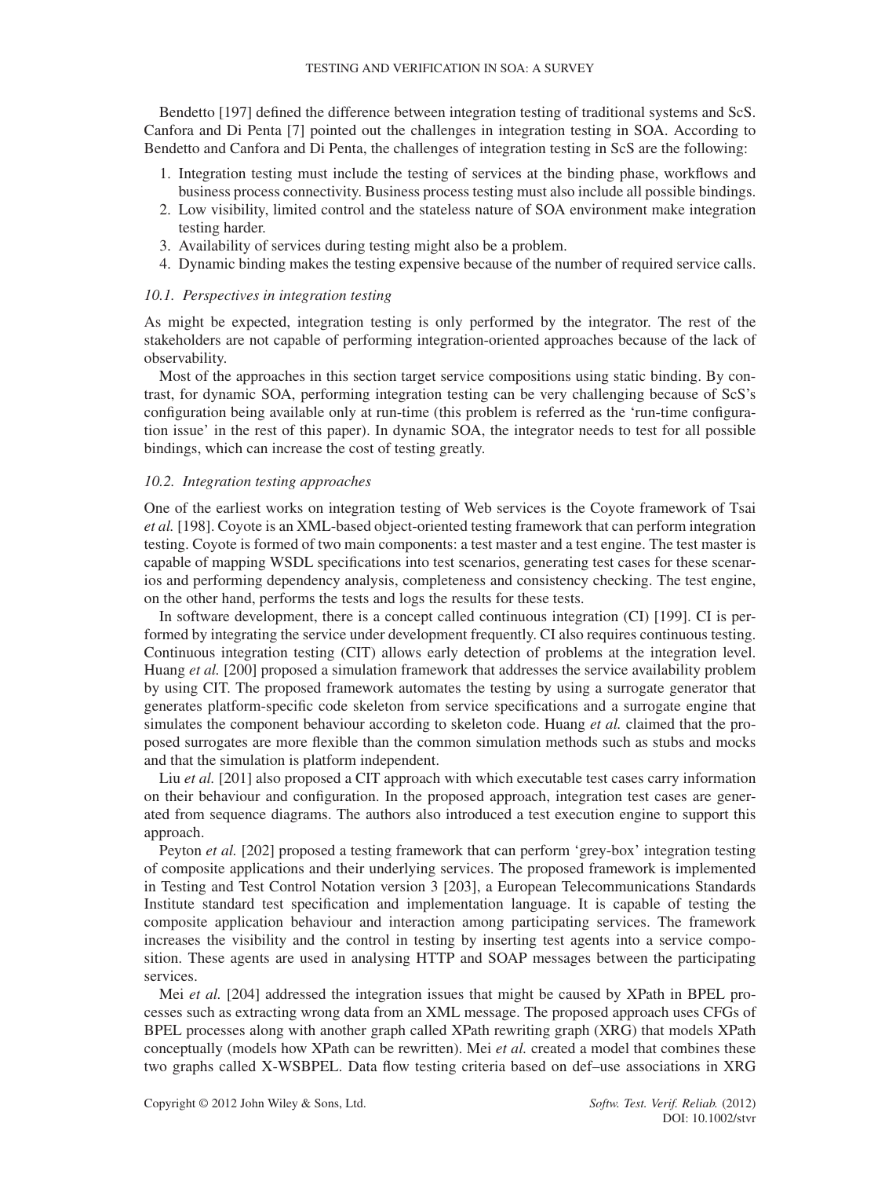Bendetto [197] defined the difference between integration testing of traditional systems and ScS. Canfora and Di Penta [7] pointed out the challenges in integration testing in SOA. According to Bendetto and Canfora and Di Penta, the challenges of integration testing in ScS are the following:

1. Integration testing must include the testing of services at the binding phase, workflows and business process connectivity. Business process testing must also include all possible bindings.
2. Low visibility, limited control and the stateless nature of SOA environment make integration testing harder.
3. Availability of services during testing might also be a problem.
4. Dynamic binding makes the testing expensive because of the number of required service calls.

### 10.1. Perspectives in integration testing

As might be expected, integration testing is only performed by the integrator. The rest of the stakeholders are not capable of performing integration-oriented approaches because of the lack of observability.

Most of the approaches in this section target service compositions using static binding. By contrast, for dynamic SOA, performing integration testing can be very challenging because of ScS's configuration being available only at run-time (this problem is referred as the 'run-time configuration issue' in the rest of this paper). In dynamic SOA, the integrator needs to test for all possible bindings, which can increase the cost of testing greatly.

### 10.2. Integration testing approaches

One of the earliest works on integration testing of Web services is the Coyote framework of Tsai *et al.* [198]. Coyote is an XML-based object-oriented testing framework that can perform integration testing. Coyote is formed of two main components: a test master and a test engine. The test master is capable of mapping WSDL specifications into test scenarios, generating test cases for these scenarios and performing dependency analysis, completeness and consistency checking. The test engine, on the other hand, performs the tests and logs the results for these tests.

In software development, there is a concept called continuous integration (CI) [199]. CI is performed by integrating the service under development frequently. CI also requires continuous testing. Continuous integration testing (CIT) allows early detection of problems at the integration level. Huang *et al.* [200] proposed a simulation framework that addresses the service availability problem by using CIT. The proposed framework automates the testing by using a surrogate generator that generates platform-specific code skeleton from service specifications and a surrogate engine that simulates the component behaviour according to skeleton code. Huang *et al.* claimed that the proposed surrogates are more flexible than the common simulation methods such as stubs and mocks and that the simulation is platform independent.

Liu *et al.* [201] also proposed a CIT approach with which executable test cases carry information on their behaviour and configuration. In the proposed approach, integration test cases are generated from sequence diagrams. The authors also introduced a test execution engine to support this approach.

Peyton *et al.* [202] proposed a testing framework that can perform 'grey-box' integration testing of composite applications and their underlying services. The proposed framework is implemented in Testing and Test Control Notation version 3 [203], a European Telecommunications Standards Institute standard test specification and implementation language. It is capable of testing the composite application behaviour and interaction among participating services. The framework increases the visibility and the control in testing by inserting test agents into a service composition. These agents are used in analysing HTTP and SOAP messages between the participating services.

Mei *et al.* [204] addressed the integration issues that might be caused by XPath in BPEL processes such as extracting wrong data from an XML message. The proposed approach uses CFGs of BPEL processes along with another graph called XPath rewriting graph (XRG) that models XPath conceptually (models how XPath can be rewritten). Mei *et al.* created a model that combines these two graphs called X-WSBPEL. Data flow testing criteria based on def–use associations in XRG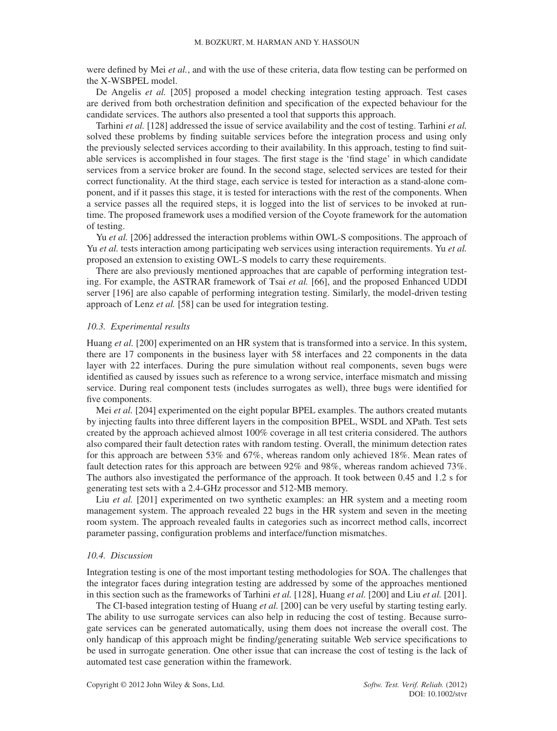were defined by Mei *et al.*, and with the use of these criteria, data flow testing can be performed on the X-WSBPEL model.

De Angelis *et al.* [205] proposed a model checking integration testing approach. Test cases are derived from both orchestration definition and specification of the expected behaviour for the candidate services. The authors also presented a tool that supports this approach.

Tarhini *et al.* [128] addressed the issue of service availability and the cost of testing. Tarhini *et al.* solved these problems by finding suitable services before the integration process and using only the previously selected services according to their availability. In this approach, testing to find suitable services is accomplished in four stages. The first stage is the 'find stage' in which candidate services from a service broker are found. In the second stage, selected services are tested for their correct functionality. At the third stage, each service is tested for interaction as a stand-alone component, and if it passes this stage, it is tested for interactions with the rest of the components. When a service passes all the required steps, it is logged into the list of services to be invoked at runtime. The proposed framework uses a modified version of the Coyote framework for the automation of testing.

Yu *et al.* [206] addressed the interaction problems within OWL-S compositions. The approach of Yu *et al.* tests interaction among participating web services using interaction requirements. Yu *et al.* proposed an extension to existing OWL-S models to carry these requirements.

There are also previously mentioned approaches that are capable of performing integration testing. For example, the ASTRAR framework of Tsai *et al.* [66], and the proposed Enhanced UDDI server [196] are also capable of performing integration testing. Similarly, the model-driven testing approach of Lenz *et al.* [58] can be used for integration testing.

### *10.3. Experimental results*

Huang *et al.* [200] experimented on an HR system that is transformed into a service. In this system, there are 17 components in the business layer with 58 interfaces and 22 components in the data layer with 22 interfaces. During the pure simulation without real components, seven bugs were identified as caused by issues such as reference to a wrong service, interface mismatch and missing service. During real component tests (includes surrogates as well), three bugs were identified for five components.

Mei *et al.* [204] experimented on the eight popular BPEL examples. The authors created mutants by injecting faults into three different layers in the composition BPEL, WSDL and XPath. Test sets created by the approach achieved almost 100% coverage in all test criteria considered. The authors also compared their fault detection rates with random testing. Overall, the minimum detection rates for this approach are between 53% and 67%, whereas random only achieved 18%. Mean rates of fault detection rates for this approach are between 92% and 98%, whereas random achieved 73%. The authors also investigated the performance of the approach. It took between 0.45 and 1.2 s for generating test sets with a 2.4-GHz processor and 512-MB memory.

Liu *et al.* [201] experimented on two synthetic examples: an HR system and a meeting room management system. The approach revealed 22 bugs in the HR system and seven in the meeting room system. The approach revealed faults in categories such as incorrect method calls, incorrect parameter passing, configuration problems and interface/function mismatches.

### *10.4. Discussion*

Integration testing is one of the most important testing methodologies for SOA. The challenges that the integrator faces during integration testing are addressed by some of the approaches mentioned in this section such as the frameworks of Tarhini *et al.* [128], Huang *et al.* [200] and Liu *et al.* [201].

The CI-based integration testing of Huang *et al.* [200] can be very useful by starting testing early. The ability to use surrogate services can also help in reducing the cost of testing. Because surrogate services can be generated automatically, using them does not increase the overall cost. The only handicap of this approach might be finding/generating suitable Web service specifications to be used in surrogate generation. One other issue that can increase the cost of testing is the lack of automated test case generation within the framework.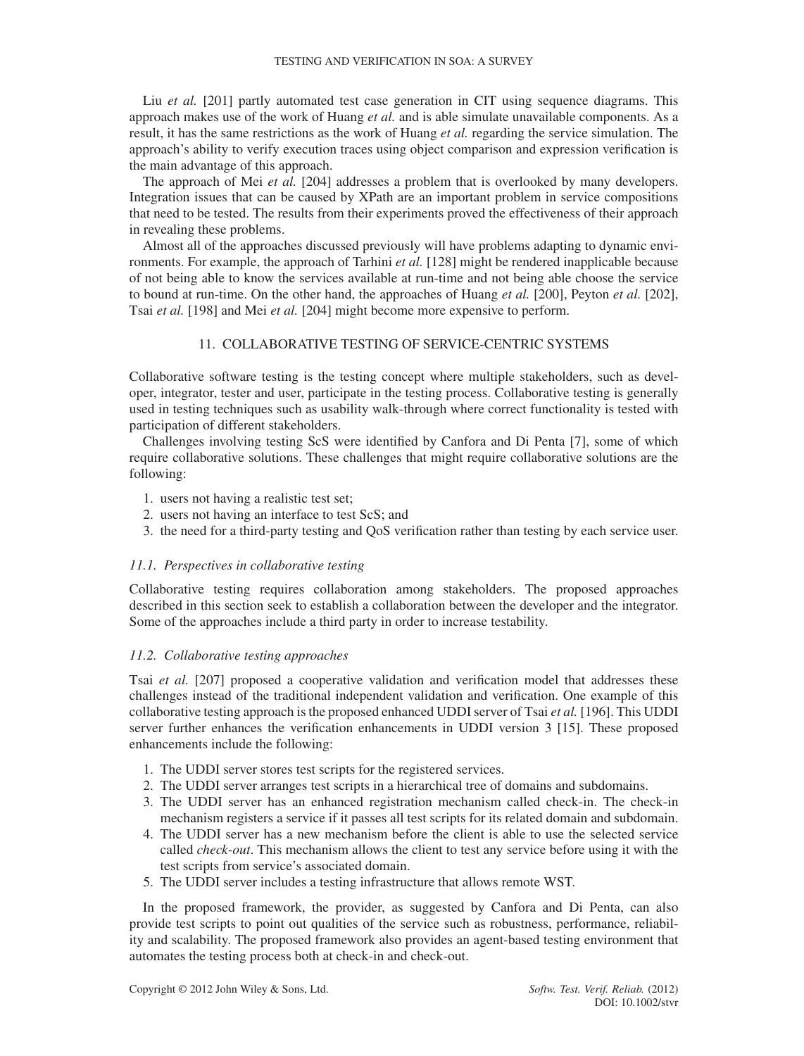Liu *et al.* [201] partly automated test case generation in CIT using sequence diagrams. This approach makes use of the work of Huang *et al.* and is able simulate unavailable components. As a result, it has the same restrictions as the work of Huang *et al.* regarding the service simulation. The approach's ability to verify execution traces using object comparison and expression verification is the main advantage of this approach.

The approach of Mei *et al.* [204] addresses a problem that is overlooked by many developers. Integration issues that can be caused by XPath are an important problem in service compositions that need to be tested. The results from their experiments proved the effectiveness of their approach in revealing these problems.

Almost all of the approaches discussed previously will have problems adapting to dynamic environments. For example, the approach of Tarhini *et al.* [128] might be rendered inapplicable because of not being able to know the services available at run-time and not being able choose the service to bound at run-time. On the other hand, the approaches of Huang *et al.* [200], Peyton *et al.* [202], Tsai *et al.* [198] and Mei *et al.* [204] might become more expensive to perform.

## 11. COLLABORATIVE TESTING OF SERVICE-CENTRIC SYSTEMS

Collaborative software testing is the testing concept where multiple stakeholders, such as developer, integrator, tester and user, participate in the testing process. Collaborative testing is generally used in testing techniques such as usability walk-through where correct functionality is tested with participation of different stakeholders.

Challenges involving testing ScS were identified by Canfora and Di Penta [7], some of which require collaborative solutions. These challenges that might require collaborative solutions are the following:

1. users not having a realistic test set;
2. users not having an interface to test ScS; and
3. the need for a third-party testing and QoS verification rather than testing by each service user.

### *11.1. Perspectives in collaborative testing*

Collaborative testing requires collaboration among stakeholders. The proposed approaches described in this section seek to establish a collaboration between the developer and the integrator. Some of the approaches include a third party in order to increase testability.

### *11.2. Collaborative testing approaches*

Tsai *et al.* [207] proposed a cooperative validation and verification model that addresses these challenges instead of the traditional independent validation and verification. One example of this collaborative testing approach is the proposed enhanced UDDI server of Tsai *et al.* [196]. This UDDI server further enhances the verification enhancements in UDDI version 3 [15]. These proposed enhancements include the following:

1. The UDDI server stores test scripts for the registered services.
2. The UDDI server arranges test scripts in a hierarchical tree of domains and subdomains.
3. The UDDI server has an enhanced registration mechanism called check-in. The check-in mechanism registers a service if it passes all test scripts for its related domain and subdomain.
4. The UDDI server has a new mechanism before the client is able to use the selected service called *check-out*. This mechanism allows the client to test any service before using it with the test scripts from service's associated domain.
5. The UDDI server includes a testing infrastructure that allows remote WST.

In the proposed framework, the provider, as suggested by Canfora and Di Penta, can also provide test scripts to point out qualities of the service such as robustness, performance, reliability and scalability. The proposed framework also provides an agent-based testing environment that automates the testing process both at check-in and check-out.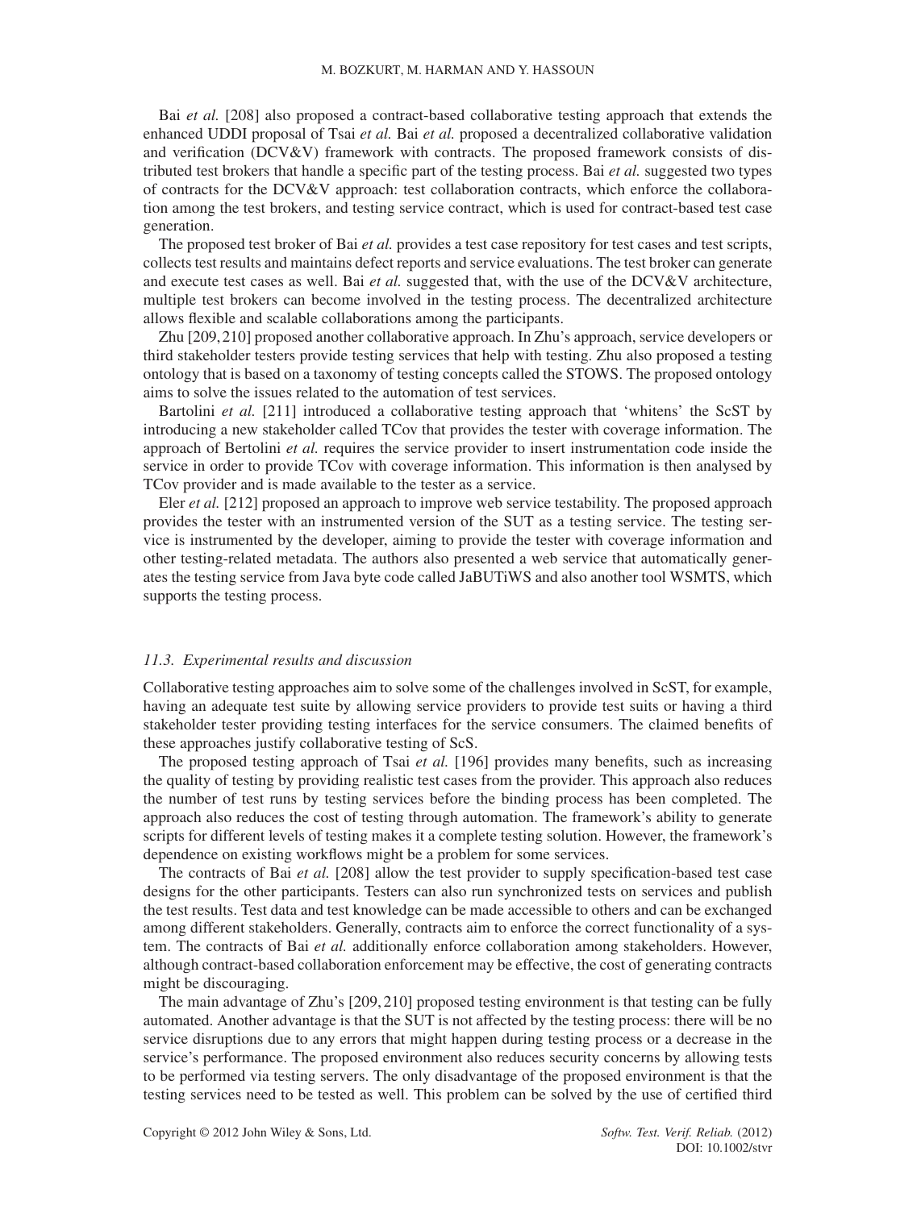Bai *et al.* [208] also proposed a contract-based collaborative testing approach that extends the enhanced UDDI proposal of Tsai *et al.* Bai *et al.* proposed a decentralized collaborative validation and verification (DCV&V) framework with contracts. The proposed framework consists of distributed test brokers that handle a specific part of the testing process. Bai *et al.* suggested two types of contracts for the DCV&V approach: test collaboration contracts, which enforce the collaboration among the test brokers, and testing service contract, which is used for contract-based test case generation.

The proposed test broker of Bai *et al.* provides a test case repository for test cases and test scripts, collects test results and maintains defect reports and service evaluations. The test broker can generate and execute test cases as well. Bai *et al.* suggested that, with the use of the DCV&V architecture, multiple test brokers can become involved in the testing process. The decentralized architecture allows flexible and scalable collaborations among the participants.

Zhu [209, 210] proposed another collaborative approach. In Zhu's approach, service developers or third stakeholder testers provide testing services that help with testing. Zhu also proposed a testing ontology that is based on a taxonomy of testing concepts called the STOWS. The proposed ontology aims to solve the issues related to the automation of test services.

Bartolini *et al.* [211] introduced a collaborative testing approach that 'whitens' the ScST by introducing a new stakeholder called TCov that provides the tester with coverage information. The approach of Bertolini *et al.* requires the service provider to insert instrumentation code inside the service in order to provide TCov with coverage information. This information is then analysed by TCov provider and is made available to the tester as a service.

Eler *et al.* [212] proposed an approach to improve web service testability. The proposed approach provides the tester with an instrumented version of the SUT as a testing service. The testing service is instrumented by the developer, aiming to provide the tester with coverage information and other testing-related metadata. The authors also presented a web service that automatically generates the testing service from Java byte code called JaBUTiWS and also another tool WSMTS, which supports the testing process.

### *11.3. Experimental results and discussion*

Collaborative testing approaches aim to solve some of the challenges involved in ScST, for example, having an adequate test suite by allowing service providers to provide test suits or having a third stakeholder tester providing testing interfaces for the service consumers. The claimed benefits of these approaches justify collaborative testing of ScS.

The proposed testing approach of Tsai *et al.* [196] provides many benefits, such as increasing the quality of testing by providing realistic test cases from the provider. This approach also reduces the number of test runs by testing services before the binding process has been completed. The approach also reduces the cost of testing through automation. The framework's ability to generate scripts for different levels of testing makes it a complete testing solution. However, the framework's dependence on existing workflows might be a problem for some services.

The contracts of Bai *et al.* [208] allow the test provider to supply specification-based test case designs for the other participants. Testers can also run synchronized tests on services and publish the test results. Test data and test knowledge can be made accessible to others and can be exchanged among different stakeholders. Generally, contracts aim to enforce the correct functionality of a system. The contracts of Bai *et al.* additionally enforce collaboration among stakeholders. However, although contract-based collaboration enforcement may be effective, the cost of generating contracts might be discouraging.

The main advantage of Zhu's [209, 210] proposed testing environment is that testing can be fully automated. Another advantage is that the SUT is not affected by the testing process: there will be no service disruptions due to any errors that might happen during testing process or a decrease in the service's performance. The proposed environment also reduces security concerns by allowing tests to be performed via testing servers. The only disadvantage of the proposed environment is that the testing services need to be tested as well. This problem can be solved by the use of certified third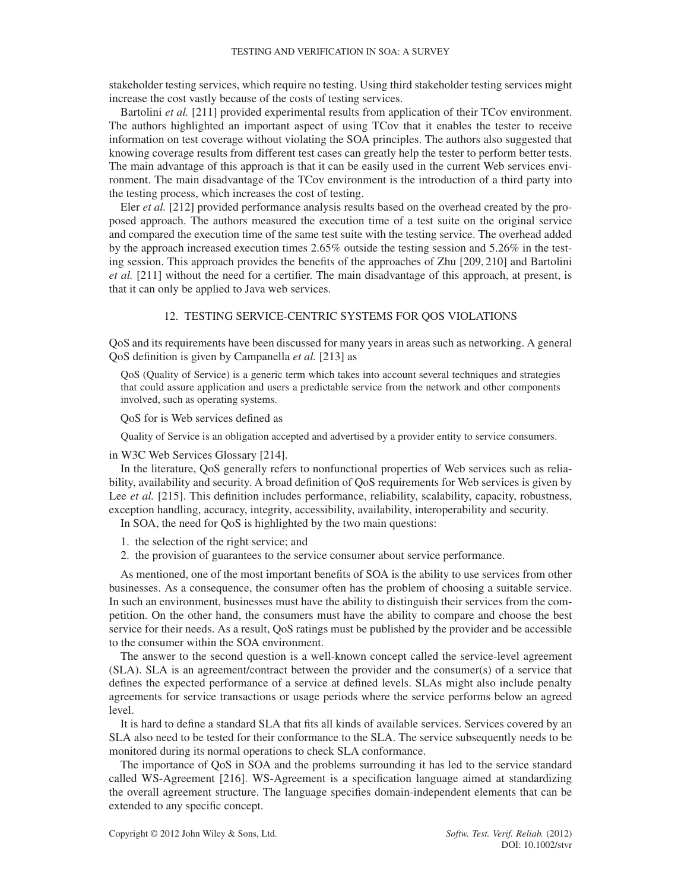stakeholder testing services, which require no testing. Using third stakeholder testing services might increase the cost vastly because of the costs of testing services.

Bartolini *et al.* [211] provided experimental results from application of their TCov environment. The authors highlighted an important aspect of using TCov that it enables the tester to receive information on test coverage without violating the SOA principles. The authors also suggested that knowing coverage results from different test cases can greatly help the tester to perform better tests. The main advantage of this approach is that it can be easily used in the current Web services environment. The main disadvantage of the TCov environment is the introduction of a third party into the testing process, which increases the cost of testing.

Eler *et al.* [212] provided performance analysis results based on the overhead created by the proposed approach. The authors measured the execution time of a test suite on the original service and compared the execution time of the same test suite with the testing service. The overhead added by the approach increased execution times 2.65% outside the testing session and 5.26% in the testing session. This approach provides the benefits of the approaches of Zhu [209, 210] and Bartolini *et al.* [211] without the need for a certifier. The main disadvantage of this approach, at present, is that it can only be applied to Java web services.

## 12. TESTING SERVICE-CENTRIC SYSTEMS FOR QOS VIOLATIONS

QoS and its requirements have been discussed for many years in areas such as networking. A general QoS definition is given by Campanella *et al.* [213] as

> QoS (Quality of Service) is a generic term which takes into account several techniques and strategies that could assure application and users a predictable service from the network and other components involved, such as operating systems.

QoS for is Web services defined as

> Quality of Service is an obligation accepted and advertised by a provider entity to service consumers.

in W3C Web Services Glossary [214].

In the literature, QoS generally refers to nonfunctional properties of Web services such as reliability, availability and security. A broad definition of QoS requirements for Web services is given by Lee *et al.* [215]. This definition includes performance, reliability, scalability, capacity, robustness, exception handling, accuracy, integrity, accessibility, availability, interoperability and security.

In SOA, the need for QoS is highlighted by the two main questions:

1. the selection of the right service; and
2. the provision of guarantees to the service consumer about service performance.

As mentioned, one of the most important benefits of SOA is the ability to use services from other businesses. As a consequence, the consumer often has the problem of choosing a suitable service. In such an environment, businesses must have the ability to distinguish their services from the competition. On the other hand, the consumers must have the ability to compare and choose the best service for their needs. As a result, QoS ratings must be published by the provider and be accessible to the consumer within the SOA environment.

The answer to the second question is a well-known concept called the service-level agreement (SLA). SLA is an agreement/contract between the provider and the consumer(s) of a service that defines the expected performance of a service at defined levels. SLAs might also include penalty agreements for service transactions or usage periods where the service performs below an agreed level.

It is hard to define a standard SLA that fits all kinds of available services. Services covered by an SLA also need to be tested for their conformance to the SLA. The service subsequently needs to be monitored during its normal operations to check SLA conformance.

The importance of QoS in SOA and the problems surrounding it has led to the service standard called WS-Agreement [216]. WS-Agreement is a specification language aimed at standardizing the overall agreement structure. The language specifies domain-independent elements that can be extended to any specific concept.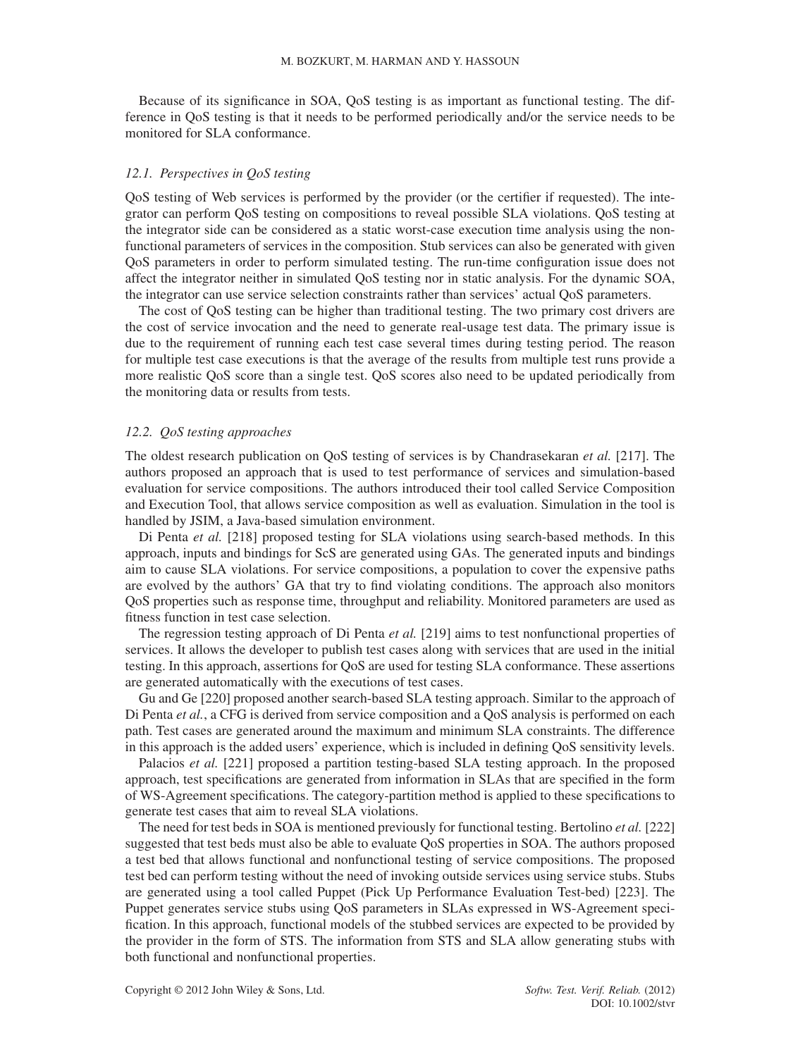Because of its significance in SOA, QoS testing is as important as functional testing. The difference in QoS testing is that it needs to be performed periodically and/or the service needs to be monitored for SLA conformance.

### *12.1. Perspectives in QoS testing*

QoS testing of Web services is performed by the provider (or the certifier if requested). The integrator can perform QoS testing on compositions to reveal possible SLA violations. QoS testing at the integrator side can be considered as a static worst-case execution time analysis using the non-functional parameters of services in the composition. Stub services can also be generated with given QoS parameters in order to perform simulated testing. The run-time configuration issue does not affect the integrator neither in simulated QoS testing nor in static analysis. For the dynamic SOA, the integrator can use service selection constraints rather than services' actual QoS parameters.

The cost of QoS testing can be higher than traditional testing. The two primary cost drivers are the cost of service invocation and the need to generate real-usage test data. The primary issue is due to the requirement of running each test case several times during testing period. The reason for multiple test case executions is that the average of the results from multiple test runs provide a more realistic QoS score than a single test. QoS scores also need to be updated periodically from the monitoring data or results from tests.

### *12.2. QoS testing approaches*

The oldest research publication on QoS testing of services is by Chandrasekaran *et al.* [217]. The authors proposed an approach that is used to test performance of services and simulation-based evaluation for service compositions. The authors introduced their tool called Service Composition and Execution Tool, that allows service composition as well as evaluation. Simulation in the tool is handled by JSIM, a Java-based simulation environment.

Di Penta *et al.* [218] proposed testing for SLA violations using search-based methods. In this approach, inputs and bindings for ScS are generated using GAs. The generated inputs and bindings aim to cause SLA violations. For service compositions, a population to cover the expensive paths are evolved by the authors' GA that try to find violating conditions. The approach also monitors QoS properties such as response time, throughput and reliability. Monitored parameters are used as fitness function in test case selection.

The regression testing approach of Di Penta *et al.* [219] aims to test nonfunctional properties of services. It allows the developer to publish test cases along with services that are used in the initial testing. In this approach, assertions for QoS are used for testing SLA conformance. These assertions are generated automatically with the executions of test cases.

Gu and Ge [220] proposed another search-based SLA testing approach. Similar to the approach of Di Penta *et al.*, a CFG is derived from service composition and a QoS analysis is performed on each path. Test cases are generated around the maximum and minimum SLA constraints. The difference in this approach is the added users' experience, which is included in defining QoS sensitivity levels.

Palacios *et al.* [221] proposed a partition testing-based SLA testing approach. In the proposed approach, test specifications are generated from information in SLAs that are specified in the form of WS-Agreement specifications. The category-partition method is applied to these specifications to generate test cases that aim to reveal SLA violations.

The need for test beds in SOA is mentioned previously for functional testing. Bertolino *et al.* [222] suggested that test beds must also be able to evaluate QoS properties in SOA. The authors proposed a test bed that allows functional and nonfunctional testing of service compositions. The proposed test bed can perform testing without the need of invoking outside services using service stubs. Stubs are generated using a tool called Puppet (Pick Up Performance Evaluation Test-bed) [223]. The Puppet generates service stubs using QoS parameters in SLAs expressed in WS-Agreement specification. In this approach, functional models of the stubbed services are expected to be provided by the provider in the form of STS. The information from STS and SLA allow generating stubs with both functional and nonfunctional properties.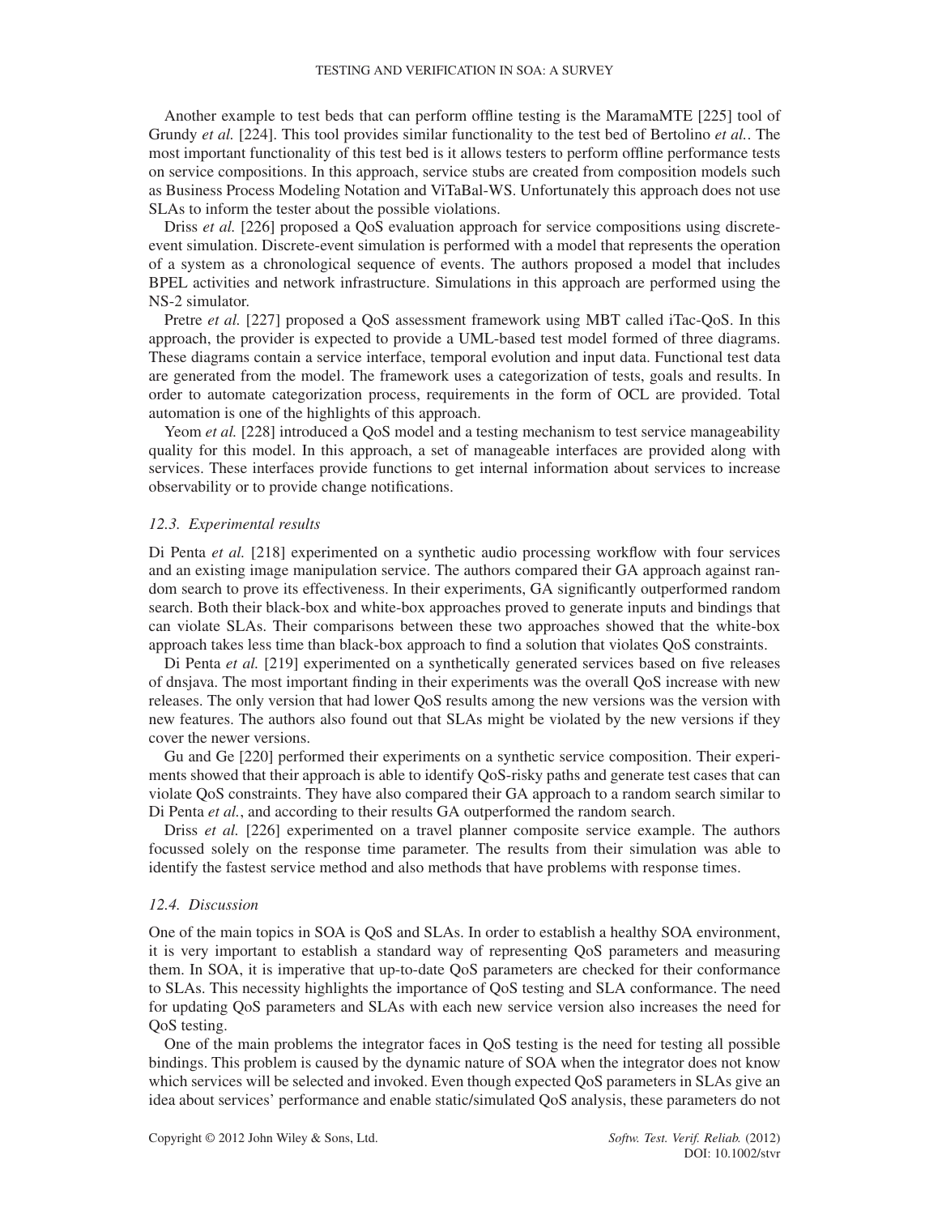Another example to test beds that can perform offline testing is the MaramaMTE [225] tool of Grundy *et al.* [224]. This tool provides similar functionality to the test bed of Bertolino *et al.*. The most important functionality of this test bed is it allows testers to perform offline performance tests on service compositions. In this approach, service stubs are created from composition models such as Business Process Modeling Notation and ViTaBal-WS. Unfortunately this approach does not use SLAs to inform the tester about the possible violations.

Driss *et al.* [226] proposed a QoS evaluation approach for service compositions using discrete-event simulation. Discrete-event simulation is performed with a model that represents the operation of a system as a chronological sequence of events. The authors proposed a model that includes BPEL activities and network infrastructure. Simulations in this approach are performed using the NS-2 simulator.

Pretre *et al.* [227] proposed a QoS assessment framework using MBT called iTac-QoS. In this approach, the provider is expected to provide a UML-based test model formed of three diagrams. These diagrams contain a service interface, temporal evolution and input data. Functional test data are generated from the model. The framework uses a categorization of tests, goals and results. In order to automate categorization process, requirements in the form of OCL are provided. Total automation is one of the highlights of this approach.

Yeom *et al.* [228] introduced a QoS model and a testing mechanism to test service manageability quality for this model. In this approach, a set of manageable interfaces are provided along with services. These interfaces provide functions to get internal information about services to increase observability or to provide change notifications.

### *12.3. Experimental results*

Di Penta *et al.* [218] experimented on a synthetic audio processing workflow with four services and an existing image manipulation service. The authors compared their GA approach against random search to prove its effectiveness. In their experiments, GA significantly outperformed random search. Both their black-box and white-box approaches proved to generate inputs and bindings that can violate SLAs. Their comparisons between these two approaches showed that the white-box approach takes less time than black-box approach to find a solution that violates QoS constraints.

Di Penta *et al.* [219] experimented on a synthetically generated services based on five releases of dnsjava. The most important finding in their experiments was the overall QoS increase with new releases. The only version that had lower QoS results among the new versions was the version with new features. The authors also found out that SLAs might be violated by the new versions if they cover the newer versions.

Gu and Ge [220] performed their experiments on a synthetic service composition. Their experiments showed that their approach is able to identify QoS-risky paths and generate test cases that can violate QoS constraints. They have also compared their GA approach to a random search similar to Di Penta *et al.*, and according to their results GA outperformed the random search.

Driss *et al.* [226] experimented on a travel planner composite service example. The authors focussed solely on the response time parameter. The results from their simulation was able to identify the fastest service method and also methods that have problems with response times.

### *12.4. Discussion*

One of the main topics in SOA is QoS and SLAs. In order to establish a healthy SOA environment, it is very important to establish a standard way of representing QoS parameters and measuring them. In SOA, it is imperative that up-to-date QoS parameters are checked for their conformance to SLAs. This necessity highlights the importance of QoS testing and SLA conformance. The need for updating QoS parameters and SLAs with each new service version also increases the need for QoS testing.

One of the main problems the integrator faces in QoS testing is the need for testing all possible bindings. This problem is caused by the dynamic nature of SOA when the integrator does not know which services will be selected and invoked. Even though expected QoS parameters in SLAs give an idea about services' performance and enable static/simulated QoS analysis, these parameters do not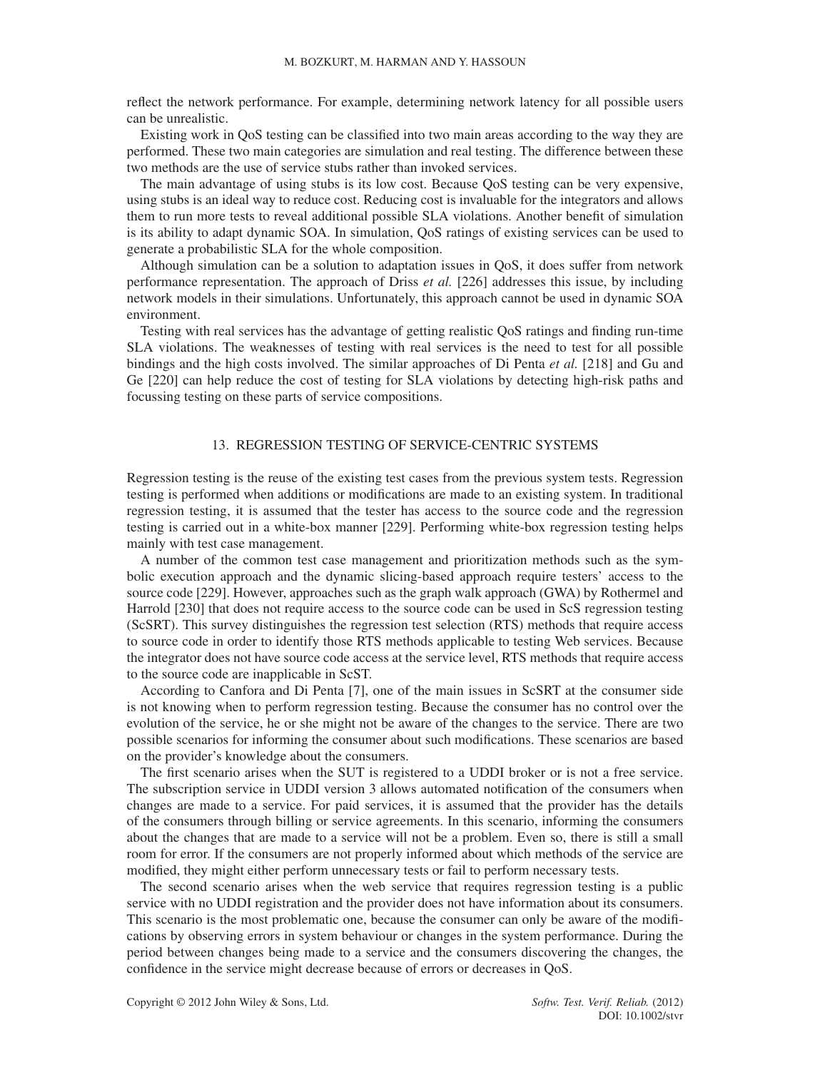reflect the network performance. For example, determining network latency for all possible users can be unrealistic.

Existing work in QoS testing can be classified into two main areas according to the way they are performed. These two main categories are simulation and real testing. The difference between these two methods are the use of service stubs rather than invoked services.

The main advantage of using stubs is its low cost. Because QoS testing can be very expensive, using stubs is an ideal way to reduce cost. Reducing cost is invaluable for the integrators and allows them to run more tests to reveal additional possible SLA violations. Another benefit of simulation is its ability to adapt dynamic SOA. In simulation, QoS ratings of existing services can be used to generate a probabilistic SLA for the whole composition.

Although simulation can be a solution to adaptation issues in QoS, it does suffer from network performance representation. The approach of Driss *et al.* [226] addresses this issue, by including network models in their simulations. Unfortunately, this approach cannot be used in dynamic SOA environment.

Testing with real services has the advantage of getting realistic QoS ratings and finding run-time SLA violations. The weaknesses of testing with real services is the need to test for all possible bindings and the high costs involved. The similar approaches of Di Penta *et al.* [218] and Gu and Ge [220] can help reduce the cost of testing for SLA violations by detecting high-risk paths and focussing testing on these parts of service compositions.

## 13. REGRESSION TESTING OF SERVICE-CENTRIC SYSTEMS

Regression testing is the reuse of the existing test cases from the previous system tests. Regression testing is performed when additions or modifications are made to an existing system. In traditional regression testing, it is assumed that the tester has access to the source code and the regression testing is carried out in a white-box manner [229]. Performing white-box regression testing helps mainly with test case management.

A number of the common test case management and prioritization methods such as the symbolic execution approach and the dynamic slicing-based approach require testers' access to the source code [229]. However, approaches such as the graph walk approach (GWA) by Rothermel and Harrold [230] that does not require access to the source code can be used in ScS regression testing (ScSRT). This survey distinguishes the regression test selection (RTS) methods that require access to source code in order to identify those RTS methods applicable to testing Web services. Because the integrator does not have source code access at the service level, RTS methods that require access to the source code are inapplicable in ScST.

According to Canfora and Di Penta [7], one of the main issues in ScSRT at the consumer side is not knowing when to perform regression testing. Because the consumer has no control over the evolution of the service, he or she might not be aware of the changes to the service. There are two possible scenarios for informing the consumer about such modifications. These scenarios are based on the provider's knowledge about the consumers.

The first scenario arises when the SUT is registered to a UDDI broker or is not a free service. The subscription service in UDDI version 3 allows automated notification of the consumers when changes are made to a service. For paid services, it is assumed that the provider has the details of the consumers through billing or service agreements. In this scenario, informing the consumers about the changes that are made to a service will not be a problem. Even so, there is still a small room for error. If the consumers are not properly informed about which methods of the service are modified, they might either perform unnecessary tests or fail to perform necessary tests.

The second scenario arises when the web service that requires regression testing is a public service with no UDDI registration and the provider does not have information about its consumers. This scenario is the most problematic one, because the consumer can only be aware of the modifications by observing errors in system behaviour or changes in the system performance. During the period between changes being made to a service and the consumers discovering the changes, the confidence in the service might decrease because of errors or decreases in QoS.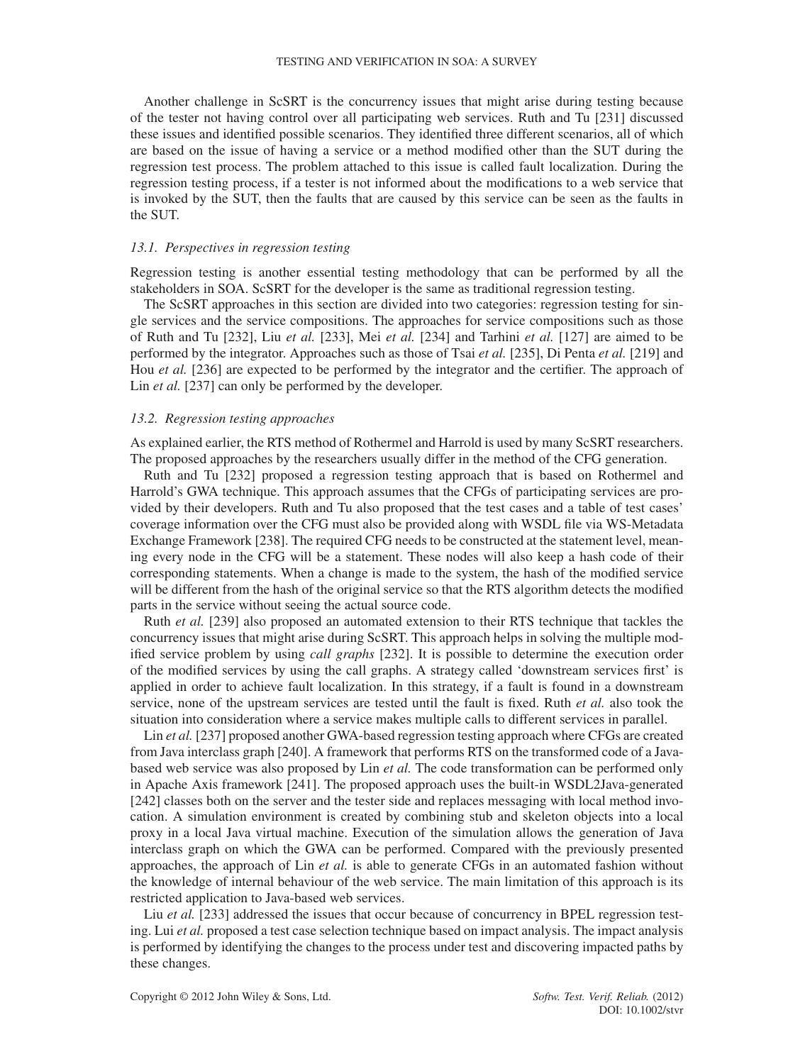Another challenge in ScSRT is the concurrency issues that might arise during testing because of the tester not having control over all participating web services. Ruth and Tu [231] discussed these issues and identified possible scenarios. They identified three different scenarios, all of which are based on the issue of having a service or a method modified other than the SUT during the regression test process. The problem attached to this issue is called fault localization. During the regression testing process, if a tester is not informed about the modifications to a web service that is invoked by the SUT, then the faults that are caused by this service can be seen as the faults in the SUT.

### *13.1. Perspectives in regression testing*

Regression testing is another essential testing methodology that can be performed by all the stakeholders in SOA. ScSRT for the developer is the same as traditional regression testing.

The ScSRT approaches in this section are divided into two categories: regression testing for single services and the service compositions. The approaches for service compositions such as those of Ruth and Tu [232], Liu *et al.* [233], Mei *et al.* [234] and Tarhini *et al.* [127] are aimed to be performed by the integrator. Approaches such as those of Tsai *et al.* [235], Di Penta *et al.* [219] and Hou *et al.* [236] are expected to be performed by the integrator and the certifier. The approach of Lin *et al.* [237] can only be performed by the developer.

### *13.2. Regression testing approaches*

As explained earlier, the RTS method of Rothermel and Harrold is used by many ScSRT researchers. The proposed approaches by the researchers usually differ in the method of the CFG generation.

Ruth and Tu [232] proposed a regression testing approach that is based on Rothermel and Harrold's GWA technique. This approach assumes that the CFGs of participating services are provided by their developers. Ruth and Tu also proposed that the test cases and a table of test cases' coverage information over the CFG must also be provided along with WSDL file via WS-Metadata Exchange Framework [238]. The required CFG needs to be constructed at the statement level, meaning every node in the CFG will be a statement. These nodes will also keep a hash code of their corresponding statements. When a change is made to the system, the hash of the modified service will be different from the hash of the original service so that the RTS algorithm detects the modified parts in the service without seeing the actual source code.

Ruth *et al.* [239] also proposed an automated extension to their RTS technique that tackles the concurrency issues that might arise during ScSRT. This approach helps in solving the multiple modified service problem by using *call graphs* [232]. It is possible to determine the execution order of the modified services by using the call graphs. A strategy called 'downstream services first' is applied in order to achieve fault localization. In this strategy, if a fault is found in a downstream service, none of the upstream services are tested until the fault is fixed. Ruth *et al.* also took the situation into consideration where a service makes multiple calls to different services in parallel.

Lin *et al.* [237] proposed another GWA-based regression testing approach where CFGs are created from Java interclass graph [240]. A framework that performs RTS on the transformed code of a Java-based web service was also proposed by Lin *et al.* The code transformation can be performed only in Apache Axis framework [241]. The proposed approach uses the built-in WSDL2Java-generated [242] classes both on the server and the tester side and replaces messaging with local method invocation. A simulation environment is created by combining stub and skeleton objects into a local proxy in a local Java virtual machine. Execution of the simulation allows the generation of Java interclass graph on which the GWA can be performed. Compared with the previously presented approaches, the approach of Lin *et al.* is able to generate CFGs in an automated fashion without the knowledge of internal behaviour of the web service. The main limitation of this approach is its restricted application to Java-based web services.

Liu *et al.* [233] addressed the issues that occur because of concurrency in BPEL regression testing. Lui *et al.* proposed a test case selection technique based on impact analysis. The impact analysis is performed by identifying the changes to the process under test and discovering impacted paths by these changes.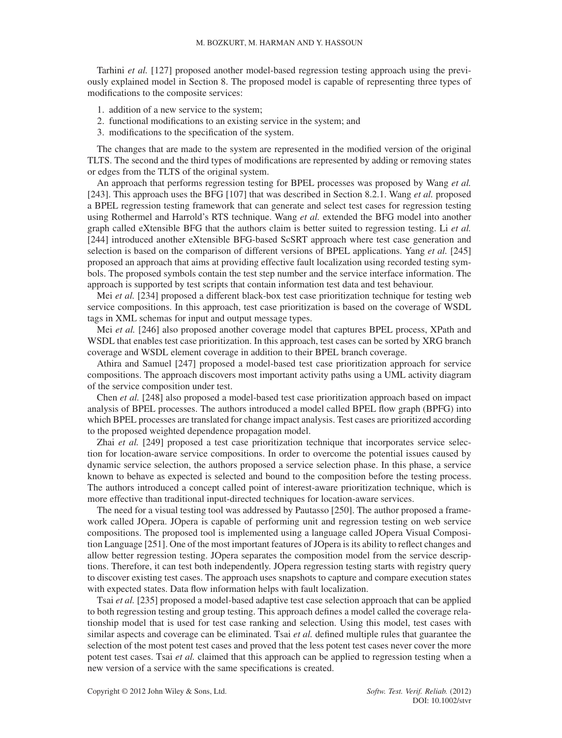Tarhini *et al.* [127] proposed another model-based regression testing approach using the previously explained model in Section 8. The proposed model is capable of representing three types of modifications to the composite services:

1. addition of a new service to the system;
2. functional modifications to an existing service in the system; and
3. modifications to the specification of the system.

The changes that are made to the system are represented in the modified version of the original TLTS. The second and the third types of modifications are represented by adding or removing states or edges from the TLTS of the original system.

An approach that performs regression testing for BPEL processes was proposed by Wang *et al.* [243]. This approach uses the BFG [107] that was described in Section 8.2.1. Wang *et al.* proposed a BPEL regression testing framework that can generate and select test cases for regression testing using Rothermel and Harrold's RTS technique. Wang *et al.* extended the BFG model into another graph called eXtensible BFG that the authors claim is better suited to regression testing. Li *et al.* [244] introduced another eXtensible BFG-based ScSRT approach where test case generation and selection is based on the comparison of different versions of BPEL applications. Yang *et al.* [245] proposed an approach that aims at providing effective fault localization using recorded testing symbols. The proposed symbols contain the test step number and the service interface information. The approach is supported by test scripts that contain information test data and test behaviour.

Mei *et al.* [234] proposed a different black-box test case prioritization technique for testing web service compositions. In this approach, test case prioritization is based on the coverage of WSDL tags in XML schemas for input and output message types.

Mei *et al.* [246] also proposed another coverage model that captures BPEL process, XPath and WSDL that enables test case prioritization. In this approach, test cases can be sorted by XRG branch coverage and WSDL element coverage in addition to their BPEL branch coverage.

Athira and Samuel [247] proposed a model-based test case prioritization approach for service compositions. The approach discovers most important activity paths using a UML activity diagram of the service composition under test.

Chen *et al.* [248] also proposed a model-based test case prioritization approach based on impact analysis of BPEL processes. The authors introduced a model called BPEL flow graph (BPFG) into which BPEL processes are translated for change impact analysis. Test cases are prioritized according to the proposed weighted dependence propagation model.

Zhai *et al.* [249] proposed a test case prioritization technique that incorporates service selection for location-aware service compositions. In order to overcome the potential issues caused by dynamic service selection, the authors proposed a service selection phase. In this phase, a service known to behave as expected is selected and bound to the composition before the testing process. The authors introduced a concept called point of interest-aware prioritization technique, which is more effective than traditional input-directed techniques for location-aware services.

The need for a visual testing tool was addressed by Pautasso [250]. The author proposed a framework called JOpera. JOpera is capable of performing unit and regression testing on web service compositions. The proposed tool is implemented using a language called JOpera Visual Composition Language [251]. One of the most important features of JOpera is its ability to reflect changes and allow better regression testing. JOpera separates the composition model from the service descriptions. Therefore, it can test both independently. JOpera regression testing starts with registry query to discover existing test cases. The approach uses snapshots to capture and compare execution states with expected states. Data flow information helps with fault localization.

Tsai *et al.* [235] proposed a model-based adaptive test case selection approach that can be applied to both regression testing and group testing. This approach defines a model called the coverage relationship model that is used for test case ranking and selection. Using this model, test cases with similar aspects and coverage can be eliminated. Tsai *et al.* defined multiple rules that guarantee the selection of the most potent test cases and proved that the less potent test cases never cover the more potent test cases. Tsai *et al.* claimed that this approach can be applied to regression testing when a new version of a service with the same specifications is created.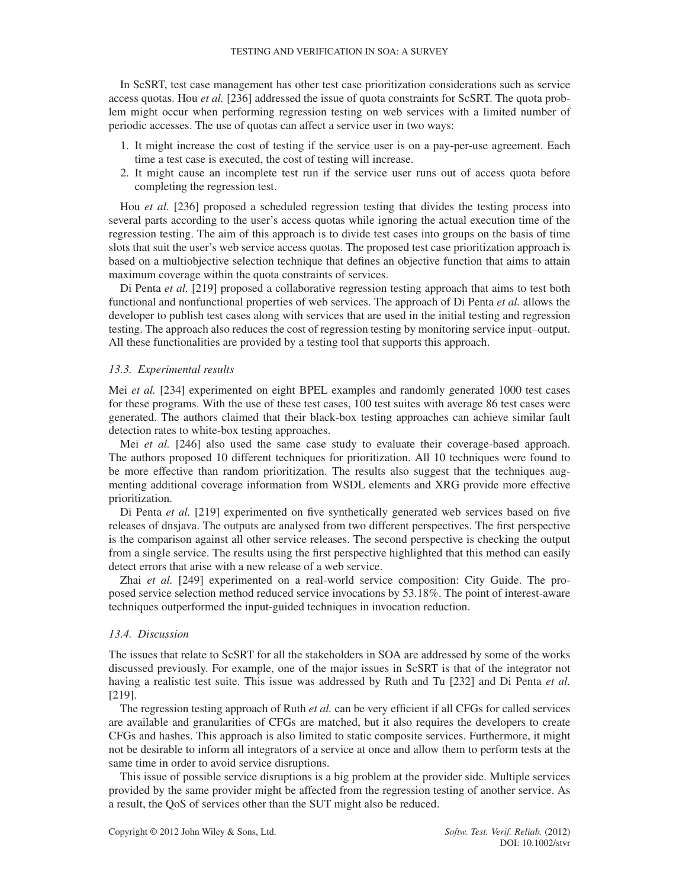In ScSRT, test case management has other test case prioritization considerations such as service access quotas. Hou *et al.* [236] addressed the issue of quota constraints for ScSRT. The quota problem might occur when performing regression testing on web services with a limited number of periodic accesses. The use of quotas can affect a service user in two ways:

1. It might increase the cost of testing if the service user is on a pay-per-use agreement. Each time a test case is executed, the cost of testing will increase.
2. It might cause an incomplete test run if the service user runs out of access quota before completing the regression test.

Hou *et al.* [236] proposed a scheduled regression testing that divides the testing process into several parts according to the user's access quotas while ignoring the actual execution time of the regression testing. The aim of this approach is to divide test cases into groups on the basis of time slots that suit the user's web service access quotas. The proposed test case prioritization approach is based on a multiobjective selection technique that defines an objective function that aims to attain maximum coverage within the quota constraints of services.

Di Penta *et al.* [219] proposed a collaborative regression testing approach that aims to test both functional and nonfunctional properties of web services. The approach of Di Penta *et al.* allows the developer to publish test cases along with services that are used in the initial testing and regression testing. The approach also reduces the cost of regression testing by monitoring service input–output. All these functionalities are provided by a testing tool that supports this approach.

### *13.3. Experimental results*

Mei *et al.* [234] experimented on eight BPEL examples and randomly generated 1000 test cases for these programs. With the use of these test cases, 100 test suites with average 86 test cases were generated. The authors claimed that their black-box testing approaches can achieve similar fault detection rates to white-box testing approaches.

Mei *et al.* [246] also used the same case study to evaluate their coverage-based approach. The authors proposed 10 different techniques for prioritization. All 10 techniques were found to be more effective than random prioritization. The results also suggest that the techniques augmenting additional coverage information from WSDL elements and XRG provide more effective prioritization.

Di Penta *et al.* [219] experimented on five synthetically generated web services based on five releases of dnsjava. The outputs are analysed from two different perspectives. The first perspective is the comparison against all other service releases. The second perspective is checking the output from a single service. The results using the first perspective highlighted that this method can easily detect errors that arise with a new release of a web service.

Zhai *et al.* [249] experimented on a real-world service composition: City Guide. The proposed service selection method reduced service invocations by 53.18%. The point of interest-aware techniques outperformed the input-guided techniques in invocation reduction.

### *13.4. Discussion*

The issues that relate to ScSRT for all the stakeholders in SOA are addressed by some of the works discussed previously. For example, one of the major issues in ScSRT is that of the integrator not having a realistic test suite. This issue was addressed by Ruth and Tu [232] and Di Penta *et al.* [219].

The regression testing approach of Ruth *et al.* can be very efficient if all CFGs for called services are available and granularities of CFGs are matched, but it also requires the developers to create CFGs and hashes. This approach is also limited to static composite services. Furthermore, it might not be desirable to inform all integrators of a service at once and allow them to perform tests at the same time in order to avoid service disruptions.

This issue of possible service disruptions is a big problem at the provider side. Multiple services provided by the same provider might be affected from the regression testing of another service. As a result, the QoS of services other than the SUT might also be reduced.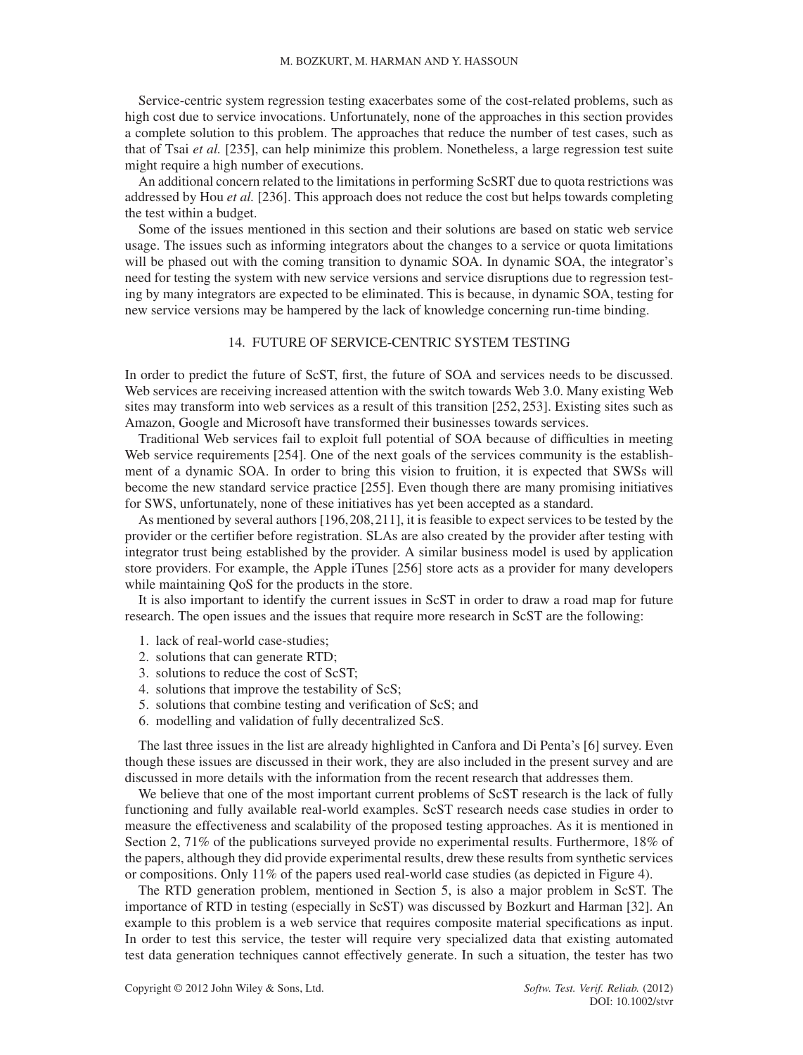Service-centric system regression testing exacerbates some of the cost-related problems, such as high cost due to service invocations. Unfortunately, none of the approaches in this section provides a complete solution to this problem. The approaches that reduce the number of test cases, such as that of Tsai *et al.* [235], can help minimize this problem. Nonetheless, a large regression test suite might require a high number of executions.

An additional concern related to the limitations in performing ScSRT due to quota restrictions was addressed by Hou *et al.* [236]. This approach does not reduce the cost but helps towards completing the test within a budget.

Some of the issues mentioned in this section and their solutions are based on static web service usage. The issues such as informing integrators about the changes to a service or quota limitations will be phased out with the coming transition to dynamic SOA. In dynamic SOA, the integrator's need for testing the system with new service versions and service disruptions due to regression testing by many integrators are expected to be eliminated. This is because, in dynamic SOA, testing for new service versions may be hampered by the lack of knowledge concerning run-time binding.

## 14. FUTURE OF SERVICE-CENTRIC SYSTEM TESTING

In order to predict the future of ScST, first, the future of SOA and services needs to be discussed. Web services are receiving increased attention with the switch towards Web 3.0. Many existing Web sites may transform into web services as a result of this transition [252, 253]. Existing sites such as Amazon, Google and Microsoft have transformed their businesses towards services.

Traditional Web services fail to exploit full potential of SOA because of difficulties in meeting Web service requirements [254]. One of the next goals of the services community is the establishment of a dynamic SOA. In order to bring this vision to fruition, it is expected that SWSs will become the new standard service practice [255]. Even though there are many promising initiatives for SWS, unfortunately, none of these initiatives has yet been accepted as a standard.

As mentioned by several authors [196, 208, 211], it is feasible to expect services to be tested by the provider or the certifier before registration. SLAs are also created by the provider after testing with integrator trust being established by the provider. A similar business model is used by application store providers. For example, the Apple iTunes [256] store acts as a provider for many developers while maintaining QoS for the products in the store.

It is also important to identify the current issues in ScST in order to draw a road map for future research. The open issues and the issues that require more research in ScST are the following:

1. lack of real-world case-studies;
2. solutions that can generate RTD;
3. solutions to reduce the cost of ScST;
4. solutions that improve the testability of ScS;
5. solutions that combine testing and verification of ScS; and
6. modelling and validation of fully decentralized ScS.

The last three issues in the list are already highlighted in Canfora and Di Penta's [6] survey. Even though these issues are discussed in their work, they are also included in the present survey and are discussed in more details with the information from the recent research that addresses them.

We believe that one of the most important current problems of ScST research is the lack of fully functioning and fully available real-world examples. ScST research needs case studies in order to measure the effectiveness and scalability of the proposed testing approaches. As it is mentioned in Section 2, 71% of the publications surveyed provide no experimental results. Furthermore, 18% of the papers, although they did provide experimental results, drew these results from synthetic services or compositions. Only 11% of the papers used real-world case studies (as depicted in Figure 4).

The RTD generation problem, mentioned in Section 5, is also a major problem in ScST. The importance of RTD in testing (especially in ScST) was discussed by Bozkurt and Harman [32]. An example to this problem is a web service that requires composite material specifications as input. In order to test this service, the tester will require very specialized data that existing automated test data generation techniques cannot effectively generate. In such a situation, the tester has two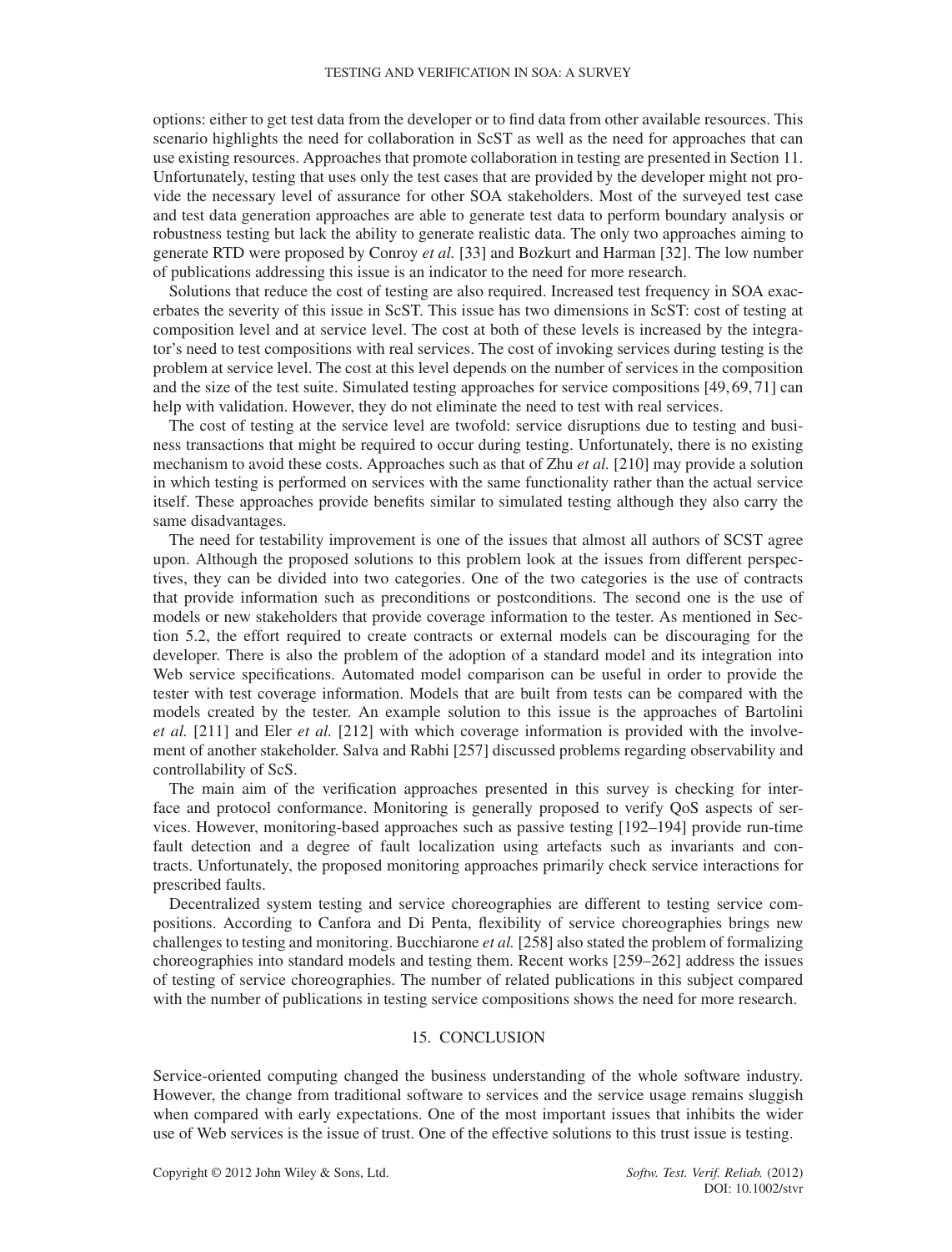options: either to get test data from the developer or to find data from other available resources. This scenario highlights the need for collaboration in ScST as well as the need for approaches that can use existing resources. Approaches that promote collaboration in testing are presented in Section 11. Unfortunately, testing that uses only the test cases that are provided by the developer might not provide the necessary level of assurance for other SOA stakeholders. Most of the surveyed test case and test data generation approaches are able to generate test data to perform boundary analysis or robustness testing but lack the ability to generate realistic data. The only two approaches aiming to generate RTD were proposed by Conroy *et al.* [33] and Bozkurt and Harman [32]. The low number of publications addressing this issue is an indicator to the need for more research.

Solutions that reduce the cost of testing are also required. Increased test frequency in SOA exacerbates the severity of this issue in ScST. This issue has two dimensions in ScST: cost of testing at composition level and at service level. The cost at both of these levels is increased by the integrator's need to test compositions with real services. The cost of invoking services during testing is the problem at service level. The cost at this level depends on the number of services in the composition and the size of the test suite. Simulated testing approaches for service compositions [49, 69, 71] can help with validation. However, they do not eliminate the need to test with real services.

The cost of testing at the service level are twofold: service disruptions due to testing and business transactions that might be required to occur during testing. Unfortunately, there is no existing mechanism to avoid these costs. Approaches such as that of Zhu *et al.* [210] may provide a solution in which testing is performed on services with the same functionality rather than the actual service itself. These approaches provide benefits similar to simulated testing although they also carry the same disadvantages.

The need for testability improvement is one of the issues that almost all authors of SCST agree upon. Although the proposed solutions to this problem look at the issues from different perspectives, they can be divided into two categories. One of the two categories is the use of contracts that provide information such as preconditions or postconditions. The second one is the use of models or new stakeholders that provide coverage information to the tester. As mentioned in Section 5.2, the effort required to create contracts or external models can be discouraging for the developer. There is also the problem of the adoption of a standard model and its integration into Web service specifications. Automated model comparison can be useful in order to provide the tester with test coverage information. Models that are built from tests can be compared with the models created by the tester. An example solution to this issue is the approaches of Bartolini *et al.* [211] and Eler *et al.* [212] with which coverage information is provided with the involvement of another stakeholder. Salva and Rabhi [257] discussed problems regarding observability and controllability of ScS.

The main aim of the verification approaches presented in this survey is checking for interface and protocol conformance. Monitoring is generally proposed to verify QoS aspects of services. However, monitoring-based approaches such as passive testing [192–194] provide run-time fault detection and a degree of fault localization using artefacts such as invariants and contracts. Unfortunately, the proposed monitoring approaches primarily check service interactions for prescribed faults.

Decentralized system testing and service choreographies are different to testing service compositions. According to Canfora and Di Penta, flexibility of service choreographies brings new challenges to testing and monitoring. Bucchiarone *et al.* [258] also stated the problem of formalizing choreographies into standard models and testing them. Recent works [259–262] address the issues of testing of service choreographies. The number of related publications in this subject compared with the number of publications in testing service compositions shows the need for more research.

## 15. CONCLUSION

Service-oriented computing changed the business understanding of the whole software industry. However, the change from traditional software to services and the service usage remains sluggish when compared with early expectations. One of the most important issues that inhibits the wider use of Web services is the issue of trust. One of the effective solutions to this trust issue is testing.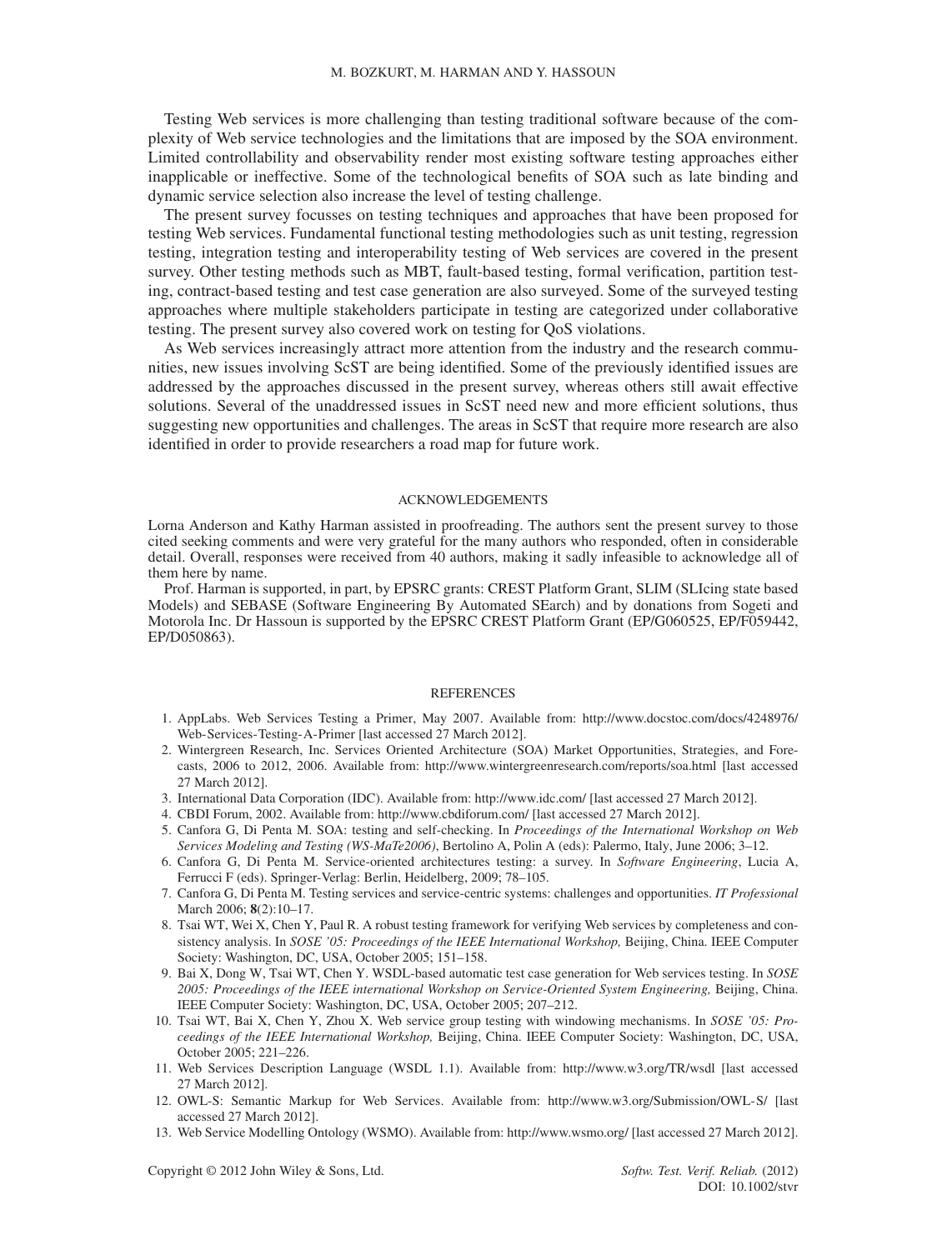Testing Web services is more challenging than testing traditional software because of the complexity of Web service technologies and the limitations that are imposed by the SOA environment. Limited controllability and observability render most existing software testing approaches either inapplicable or ineffective. Some of the technological benefits of SOA such as late binding and dynamic service selection also increase the level of testing challenge.

The present survey focusses on testing techniques and approaches that have been proposed for testing Web services. Fundamental functional testing methodologies such as unit testing, regression testing, integration testing and interoperability testing of Web services are covered in the present survey. Other testing methods such as MBT, fault-based testing, formal verification, partition testing, contract-based testing and test case generation are also surveyed. Some of the surveyed testing approaches where multiple stakeholders participate in testing are categorized under collaborative testing. The present survey also covered work on testing for QoS violations.

As Web services increasingly attract more attention from the industry and the research communities, new issues involving ScST are being identified. Some of the previously identified issues are addressed by the approaches discussed in the present survey, whereas others still await effective solutions. Several of the unaddressed issues in ScST need new and more efficient solutions, thus suggesting new opportunities and challenges. The areas in ScST that require more research are also identified in order to provide researchers a road map for future work.

## ACKNOWLEDGEMENTS

Lorna Anderson and Kathy Harman assisted in proofreading. The authors sent the present survey to those cited seeking comments and were very grateful for the many authors who responded, often in considerable detail. Overall, responses were received from 40 authors, making it sadly infeasible to acknowledge all of them here by name.

Prof. Harman is supported, in part, by EPSRC grants: CREST Platform Grant, SLIM (SLIcing state based Models) and SEBASE (Software Engineering By Automated SEarch) and by donations from Sogeti and Motorola Inc. Dr Hassoun is supported by the EPSRC CREST Platform Grant (EP/G060525, EP/F059442, EP/D050863).

## REFERENCES

1. AppLabs. Web Services Testing a Primer, May 2007. Available from: http://www.docstoc.com/docs/4248976/Web-Services-Testing-A-Primer [last accessed 27 March 2012].
2. Wintergreen Research, Inc. Services Oriented Architecture (SOA) Market Opportunities, Strategies, and Forecasts, 2006 to 2012, 2006. Available from: http://www.wintergreenresearch.com/reports/soa.html [last accessed 27 March 2012].
3. International Data Corporation (IDC). Available from: http://www.idc.com/ [last accessed 27 March 2012].
4. CBDI Forum, 2002. Available from: http://www.cbdiforum.com/ [last accessed 27 March 2012].
5. Canfora G, Di Penta M. SOA: testing and self-checking. In *Proceedings of the International Workshop on Web Services Modeling and Testing (WS-MaTe2006)*, Bertolino A, Polin A (eds): Palermo, Italy, June 2006; 3–12.
6. Canfora G, Di Penta M. Service-oriented architectures testing: a survey. In *Software Engineering*, Lucia A, Ferrucci F (eds). Springer-Verlag: Berlin, Heidelberg, 2009; 78–105.
7. Canfora G, Di Penta M. Testing services and service-centric systems: challenges and opportunities. *IT Professional* March 2006; **8**(2):10–17.
8. Tsai WT, Wei X, Chen Y, Paul R. A robust testing framework for verifying Web services by completeness and consistency analysis. In *SOSE '05: Proceedings of the IEEE International Workshop,* Beijing, China. IEEE Computer Society: Washington, DC, USA, October 2005; 151–158.
9. Bai X, Dong W, Tsai WT, Chen Y. WSDL-based automatic test case generation for Web services testing. In *SOSE 2005: Proceedings of the IEEE international Workshop on Service-Oriented System Engineering,* Beijing, China. IEEE Computer Society: Washington, DC, USA, October 2005; 207–212.
10. Tsai WT, Bai X, Chen Y, Zhou X. Web service group testing with windowing mechanisms. In *SOSE '05: Proceedings of the IEEE International Workshop,* Beijing, China. IEEE Computer Society: Washington, DC, USA, October 2005; 221–226.
11. Web Services Description Language (WSDL 1.1). Available from: http://www.w3.org/TR/wsdl [last accessed 27 March 2012].
12. OWL-S: Semantic Markup for Web Services. Available from: http://www.w3.org/Submission/OWL-S/ [last accessed 27 March 2012].
13. Web Service Modelling Ontology (WSMO). Available from: http://www.wsmo.org/ [last accessed 27 March 2012].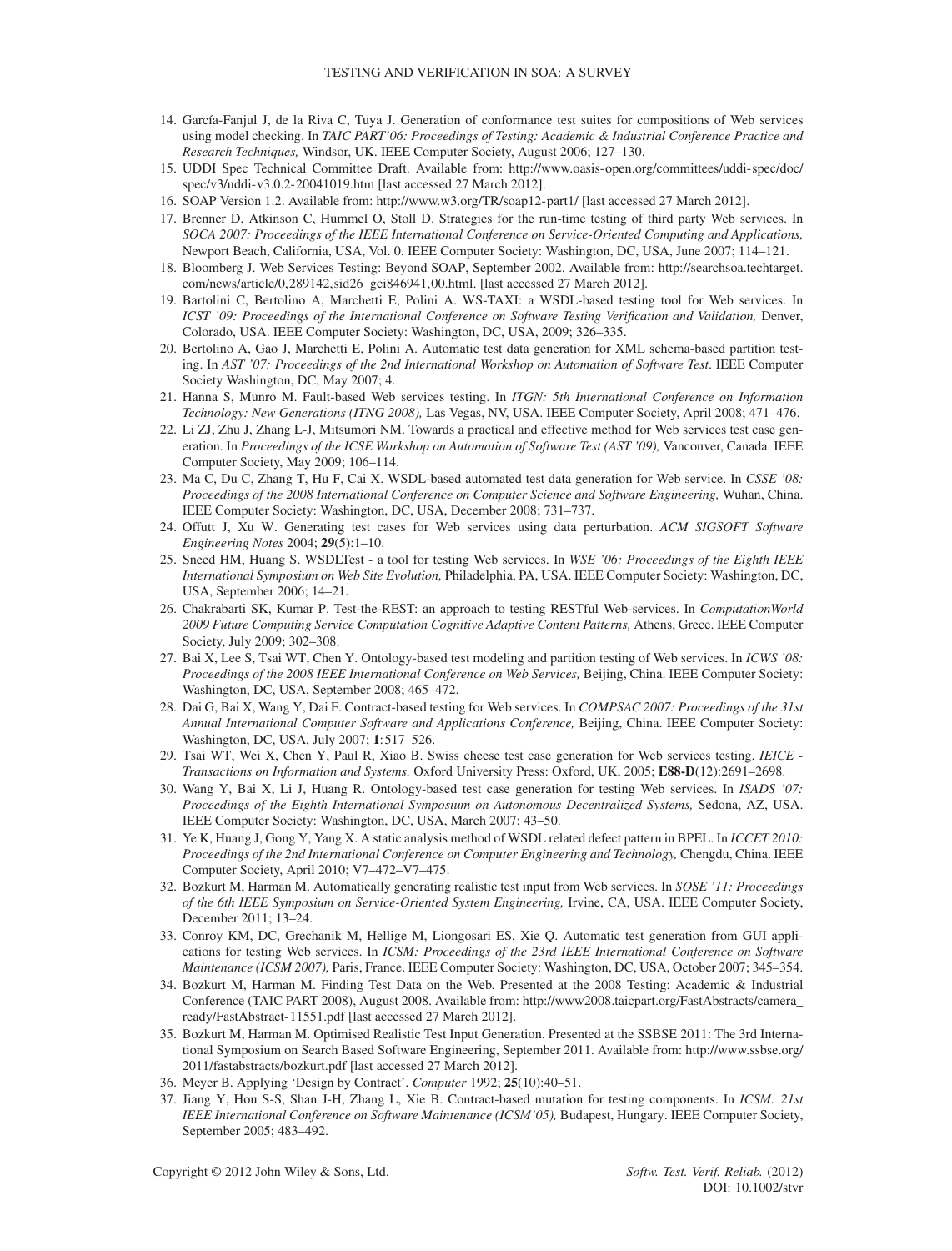14. García-Fanjul J, de la Riva C, Tuya J. Generation of conformance test suites for compositions of Web services using model checking. In *TAIC PART'06: Proceedings of Testing: Academic & Industrial Conference Practice and Research Techniques,* Windsor, UK. IEEE Computer Society, August 2006; 127–130.
15. UDDI Spec Technical Committee Draft. Available from: http://www.oasis-open.org/committees/uddi-spec/doc/spec/v3/uddi-v3.0.2-20041019.htm [last accessed 27 March 2012].
16. SOAP Version 1.2. Available from: http://www.w3.org/TR/soap12-part1/ [last accessed 27 March 2012].
17. Brenner D, Atkinson C, Hummel O, Stoll D. Strategies for the run-time testing of third party Web services. In *SOCA 2007: Proceedings of the IEEE International Conference on Service-Oriented Computing and Applications,* Newport Beach, California, USA, Vol. 0. IEEE Computer Society: Washington, DC, USA, June 2007; 114–121.
18. Bloomberg J. Web Services Testing: Beyond SOAP, September 2002. Available from: http://searchsoa.techtarget.com/news/article/0,289142,sid26_gci846941,00.html. [last accessed 27 March 2012].
19. Bartolini C, Bertolino A, Marchetti E, Polini A. WS-TAXI: a WSDL-based testing tool for Web services. In *ICST '09: Proceedings of the International Conference on Software Testing Verification and Validation,* Denver, Colorado, USA. IEEE Computer Society: Washington, DC, USA, 2009; 326–335.
20. Bertolino A, Gao J, Marchetti E, Polini A. Automatic test data generation for XML schema-based partition testing. In *AST '07: Proceedings of the 2nd International Workshop on Automation of Software Test*. IEEE Computer Society Washington, DC, May 2007; 4.
21. Hanna S, Munro M. Fault-based Web services testing. In *ITGN: 5th International Conference on Information Technology: New Generations (ITNG 2008),* Las Vegas, NV, USA. IEEE Computer Society, April 2008; 471–476.
22. Li ZJ, Zhu J, Zhang L-J, Mitsumori NM. Towards a practical and effective method for Web services test case generation. In *Proceedings of the ICSE Workshop on Automation of Software Test (AST '09),* Vancouver, Canada. IEEE Computer Society, May 2009; 106–114.
23. Ma C, Du C, Zhang T, Hu F, Cai X. WSDL-based automated test data generation for Web service. In *CSSE '08: Proceedings of the 2008 International Conference on Computer Science and Software Engineering,* Wuhan, China. IEEE Computer Society: Washington, DC, USA, December 2008; 731–737.
24. Offutt J, Xu W. Generating test cases for Web services using data perturbation. *ACM SIGSOFT Software Engineering Notes* 2004; **29**(5):1–10.
25. Sneed HM, Huang S. WSDLTest - a tool for testing Web services. In *WSE '06: Proceedings of the Eighth IEEE International Symposium on Web Site Evolution,* Philadelphia, PA, USA. IEEE Computer Society: Washington, DC, USA, September 2006; 14–21.
26. Chakrabarti SK, Kumar P. Test-the-REST: an approach to testing RESTful Web-services. In *ComputationWorld 2009 Future Computing Service Computation Cognitive Adaptive Content Patterns,* Athens, Grece. IEEE Computer Society, July 2009; 302–308.
27. Bai X, Lee S, Tsai WT, Chen Y. Ontology-based test modeling and partition testing of Web services. In *ICWS '08: Proceedings of the 2008 IEEE International Conference on Web Services,* Beijing, China. IEEE Computer Society: Washington, DC, USA, September 2008; 465–472.
28. Dai G, Bai X, Wang Y, Dai F. Contract-based testing for Web services. In *COMPSAC 2007: Proceedings of the 31st Annual International Computer Software and Applications Conference,* Beijing, China. IEEE Computer Society: Washington, DC, USA, July 2007; **1**:517–526.
29. Tsai WT, Wei X, Chen Y, Paul R, Xiao B. Swiss cheese test case generation for Web services testing. *IEICE - Transactions on Information and Systems.* Oxford University Press: Oxford, UK, 2005; **E88-D**(12):2691–2698.
30. Wang Y, Bai X, Li J, Huang R. Ontology-based test case generation for testing Web services. In *ISADS '07: Proceedings of the Eighth International Symposium on Autonomous Decentralized Systems,* Sedona, AZ, USA. IEEE Computer Society: Washington, DC, USA, March 2007; 43–50.
31. Ye K, Huang J, Gong Y, Yang X. A static analysis method of WSDL related defect pattern in BPEL. In *ICCET 2010: Proceedings of the 2nd International Conference on Computer Engineering and Technology,* Chengdu, China. IEEE Computer Society, April 2010; V7–472–V7–475.
32. Bozkurt M, Harman M. Automatically generating realistic test input from Web services. In *SOSE '11: Proceedings of the 6th IEEE Symposium on Service-Oriented System Engineering,* Irvine, CA, USA. IEEE Computer Society, December 2011; 13–24.
33. Conroy KM, DC, Grechanik M, Hellige M, Liongosari ES, Xie Q. Automatic test generation from GUI applications for testing Web services. In *ICSM: Proceedings of the 23rd IEEE International Conference on Software Maintenance (ICSM 2007),* Paris, France. IEEE Computer Society: Washington, DC, USA, October 2007; 345–354.
34. Bozkurt M, Harman M. Finding Test Data on the Web. Presented at the 2008 Testing: Academic & Industrial Conference (TAIC PART 2008), August 2008. Available from: http://www2008.taicpart.org/FastAbstracts/camera_ready/FastAbstract-11551.pdf [last accessed 27 March 2012].
35. Bozkurt M, Harman M. Optimised Realistic Test Input Generation. Presented at the SSBSE 2011: The 3rd International Symposium on Search Based Software Engineering, September 2011. Available from: http://www.ssbse.org/2011/fastabstracts/bozkurt.pdf [last accessed 27 March 2012].
36. Meyer B. Applying 'Design by Contract'. *Computer* 1992; **25**(10):40–51.
37. Jiang Y, Hou S-S, Shan J-H, Zhang L, Xie B. Contract-based mutation for testing components. In *ICSM: 21st IEEE International Conference on Software Maintenance (ICSM'05),* Budapest, Hungary. IEEE Computer Society, September 2005; 483–492.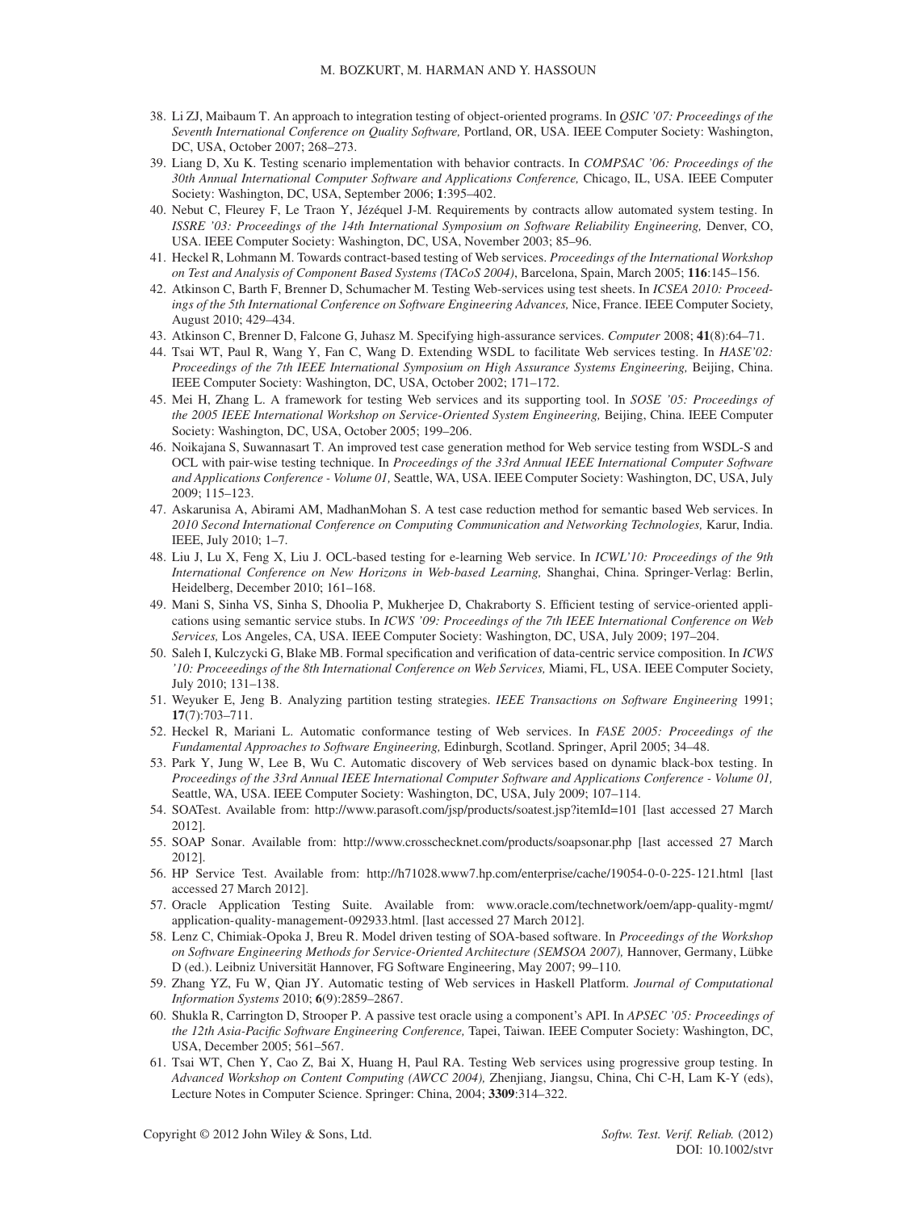38. Li ZJ, Maibaum T. An approach to integration testing of object-oriented programs. In *QSIC '07: Proceedings of the Seventh International Conference on Quality Software,* Portland, OR, USA. IEEE Computer Society: Washington, DC, USA, October 2007; 268–273.
39. Liang D, Xu K. Testing scenario implementation with behavior contracts. In *COMPSAC '06: Proceedings of the 30th Annual International Computer Software and Applications Conference,* Chicago, IL, USA. IEEE Computer Society: Washington, DC, USA, September 2006; **1**:395–402.
40. Nebut C, Fleurey F, Le Traon Y, Jézéquel J-M. Requirements by contracts allow automated system testing. In *ISSRE '03: Proceedings of the 14th International Symposium on Software Reliability Engineering,* Denver, CO, USA. IEEE Computer Society: Washington, DC, USA, November 2003; 85–96.
41. Heckel R, Lohmann M. Towards contract-based testing of Web services. *Proceedings of the International Workshop on Test and Analysis of Component Based Systems (TACoS 2004)*, Barcelona, Spain, March 2005; **116**:145–156.
42. Atkinson C, Barth F, Brenner D, Schumacher M. Testing Web-services using test sheets. In *ICSEA 2010: Proceedings of the 5th International Conference on Software Engineering Advances,* Nice, France. IEEE Computer Society, August 2010; 429–434.
43. Atkinson C, Brenner D, Falcone G, Juhasz M. Specifying high-assurance services. *Computer* 2008; **41**(8):64–71.
44. Tsai WT, Paul R, Wang Y, Fan C, Wang D. Extending WSDL to facilitate Web services testing. In *HASE'02: Proceedings of the 7th IEEE International Symposium on High Assurance Systems Engineering,* Beijing, China. IEEE Computer Society: Washington, DC, USA, October 2002; 171–172.
45. Mei H, Zhang L. A framework for testing Web services and its supporting tool. In *SOSE '05: Proceedings of the 2005 IEEE International Workshop on Service-Oriented System Engineering,* Beijing, China. IEEE Computer Society: Washington, DC, USA, October 2005; 199–206.
46. Noikajana S, Suwannasart T. An improved test case generation method for Web service testing from WSDL-S and OCL with pair-wise testing technique. In *Proceedings of the 33rd Annual IEEE International Computer Software and Applications Conference - Volume 01,* Seattle, WA, USA. IEEE Computer Society: Washington, DC, USA, July 2009; 115–123.
47. Askarunisa A, Abirami AM, MadhanMohan S. A test case reduction method for semantic based Web services. In *2010 Second International Conference on Computing Communication and Networking Technologies,* Karur, India. IEEE, July 2010; 1–7.
48. Liu J, Lu X, Feng X, Liu J. OCL-based testing for e-learning Web service. In *ICWL'10: Proceedings of the 9th International Conference on New Horizons in Web-based Learning,* Shanghai, China. Springer-Verlag: Berlin, Heidelberg, December 2010; 161–168.
49. Mani S, Sinha VS, Sinha S, Dhoolia P, Mukherjee D, Chakraborty S. Efficient testing of service-oriented applications using semantic service stubs. In *ICWS '09: Proceedings of the 7th IEEE International Conference on Web Services,* Los Angeles, CA, USA. IEEE Computer Society: Washington, DC, USA, July 2009; 197–204.
50. Saleh I, Kulczycki G, Blake MB. Formal specification and verification of data-centric service composition. In *ICWS '10: Proceeedings of the 8th International Conference on Web Services,* Miami, FL, USA. IEEE Computer Society, July 2010; 131–138.
51. Weyuker E, Jeng B. Analyzing partition testing strategies. *IEEE Transactions on Software Engineering* 1991; **17**(7):703–711.
52. Heckel R, Mariani L. Automatic conformance testing of Web services. In *FASE 2005: Proceedings of the Fundamental Approaches to Software Engineering,* Edinburgh, Scotland. Springer, April 2005; 34–48.
53. Park Y, Jung W, Lee B, Wu C. Automatic discovery of Web services based on dynamic black-box testing. In *Proceedings of the 33rd Annual IEEE International Computer Software and Applications Conference - Volume 01,* Seattle, WA, USA. IEEE Computer Society: Washington, DC, USA, July 2009; 107–114.
54. SOATest. Available from: http://www.parasoft.com/jsp/products/soatest.jsp?itemId=101 [last accessed 27 March 2012].
55. SOAP Sonar. Available from: http://www.crosschecknet.com/products/soapsonar.php [last accessed 27 March 2012].
56. HP Service Test. Available from: http://h71028.www7.hp.com/enterprise/cache/19054-0-0-225-121.html [last accessed 27 March 2012].
57. Oracle Application Testing Suite. Available from: www.oracle.com/technetwork/oem/app-quality-mgmt/application-quality-management-092933.html. [last accessed 27 March 2012].
58. Lenz C, Chimiak-Opoka J, Breu R. Model driven testing of SOA-based software. In *Proceedings of the Workshop on Software Engineering Methods for Service-Oriented Architecture (SEMSOA 2007),* Hannover, Germany, Lübke D (ed.). Leibniz Universität Hannover, FG Software Engineering, May 2007; 99–110.
59. Zhang YZ, Fu W, Qian JY. Automatic testing of Web services in Haskell Platform. *Journal of Computational Information Systems* 2010; **6**(9):2859–2867.
60. Shukla R, Carrington D, Strooper P. A passive test oracle using a component's API. In *APSEC '05: Proceedings of the 12th Asia-Pacific Software Engineering Conference,* Tapei, Taiwan. IEEE Computer Society: Washington, DC, USA, December 2005; 561–567.
61. Tsai WT, Chen Y, Cao Z, Bai X, Huang H, Paul RA. Testing Web services using progressive group testing. In *Advanced Workshop on Content Computing (AWCC 2004),* Zhenjiang, Jiangsu, China, Chi C-H, Lam K-Y (eds), Lecture Notes in Computer Science. Springer: China, 2004; **3309**:314–322.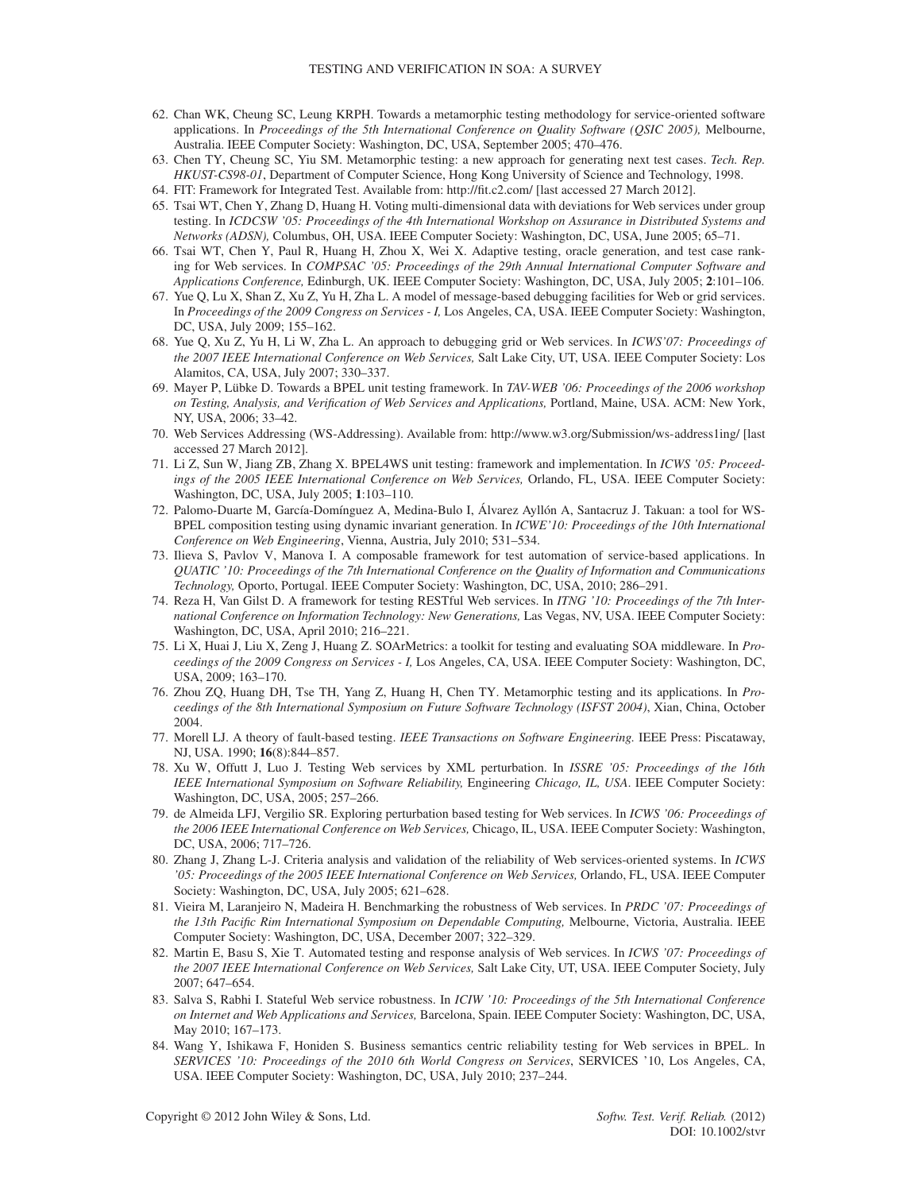62. Chan WK, Cheung SC, Leung KRPH. Towards a metamorphic testing methodology for service-oriented software applications. In *Proceedings of the 5th International Conference on Quality Software (QSIC 2005),* Melbourne, Australia. IEEE Computer Society: Washington, DC, USA, September 2005; 470–476.
63. Chen TY, Cheung SC, Yiu SM. Metamorphic testing: a new approach for generating next test cases. *Tech. Rep. HKUST-CS98-01*, Department of Computer Science, Hong Kong University of Science and Technology, 1998.
64. FIT: Framework for Integrated Test. Available from: http://fit.c2.com/ [last accessed 27 March 2012].
65. Tsai WT, Chen Y, Zhang D, Huang H. Voting multi-dimensional data with deviations for Web services under group testing. In *ICDCSW '05: Proceedings of the 4th International Workshop on Assurance in Distributed Systems and Networks (ADSN),* Columbus, OH, USA. IEEE Computer Society: Washington, DC, USA, June 2005; 65–71.
66. Tsai WT, Chen Y, Paul R, Huang H, Zhou X, Wei X. Adaptive testing, oracle generation, and test case ranking for Web services. In *COMPSAC '05: Proceedings of the 29th Annual International Computer Software and Applications Conference,* Edinburgh, UK. IEEE Computer Society: Washington, DC, USA, July 2005; **2**:101–106.
67. Yue Q, Lu X, Shan Z, Xu Z, Yu H, Zha L. A model of message-based debugging facilities for Web or grid services. In *Proceedings of the 2009 Congress on Services - I,* Los Angeles, CA, USA. IEEE Computer Society: Washington, DC, USA, July 2009; 155–162.
68. Yue Q, Xu Z, Yu H, Li W, Zha L. An approach to debugging grid or Web services. In *ICWS'07: Proceedings of the 2007 IEEE International Conference on Web Services,* Salt Lake City, UT, USA. IEEE Computer Society: Los Alamitos, CA, USA, July 2007; 330–337.
69. Mayer P, Lübke D. Towards a BPEL unit testing framework. In *TAV-WEB '06: Proceedings of the 2006 workshop on Testing, Analysis, and Verification of Web Services and Applications,* Portland, Maine, USA. ACM: New York, NY, USA, 2006; 33–42.
70. Web Services Addressing (WS-Addressing). Available from: http://www.w3.org/Submission/ws-address1ing/ [last accessed 27 March 2012].
71. Li Z, Sun W, Jiang ZB, Zhang X. BPEL4WS unit testing: framework and implementation. In *ICWS '05: Proceedings of the 2005 IEEE International Conference on Web Services,* Orlando, FL, USA. IEEE Computer Society: Washington, DC, USA, July 2005; **1**:103–110.
72. Palomo-Duarte M, García-Domínguez A, Medina-Bulo I, Álvarez Ayllón A, Santacruz J. Takuan: a tool for WS-BPEL composition testing using dynamic invariant generation. In *ICWE'10: Proceedings of the 10th International Conference on Web Engineering*, Vienna, Austria, July 2010; 531–534.
73. Ilieva S, Pavlov V, Manova I. A composable framework for test automation of service-based applications. In *QUATIC '10: Proceedings of the 7th International Conference on the Quality of Information and Communications Technology,* Oporto, Portugal. IEEE Computer Society: Washington, DC, USA, 2010; 286–291.
74. Reza H, Van Gilst D. A framework for testing RESTful Web services. In *ITNG '10: Proceedings of the 7th International Conference on Information Technology: New Generations,* Las Vegas, NV, USA. IEEE Computer Society: Washington, DC, USA, April 2010; 216–221.
75. Li X, Huai J, Liu X, Zeng J, Huang Z. SOArMetrics: a toolkit for testing and evaluating SOA middleware. In *Proceedings of the 2009 Congress on Services - I,* Los Angeles, CA, USA. IEEE Computer Society: Washington, DC, USA, 2009; 163–170.
76. Zhou ZQ, Huang DH, Tse TH, Yang Z, Huang H, Chen TY. Metamorphic testing and its applications. In *Proceedings of the 8th International Symposium on Future Software Technology (ISFST 2004)*, Xian, China, October 2004.
77. Morell LJ. A theory of fault-based testing. *IEEE Transactions on Software Engineering.* IEEE Press: Piscataway, NJ, USA. 1990; **16**(8):844–857.
78. Xu W, Offutt J, Luo J. Testing Web services by XML perturbation. In *ISSRE '05: Proceedings of the 16th IEEE International Symposium on Software Reliability,* Engineering *Chicago, IL, USA*. IEEE Computer Society: Washington, DC, USA, 2005; 257–266.
79. de Almeida LFJ, Vergilio SR. Exploring perturbation based testing for Web services. In *ICWS '06: Proceedings of the 2006 IEEE International Conference on Web Services,* Chicago, IL, USA. IEEE Computer Society: Washington, DC, USA, 2006; 717–726.
80. Zhang J, Zhang L-J. Criteria analysis and validation of the reliability of Web services-oriented systems. In *ICWS '05: Proceedings of the 2005 IEEE International Conference on Web Services,* Orlando, FL, USA. IEEE Computer Society: Washington, DC, USA, July 2005; 621–628.
81. Vieira M, Laranjeiro N, Madeira H. Benchmarking the robustness of Web services. In *PRDC '07: Proceedings of the 13th Pacific Rim International Symposium on Dependable Computing,* Melbourne, Victoria, Australia. IEEE Computer Society: Washington, DC, USA, December 2007; 322–329.
82. Martin E, Basu S, Xie T. Automated testing and response analysis of Web services. In *ICWS '07: Proceedings of the 2007 IEEE International Conference on Web Services,* Salt Lake City, UT, USA. IEEE Computer Society, July 2007; 647–654.
83. Salva S, Rabhi I. Stateful Web service robustness. In *ICIW '10: Proceedings of the 5th International Conference on Internet and Web Applications and Services,* Barcelona, Spain. IEEE Computer Society: Washington, DC, USA, May 2010; 167–173.
84. Wang Y, Ishikawa F, Honiden S. Business semantics centric reliability testing for Web services in BPEL. In *SERVICES '10: Proceedings of the 2010 6th World Congress on Services*, SERVICES '10, Los Angeles, CA, USA. IEEE Computer Society: Washington, DC, USA, July 2010; 237–244.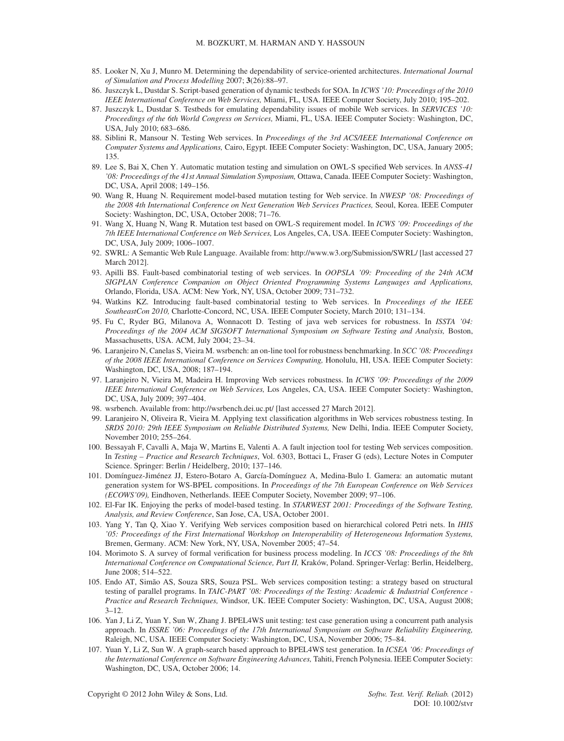85. Looker N, Xu J, Munro M. Determining the dependability of service-oriented architectures. *International Journal of Simulation and Process Modelling* 2007; **3**(26):88–97.
86. Juszczyk L, Dustdar S. Script-based generation of dynamic testbeds for SOA. In *ICWS '10: Proceedings of the 2010 IEEE International Conference on Web Services,* Miami, FL, USA. IEEE Computer Society, July 2010; 195–202.
87. Juszczyk L, Dustdar S. Testbeds for emulating dependability issues of mobile Web services. In *SERVICES '10: Proceedings of the 6th World Congress on Services,* Miami, FL, USA. IEEE Computer Society: Washington, DC, USA, July 2010; 683–686.
88. Siblini R, Mansour N. Testing Web services. In *Proceedings of the 3rd ACS/IEEE International Conference on Computer Systems and Applications,* Cairo, Egypt. IEEE Computer Society: Washington, DC, USA, January 2005; 135.
89. Lee S, Bai X, Chen Y. Automatic mutation testing and simulation on OWL-S specified Web services. In *ANSS-41 '08: Proceedings of the 41st Annual Simulation Symposium,* Ottawa, Canada. IEEE Computer Society: Washington, DC, USA, April 2008; 149–156.
90. Wang R, Huang N. Requirement model-based mutation testing for Web service. In *NWESP '08: Proceedings of the 2008 4th International Conference on Next Generation Web Services Practices,* Seoul, Korea. IEEE Computer Society: Washington, DC, USA, October 2008; 71–76.
91. Wang X, Huang N, Wang R. Mutation test based on OWL-S requirement model. In *ICWS '09: Proceedings of the 7th IEEE International Conference on Web Services,* Los Angeles, CA, USA. IEEE Computer Society: Washington, DC, USA, July 2009; 1006–1007.
92. SWRL: A Semantic Web Rule Language. Available from: http://www.w3.org/Submission/SWRL/ [last accessed 27 March 2012].
93. Apilli BS. Fault-based combinatorial testing of web services. In *OOPSLA '09: Proceeding of the 24th ACM SIGPLAN Conference Companion on Object Oriented Programming Systems Languages and Applications,* Orlando, Florida, USA. ACM: New York, NY, USA, October 2009; 731–732.
94. Watkins KZ. Introducing fault-based combinatorial testing to Web services. In *Proceedings of the IEEE SoutheastCon 2010,* Charlotte-Concord, NC, USA. IEEE Computer Society, March 2010; 131–134.
95. Fu C, Ryder BG, Milanova A, Wonnacott D. Testing of java web services for robustness. In *ISSTA '04: Proceedings of the 2004 ACM SIGSOFT International Symposium on Software Testing and Analysis,* Boston, Massachusetts, USA. ACM, July 2004; 23–34.
96. Laranjeiro N, Canelas S, Vieira M. wsrbench: an on-line tool for robustness benchmarking. In *SCC '08: Proceedings of the 2008 IEEE International Conference on Services Computing,* Honolulu, HI, USA. IEEE Computer Society: Washington, DC, USA, 2008; 187–194.
97. Laranjeiro N, Vieira M, Madeira H. Improving Web services robustness. In *ICWS '09: Proceedings of the 2009 IEEE International Conference on Web Services,* Los Angeles, CA, USA. IEEE Computer Society: Washington, DC, USA, July 2009; 397–404.
98. wsrbench. Available from: http://wsrbench.dei.uc.pt/ [last accessed 27 March 2012].
99. Laranjeiro N, Oliveira R, Vieira M. Applying text classification algorithms in Web services robustness testing. In *SRDS 2010: 29th IEEE Symposium on Reliable Distributed Systems,* New Delhi, India. IEEE Computer Society, November 2010; 255–264.
100. Bessayah F, Cavalli A, Maja W, Martins E, Valenti A. A fault injection tool for testing Web services composition. In *Testing – Practice and Research Techniques*, Vol. 6303, Bottaci L, Fraser G (eds), Lecture Notes in Computer Science. Springer: Berlin / Heidelberg, 2010; 137–146.
101. Domínguez-Jiménez JJ, Estero-Botaro A, García-Domínguez A, Medina-Bulo I. Gamera: an automatic mutant generation system for WS-BPEL compositions. In *Proceedings of the 7th European Conference on Web Services (ECOWS'09),* Eindhoven, Netherlands. IEEE Computer Society, November 2009; 97–106.
102. El-Far IK. Enjoying the perks of model-based testing. In *STARWEST 2001: Proceedings of the Software Testing, Analysis, and Review Conference*, San Jose, CA, USA, October 2001.
103. Yang Y, Tan Q, Xiao Y. Verifying Web services composition based on hierarchical colored Petri nets. In *IHIS '05: Proceedings of the First International Workshop on Interoperability of Heterogeneous Information Systems,* Bremen, Germany. ACM: New York, NY, USA, November 2005; 47–54.
104. Morimoto S. A survey of formal verification for business process modeling. In *ICCS '08: Proceedings of the 8th International Conference on Computational Science, Part II,* Kraków, Poland. Springer-Verlag: Berlin, Heidelberg, June 2008; 514–522.
105. Endo AT, Simão AS, Souza SRS, Souza PSL. Web services composition testing: a strategy based on structural testing of parallel programs. In *TAIC-PART '08: Proceedings of the Testing: Academic & Industrial Conference - Practice and Research Techniques,* Windsor, UK. IEEE Computer Society: Washington, DC, USA, August 2008; 3–12.
106. Yan J, Li Z, Yuan Y, Sun W, Zhang J. BPEL4WS unit testing: test case generation using a concurrent path analysis approach. In *ISSRE '06: Proceedings of the 17th International Symposium on Software Reliability Engineering,* Raleigh, NC, USA. IEEE Computer Society: Washington, DC, USA, November 2006; 75–84.
107. Yuan Y, Li Z, Sun W. A graph-search based approach to BPEL4WS test generation. In *ICSEA '06: Proceedings of the International Conference on Software Engineering Advances,* Tahiti, French Polynesia. IEEE Computer Society: Washington, DC, USA, October 2006; 14.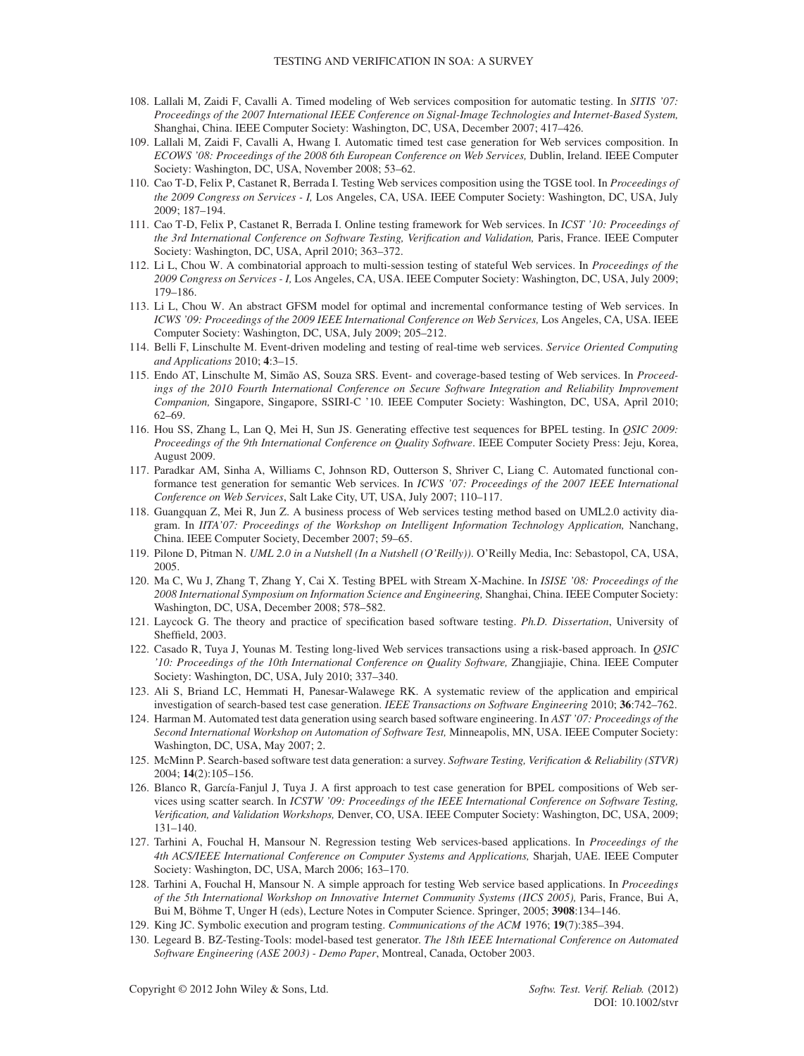108. Lallali M, Zaidi F, Cavalli A. Timed modeling of Web services composition for automatic testing. In *SITIS '07: Proceedings of the 2007 International IEEE Conference on Signal-Image Technologies and Internet-Based System,* Shanghai, China. IEEE Computer Society: Washington, DC, USA, December 2007; 417–426.
109. Lallali M, Zaidi F, Cavalli A, Hwang I. Automatic timed test case generation for Web services composition. In *ECOWS '08: Proceedings of the 2008 6th European Conference on Web Services,* Dublin, Ireland. IEEE Computer Society: Washington, DC, USA, November 2008; 53–62.
110. Cao T-D, Felix P, Castanet R, Berrada I. Testing Web services composition using the TGSE tool. In *Proceedings of the 2009 Congress on Services - I,* Los Angeles, CA, USA. IEEE Computer Society: Washington, DC, USA, July 2009; 187–194.
111. Cao T-D, Felix P, Castanet R, Berrada I. Online testing framework for Web services. In *ICST '10: Proceedings of the 3rd International Conference on Software Testing, Verification and Validation,* Paris, France. IEEE Computer Society: Washington, DC, USA, April 2010; 363–372.
112. Li L, Chou W. A combinatorial approach to multi-session testing of stateful Web services. In *Proceedings of the 2009 Congress on Services - I,* Los Angeles, CA, USA. IEEE Computer Society: Washington, DC, USA, July 2009; 179–186.
113. Li L, Chou W. An abstract GFSM model for optimal and incremental conformance testing of Web services. In *ICWS '09: Proceedings of the 2009 IEEE International Conference on Web Services,* Los Angeles, CA, USA. IEEE Computer Society: Washington, DC, USA, July 2009; 205–212.
114. Belli F, Linschulte M. Event-driven modeling and testing of real-time web services. *Service Oriented Computing and Applications* 2010; **4**:3–15.
115. Endo AT, Linschulte M, Simão AS, Souza SRS. Event- and coverage-based testing of Web services. In *Proceedings of the 2010 Fourth International Conference on Secure Software Integration and Reliability Improvement Companion,* Singapore, Singapore, SSIRI-C '10. IEEE Computer Society: Washington, DC, USA, April 2010; 62–69.
116. Hou SS, Zhang L, Lan Q, Mei H, Sun JS. Generating effective test sequences for BPEL testing. In *QSIC 2009: Proceedings of the 9th International Conference on Quality Software*. IEEE Computer Society Press: Jeju, Korea, August 2009.
117. Paradkar AM, Sinha A, Williams C, Johnson RD, Outterson S, Shriver C, Liang C. Automated functional conformance test generation for semantic Web services. In *ICWS '07: Proceedings of the 2007 IEEE International Conference on Web Services*, Salt Lake City, UT, USA, July 2007; 110–117.
118. Guangquan Z, Mei R, Jun Z. A business process of Web services testing method based on UML2.0 activity diagram. In *IITA'07: Proceedings of the Workshop on Intelligent Information Technology Application,* Nanchang, China. IEEE Computer Society, December 2007; 59–65.
119. Pilone D, Pitman N. *UML 2.0 in a Nutshell (In a Nutshell (O'Reilly))*. O'Reilly Media, Inc: Sebastopol, CA, USA, 2005.
120. Ma C, Wu J, Zhang T, Zhang Y, Cai X. Testing BPEL with Stream X-Machine. In *ISISE '08: Proceedings of the 2008 International Symposium on Information Science and Engineering,* Shanghai, China. IEEE Computer Society: Washington, DC, USA, December 2008; 578–582.
121. Laycock G. The theory and practice of specification based software testing. *Ph.D. Dissertation*, University of Sheffield, 2003.
122. Casado R, Tuya J, Younas M. Testing long-lived Web services transactions using a risk-based approach. In *QSIC '10: Proceedings of the 10th International Conference on Quality Software,* Zhangjiajie, China. IEEE Computer Society: Washington, DC, USA, July 2010; 337–340.
123. Ali S, Briand LC, Hemmati H, Panesar-Walawege RK. A systematic review of the application and empirical investigation of search-based test case generation. *IEEE Transactions on Software Engineering* 2010; **36**:742–762.
124. Harman M. Automated test data generation using search based software engineering. In *AST '07: Proceedings of the Second International Workshop on Automation of Software Test,* Minneapolis, MN, USA. IEEE Computer Society: Washington, DC, USA, May 2007; 2.
125. McMinn P. Search-based software test data generation: a survey. *Software Testing, Verification & Reliability (STVR)* 2004; **14**(2):105–156.
126. Blanco R, García-Fanjul J, Tuya J. A first approach to test case generation for BPEL compositions of Web services using scatter search. In *ICSTW '09: Proceedings of the IEEE International Conference on Software Testing, Verification, and Validation Workshops,* Denver, CO, USA. IEEE Computer Society: Washington, DC, USA, 2009; 131–140.
127. Tarhini A, Fouchal H, Mansour N. Regression testing Web services-based applications. In *Proceedings of the 4th ACS/IEEE International Conference on Computer Systems and Applications,* Sharjah, UAE. IEEE Computer Society: Washington, DC, USA, March 2006; 163–170.
128. Tarhini A, Fouchal H, Mansour N. A simple approach for testing Web service based applications. In *Proceedings of the 5th International Workshop on Innovative Internet Community Systems (IICS 2005),* Paris, France, Bui A, Bui M, Böhme T, Unger H (eds), Lecture Notes in Computer Science. Springer, 2005; **3908**:134–146.
129. King JC. Symbolic execution and program testing. *Communications of the ACM* 1976; **19**(7):385–394.
130. Legeard B. BZ-Testing-Tools: model-based test generator. *The 18th IEEE International Conference on Automated Software Engineering (ASE 2003) - Demo Paper*, Montreal, Canada, October 2003.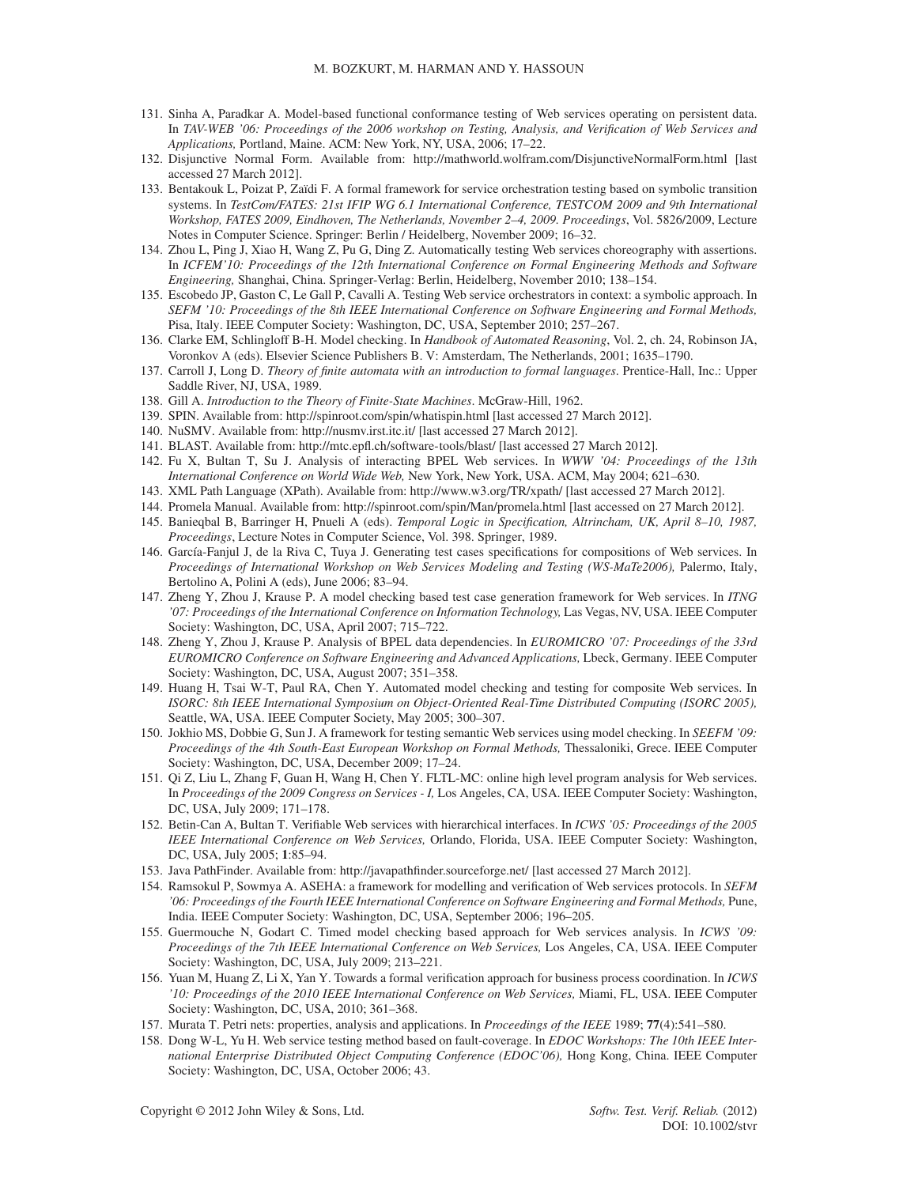131. Sinha A, Paradkar A. Model-based functional conformance testing of Web services operating on persistent data. In *TAV-WEB '06: Proceedings of the 2006 workshop on Testing, Analysis, and Verification of Web Services and Applications,* Portland, Maine. ACM: New York, NY, USA, 2006; 17–22.
132. Disjunctive Normal Form. Available from: http://mathworld.wolfram.com/DisjunctiveNormalForm.html [last accessed 27 March 2012].
133. Bentakouk L, Poizat P, Zaïdi F. A formal framework for service orchestration testing based on symbolic transition systems. In *TestCom/FATES: 21st IFIP WG 6.1 International Conference, TESTCOM 2009 and 9th International Workshop, FATES 2009, Eindhoven, The Netherlands, November 2–4, 2009. Proceedings*, Vol. 5826/2009, Lecture Notes in Computer Science. Springer: Berlin / Heidelberg, November 2009; 16–32.
134. Zhou L, Ping J, Xiao H, Wang Z, Pu G, Ding Z. Automatically testing Web services choreography with assertions. In *ICFEM'10: Proceedings of the 12th International Conference on Formal Engineering Methods and Software Engineering,* Shanghai, China. Springer-Verlag: Berlin, Heidelberg, November 2010; 138–154.
135. Escobedo JP, Gaston C, Le Gall P, Cavalli A. Testing Web service orchestrators in context: a symbolic approach. In *SEFM '10: Proceedings of the 8th IEEE International Conference on Software Engineering and Formal Methods,* Pisa, Italy. IEEE Computer Society: Washington, DC, USA, September 2010; 257–267.
136. Clarke EM, Schlingloff B-H. Model checking. In *Handbook of Automated Reasoning*, Vol. 2, ch. 24, Robinson JA, Voronkov A (eds). Elsevier Science Publishers B. V: Amsterdam, The Netherlands, 2001; 1635–1790.
137. Carroll J, Long D. *Theory of finite automata with an introduction to formal languages*. Prentice-Hall, Inc.: Upper Saddle River, NJ, USA, 1989.
138. Gill A. *Introduction to the Theory of Finite-State Machines*. McGraw-Hill, 1962.
139. SPIN. Available from: http://spinroot.com/spin/whatispin.html [last accessed 27 March 2012].
140. NuSMV. Available from: http://nusmv.irst.itc.it/ [last accessed 27 March 2012].
141. BLAST. Available from: http://mtc.epfl.ch/software-tools/blast/ [last accessed 27 March 2012].
142. Fu X, Bultan T, Su J. Analysis of interacting BPEL Web services. In *WWW '04: Proceedings of the 13th International Conference on World Wide Web,* New York, New York, USA. ACM, May 2004; 621–630.
143. XML Path Language (XPath). Available from: http://www.w3.org/TR/xpath/ [last accessed 27 March 2012].
144. Promela Manual. Available from: http://spinroot.com/spin/Man/promela.html [last accessed on 27 March 2012].
145. Banieqbal B, Barringer H, Pnueli A (eds). *Temporal Logic in Specification, Altrincham, UK, April 8–10, 1987, Proceedings*, Lecture Notes in Computer Science, Vol. 398. Springer, 1989.
146. García-Fanjul J, de la Riva C, Tuya J. Generating test cases specifications for compositions of Web services. In *Proceedings of International Workshop on Web Services Modeling and Testing (WS-MaTe2006),* Palermo, Italy, Bertolino A, Polini A (eds), June 2006; 83–94.
147. Zheng Y, Zhou J, Krause P. A model checking based test case generation framework for Web services. In *ITNG '07: Proceedings of the International Conference on Information Technology,* Las Vegas, NV, USA. IEEE Computer Society: Washington, DC, USA, April 2007; 715–722.
148. Zheng Y, Zhou J, Krause P. Analysis of BPEL data dependencies. In *EUROMICRO '07: Proceedings of the 33rd EUROMICRO Conference on Software Engineering and Advanced Applications,* Lbeck, Germany. IEEE Computer Society: Washington, DC, USA, August 2007; 351–358.
149. Huang H, Tsai W-T, Paul RA, Chen Y. Automated model checking and testing for composite Web services. In *ISORC: 8th IEEE International Symposium on Object-Oriented Real-Time Distributed Computing (ISORC 2005),* Seattle, WA, USA. IEEE Computer Society, May 2005; 300–307.
150. Jokhio MS, Dobbie G, Sun J. A framework for testing semantic Web services using model checking. In *SEEFM '09: Proceedings of the 4th South-East European Workshop on Formal Methods,* Thessaloniki, Grece. IEEE Computer Society: Washington, DC, USA, December 2009; 17–24.
151. Qi Z, Liu L, Zhang F, Guan H, Wang H, Chen Y. FLTL-MC: online high level program analysis for Web services. In *Proceedings of the 2009 Congress on Services - I,* Los Angeles, CA, USA. IEEE Computer Society: Washington, DC, USA, July 2009; 171–178.
152. Betin-Can A, Bultan T. Verifiable Web services with hierarchical interfaces. In *ICWS '05: Proceedings of the 2005 IEEE International Conference on Web Services,* Orlando, Florida, USA. IEEE Computer Society: Washington, DC, USA, July 2005; **1**:85–94.
153. Java PathFinder. Available from: http://javapathfinder.sourceforge.net/ [last accessed 27 March 2012].
154. Ramsokul P, Sowmya A. ASEHA: a framework for modelling and verification of Web services protocols. In *SEFM '06: Proceedings of the Fourth IEEE International Conference on Software Engineering and Formal Methods,* Pune, India. IEEE Computer Society: Washington, DC, USA, September 2006; 196–205.
155. Guermouche N, Godart C. Timed model checking based approach for Web services analysis. In *ICWS '09: Proceedings of the 7th IEEE International Conference on Web Services,* Los Angeles, CA, USA. IEEE Computer Society: Washington, DC, USA, July 2009; 213–221.
156. Yuan M, Huang Z, Li X, Yan Y. Towards a formal verification approach for business process coordination. In *ICWS '10: Proceedings of the 2010 IEEE International Conference on Web Services,* Miami, FL, USA. IEEE Computer Society: Washington, DC, USA, 2010; 361–368.
157. Murata T. Petri nets: properties, analysis and applications. In *Proceedings of the IEEE* 1989; **77**(4):541–580.
158. Dong W-L, Yu H. Web service testing method based on fault-coverage. In *EDOC Workshops: The 10th IEEE International Enterprise Distributed Object Computing Conference (EDOC'06),* Hong Kong, China. IEEE Computer Society: Washington, DC, USA, October 2006; 43.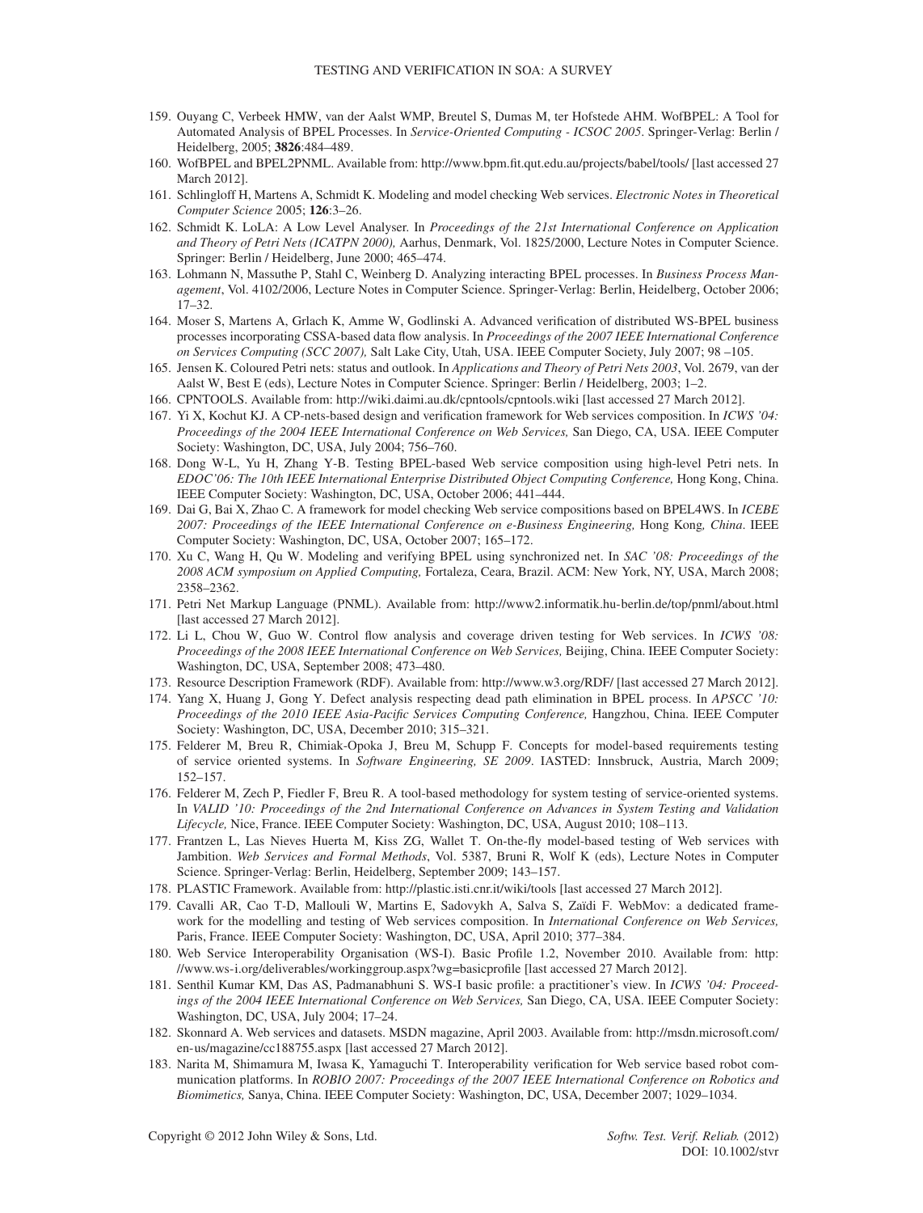159. Ouyang C, Verbeek HMW, van der Aalst WMP, Breutel S, Dumas M, ter Hofstede AHM. WofBPEL: A Tool for Automated Analysis of BPEL Processes. In *Service-Oriented Computing - ICSOC 2005*. Springer-Verlag: Berlin / Heidelberg, 2005; **3826**:484–489.
160. WofBPEL and BPEL2PNML. Available from: http://www.bpm.fit.qut.edu.au/projects/babel/tools/ [last accessed 27 March 2012].
161. Schlingloff H, Martens A, Schmidt K. Modeling and model checking Web services. *Electronic Notes in Theoretical Computer Science* 2005; **126**:3–26.
162. Schmidt K. LoLA: A Low Level Analyser. In *Proceedings of the 21st International Conference on Application and Theory of Petri Nets (ICATPN 2000),* Aarhus, Denmark, Vol. 1825/2000, Lecture Notes in Computer Science. Springer: Berlin / Heidelberg, June 2000; 465–474.
163. Lohmann N, Massuthe P, Stahl C, Weinberg D. Analyzing interacting BPEL processes. In *Business Process Management*, Vol. 4102/2006, Lecture Notes in Computer Science. Springer-Verlag: Berlin, Heidelberg, October 2006; 17–32.
164. Moser S, Martens A, Grlach K, Amme W, Godlinski A. Advanced verification of distributed WS-BPEL business processes incorporating CSSA-based data flow analysis. In *Proceedings of the 2007 IEEE International Conference on Services Computing (SCC 2007),* Salt Lake City, Utah, USA. IEEE Computer Society, July 2007; 98 –105.
165. Jensen K. Coloured Petri nets: status and outlook. In *Applications and Theory of Petri Nets 2003*, Vol. 2679, van der Aalst W, Best E (eds), Lecture Notes in Computer Science. Springer: Berlin / Heidelberg, 2003; 1–2.
166. CPNTOOLS. Available from: http://wiki.daimi.au.dk/cpntools/cpntools.wiki [last accessed 27 March 2012].
167. Yi X, Kochut KJ. A CP-nets-based design and verification framework for Web services composition. In *ICWS '04: Proceedings of the 2004 IEEE International Conference on Web Services,* San Diego, CA, USA. IEEE Computer Society: Washington, DC, USA, July 2004; 756–760.
168. Dong W-L, Yu H, Zhang Y-B. Testing BPEL-based Web service composition using high-level Petri nets. In *EDOC'06: The 10th IEEE International Enterprise Distributed Object Computing Conference,* Hong Kong, China. IEEE Computer Society: Washington, DC, USA, October 2006; 441–444.
169. Dai G, Bai X, Zhao C. A framework for model checking Web service compositions based on BPEL4WS. In *ICEBE 2007: Proceedings of the IEEE International Conference on e-Business Engineering,* Hong Kong*, China*. IEEE Computer Society: Washington, DC, USA, October 2007; 165–172.
170. Xu C, Wang H, Qu W. Modeling and verifying BPEL using synchronized net. In *SAC '08: Proceedings of the 2008 ACM symposium on Applied Computing,* Fortaleza, Ceara, Brazil. ACM: New York, NY, USA, March 2008; 2358–2362.
171. Petri Net Markup Language (PNML). Available from: http://www2.informatik.hu-berlin.de/top/pnml/about.html [last accessed 27 March 2012].
172. Li L, Chou W, Guo W. Control flow analysis and coverage driven testing for Web services. In *ICWS '08: Proceedings of the 2008 IEEE International Conference on Web Services,* Beijing, China. IEEE Computer Society: Washington, DC, USA, September 2008; 473–480.
173. Resource Description Framework (RDF). Available from: http://www.w3.org/RDF/ [last accessed 27 March 2012].
174. Yang X, Huang J, Gong Y. Defect analysis respecting dead path elimination in BPEL process. In *APSCC '10: Proceedings of the 2010 IEEE Asia-Pacific Services Computing Conference,* Hangzhou, China. IEEE Computer Society: Washington, DC, USA, December 2010; 315–321.
175. Felderer M, Breu R, Chimiak-Opoka J, Breu M, Schupp F. Concepts for model-based requirements testing of service oriented systems. In *Software Engineering, SE 2009*. IASTED: Innsbruck, Austria, March 2009; 152–157.
176. Felderer M, Zech P, Fiedler F, Breu R. A tool-based methodology for system testing of service-oriented systems. In *VALID '10: Proceedings of the 2nd International Conference on Advances in System Testing and Validation Lifecycle,* Nice, France. IEEE Computer Society: Washington, DC, USA, August 2010; 108–113.
177. Frantzen L, Las Nieves Huerta M, Kiss ZG, Wallet T. On-the-fly model-based testing of Web services with Jambition. *Web Services and Formal Methods*, Vol. 5387, Bruni R, Wolf K (eds), Lecture Notes in Computer Science. Springer-Verlag: Berlin, Heidelberg, September 2009; 143–157.
178. PLASTIC Framework. Available from: http://plastic.isti.cnr.it/wiki/tools [last accessed 27 March 2012].
179. Cavalli AR, Cao T-D, Mallouli W, Martins E, Sadovykh A, Salva S, Zaïdi F. WebMov: a dedicated framework for the modelling and testing of Web services composition. In *International Conference on Web Services,* Paris, France. IEEE Computer Society: Washington, DC, USA, April 2010; 377–384.
180. Web Service Interoperability Organisation (WS-I). Basic Profile 1.2, November 2010. Available from: http://www.ws-i.org/deliverables/workinggroup.aspx?wg=basicprofile [last accessed 27 March 2012].
181. Senthil Kumar KM, Das AS, Padmanabhuni S. WS-I basic profile: a practitioner's view. In *ICWS '04: Proceedings of the 2004 IEEE International Conference on Web Services,* San Diego, CA, USA. IEEE Computer Society: Washington, DC, USA, July 2004; 17–24.
182. Skonnard A. Web services and datasets. MSDN magazine, April 2003. Available from: http://msdn.microsoft.com/en-us/magazine/cc188755.aspx [last accessed 27 March 2012].
183. Narita M, Shimamura M, Iwasa K, Yamaguchi T. Interoperability verification for Web service based robot communication platforms. In *ROBIO 2007: Proceedings of the 2007 IEEE International Conference on Robotics and Biomimetics,* Sanya, China. IEEE Computer Society: Washington, DC, USA, December 2007; 1029–1034.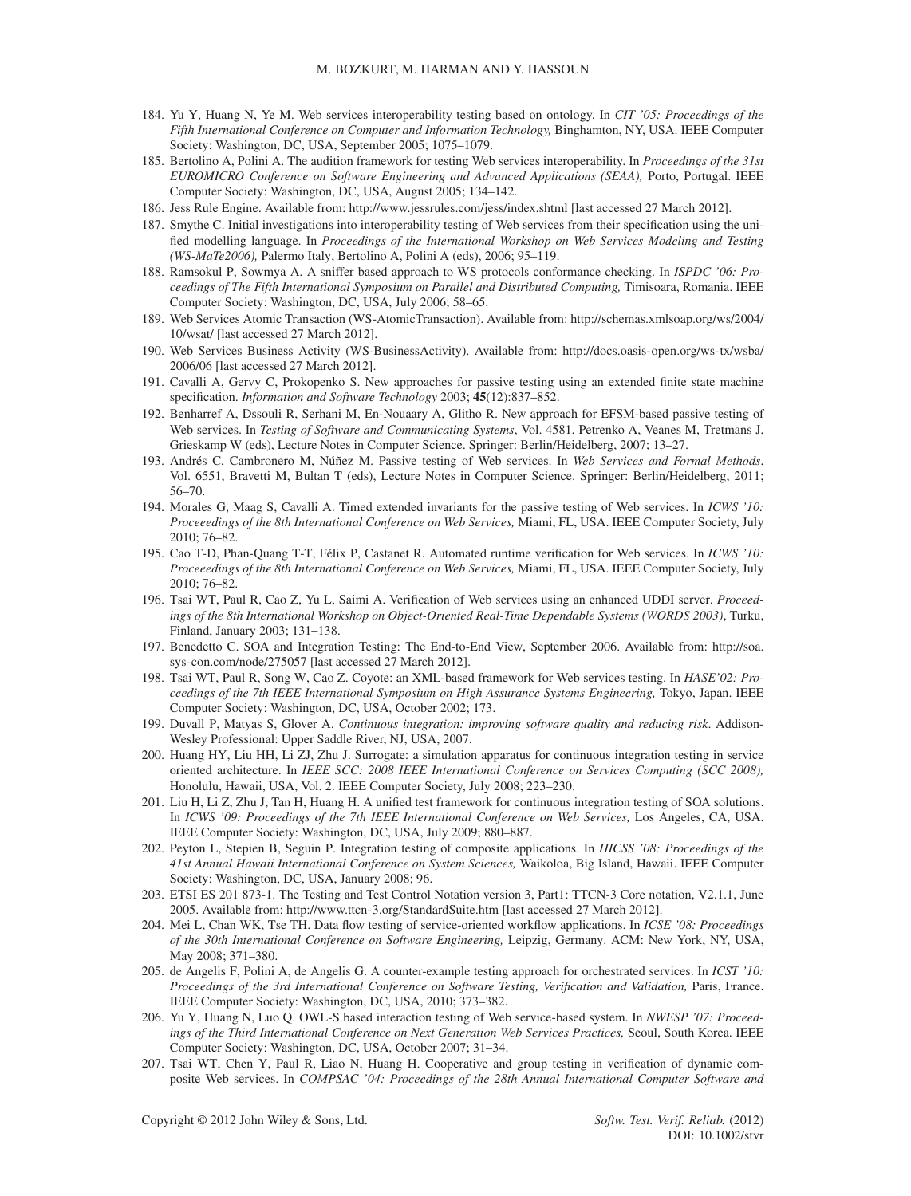184. Yu Y, Huang N, Ye M. Web services interoperability testing based on ontology. In *CIT '05: Proceedings of the Fifth International Conference on Computer and Information Technology,* Binghamton, NY, USA. IEEE Computer Society: Washington, DC, USA, September 2005; 1075–1079.
185. Bertolino A, Polini A. The audition framework for testing Web services interoperability. In *Proceedings of the 31st EUROMICRO Conference on Software Engineering and Advanced Applications (SEAA),* Porto, Portugal. IEEE Computer Society: Washington, DC, USA, August 2005; 134–142.
186. Jess Rule Engine. Available from: http://www.jessrules.com/jess/index.shtml [last accessed 27 March 2012].
187. Smythe C. Initial investigations into interoperability testing of Web services from their specification using the unified modelling language. In *Proceedings of the International Workshop on Web Services Modeling and Testing (WS-MaTe2006),* Palermo Italy, Bertolino A, Polini A (eds), 2006; 95–119.
188. Ramsokul P, Sowmya A. A sniffer based approach to WS protocols conformance checking. In *ISPDC '06: Proceedings of The Fifth International Symposium on Parallel and Distributed Computing,* Timisoara, Romania. IEEE Computer Society: Washington, DC, USA, July 2006; 58–65.
189. Web Services Atomic Transaction (WS-AtomicTransaction). Available from: http://schemas.xmlsoap.org/ws/2004/10/wsat/ [last accessed 27 March 2012].
190. Web Services Business Activity (WS-BusinessActivity). Available from: http://docs.oasis-open.org/ws-tx/wsba/2006/06 [last accessed 27 March 2012].
191. Cavalli A, Gervy C, Prokopenko S. New approaches for passive testing using an extended finite state machine specification. *Information and Software Technology* 2003; **45**(12):837–852.
192. Benharref A, Dssouli R, Serhani M, En-Nouaary A, Glitho R. New approach for EFSM-based passive testing of Web services. In *Testing of Software and Communicating Systems*, Vol. 4581, Petrenko A, Veanes M, Tretmans J, Grieskamp W (eds), Lecture Notes in Computer Science. Springer: Berlin/Heidelberg, 2007; 13–27.
193. Andrés C, Cambronero M, Núñez M. Passive testing of Web services. In *Web Services and Formal Methods*, Vol. 6551, Bravetti M, Bultan T (eds), Lecture Notes in Computer Science. Springer: Berlin/Heidelberg, 2011; 56–70.
194. Morales G, Maag S, Cavalli A. Timed extended invariants for the passive testing of Web services. In *ICWS '10: Proceeedings of the 8th International Conference on Web Services,* Miami, FL, USA. IEEE Computer Society, July 2010; 76–82.
195. Cao T-D, Phan-Quang T-T, Félix P, Castanet R. Automated runtime verification for Web services. In *ICWS '10: Proceeedings of the 8th International Conference on Web Services,* Miami, FL, USA. IEEE Computer Society, July 2010; 76–82.
196. Tsai WT, Paul R, Cao Z, Yu L, Saimi A. Verification of Web services using an enhanced UDDI server. *Proceedings of the 8th International Workshop on Object-Oriented Real-Time Dependable Systems (WORDS 2003)*, Turku, Finland, January 2003; 131–138.
197. Benedetto C. SOA and Integration Testing: The End-to-End View, September 2006. Available from: http://soa.sys-con.com/node/275057 [last accessed 27 March 2012].
198. Tsai WT, Paul R, Song W, Cao Z. Coyote: an XML-based framework for Web services testing. In *HASE'02: Proceedings of the 7th IEEE International Symposium on High Assurance Systems Engineering,* Tokyo, Japan. IEEE Computer Society: Washington, DC, USA, October 2002; 173.
199. Duvall P, Matyas S, Glover A. *Continuous integration: improving software quality and reducing risk*. Addison-Wesley Professional: Upper Saddle River, NJ, USA, 2007.
200. Huang HY, Liu HH, Li ZJ, Zhu J. Surrogate: a simulation apparatus for continuous integration testing in service oriented architecture. In *IEEE SCC: 2008 IEEE International Conference on Services Computing (SCC 2008),* Honolulu, Hawaii, USA, Vol. 2. IEEE Computer Society, July 2008; 223–230.
201. Liu H, Li Z, Zhu J, Tan H, Huang H. A unified test framework for continuous integration testing of SOA solutions. In *ICWS '09: Proceedings of the 7th IEEE International Conference on Web Services,* Los Angeles, CA, USA. IEEE Computer Society: Washington, DC, USA, July 2009; 880–887.
202. Peyton L, Stepien B, Seguin P. Integration testing of composite applications. In *HICSS '08: Proceedings of the 41st Annual Hawaii International Conference on System Sciences,* Waikoloa, Big Island, Hawaii. IEEE Computer Society: Washington, DC, USA, January 2008; 96.
203. ETSI ES 201 873-1. The Testing and Test Control Notation version 3, Part1: TTCN-3 Core notation, V2.1.1, June 2005. Available from: http://www.ttcn-3.org/StandardSuite.htm [last accessed 27 March 2012].
204. Mei L, Chan WK, Tse TH. Data flow testing of service-oriented workflow applications. In *ICSE '08: Proceedings of the 30th International Conference on Software Engineering,* Leipzig, Germany. ACM: New York, NY, USA, May 2008; 371–380.
205. de Angelis F, Polini A, de Angelis G. A counter-example testing approach for orchestrated services. In *ICST '10: Proceedings of the 3rd International Conference on Software Testing, Verification and Validation,* Paris, France. IEEE Computer Society: Washington, DC, USA, 2010; 373–382.
206. Yu Y, Huang N, Luo Q. OWL-S based interaction testing of Web service-based system. In *NWESP '07: Proceedings of the Third International Conference on Next Generation Web Services Practices,* Seoul, South Korea. IEEE Computer Society: Washington, DC, USA, October 2007; 31–34.
207. Tsai WT, Chen Y, Paul R, Liao N, Huang H. Cooperative and group testing in verification of dynamic composite Web services. In *COMPSAC '04: Proceedings of the 28th Annual International Computer Software and*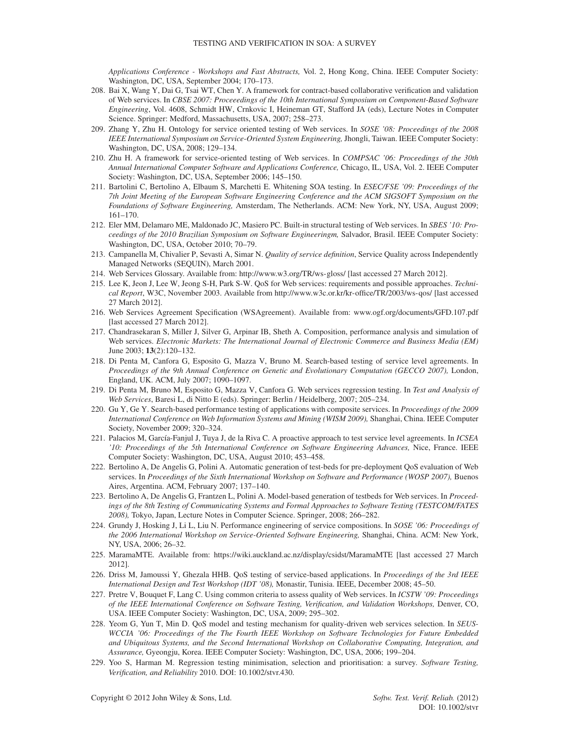*Applications Conference - Workshops and Fast Abstracts,* Vol. 2, Hong Kong, China. IEEE Computer Society: Washington, DC, USA, September 2004; 170–173.

208. Bai X, Wang Y, Dai G, Tsai WT, Chen Y. A framework for contract-based collaborative verification and validation of Web services. In *CBSE 2007: Proceeedings of the 10th International Symposium on Component-Based Software Engineering*, Vol. 4608, Schmidt HW, Crnkovic I, Heineman GT, Stafford JA (eds), Lecture Notes in Computer Science. Springer: Medford, Massachusetts, USA, 2007; 258–273.
209. Zhang Y, Zhu H. Ontology for service oriented testing of Web services. In *SOSE '08: Proceedings of the 2008 IEEE International Symposium on Service-Oriented System Engineering,* Jhongli, Taiwan. IEEE Computer Society: Washington, DC, USA, 2008; 129–134.
210. Zhu H. A framework for service-oriented testing of Web services. In *COMPSAC '06: Proceedings of the 30th Annual International Computer Software and Applications Conference,* Chicago, IL, USA, Vol. 2. IEEE Computer Society: Washington, DC, USA, September 2006; 145–150.
211. Bartolini C, Bertolino A, Elbaum S, Marchetti E. Whitening SOA testing. In *ESEC/FSE '09: Proceedings of the 7th Joint Meeting of the European Software Engineering Conference and the ACM SIGSOFT Symposium on the Foundations of Software Engineering,* Amsterdam, The Netherlands. ACM: New York, NY, USA, August 2009; 161–170.
212. Eler MM, Delamaro ME, Maldonado JC, Masiero PC. Built-in structural testing of Web services. In *SBES '10: Proceedings of the 2010 Brazilian Symposium on Software Engineeringm,* Salvador, Brasil. IEEE Computer Society: Washington, DC, USA, October 2010; 70–79.
213. Campanella M, Chivalier P, Sevasti A, Simar N. *Quality of service definition*, Service Quality across Independently Managed Networks (SEQUIN), March 2001.
214. Web Services Glossary. Available from: http://www.w3.org/TR/ws-gloss/ [last accessed 27 March 2012].
215. Lee K, Jeon J, Lee W, Jeong S-H, Park S-W. QoS for Web services: requirements and possible approaches. *Technical Report*, W3C, November 2003. Available from http://www.w3c.or.kr/kr-office/TR/2003/ws-qos/ [last accessed 27 March 2012].
216. Web Services Agreement Specification (WSAgreement). Available from: www.ogf.org/documents/GFD.107.pdf [last accessed 27 March 2012].
217. Chandrasekaran S, Miller J, Silver G, Arpinar IB, Sheth A. Composition, performance analysis and simulation of Web services. *Electronic Markets: The International Journal of Electronic Commerce and Business Media (EM)* June 2003; **13**(2):120–132.
218. Di Penta M, Canfora G, Esposito G, Mazza V, Bruno M. Search-based testing of service level agreements. In *Proceedings of the 9th Annual Conference on Genetic and Evolutionary Computation (GECCO 2007),* London, England, UK. ACM, July 2007; 1090–1097.
219. Di Penta M, Bruno M, Esposito G, Mazza V, Canfora G. Web services regression testing. In *Test and Analysis of Web Services*, Baresi L, di Nitto E (eds). Springer: Berlin / Heidelberg, 2007; 205–234.
220. Gu Y, Ge Y. Search-based performance testing of applications with composite services. In *Proceedings of the 2009 International Conference on Web Information Systems and Mining (WISM 2009),* Shanghai, China. IEEE Computer Society, November 2009; 320–324.
221. Palacios M, García-Fanjul J, Tuya J, de la Riva C. A proactive approach to test service level agreements. In *ICSEA '10: Proceedings of the 5th International Conference on Software Engineering Advances,* Nice, France. IEEE Computer Society: Washington, DC, USA, August 2010; 453–458.
222. Bertolino A, De Angelis G, Polini A. Automatic generation of test-beds for pre-deployment QoS evaluation of Web services. In *Proceedings of the Sixth International Workshop on Software and Performance (WOSP 2007),* Buenos Aires, Argentina. ACM, February 2007; 137–140.
223. Bertolino A, De Angelis G, Frantzen L, Polini A. Model-based generation of testbeds for Web services. In *Proceedings of the 8th Testing of Communicating Systems and Formal Approaches to Software Testing (TESTCOM/FATES 2008),* Tokyo, Japan, Lecture Notes in Computer Science. Springer, 2008; 266–282.
224. Grundy J, Hosking J, Li L, Liu N. Performance engineering of service compositions. In *SOSE '06: Proceedings of the 2006 International Workshop on Service-Oriented Software Engineering,* Shanghai, China. ACM: New York, NY, USA, 2006; 26–32.
225. MaramaMTE. Available from: https://wiki.auckland.ac.nz/display/csidst/MaramaMTE [last accessed 27 March 2012].
226. Driss M, Jamoussi Y, Ghezala HHB. QoS testing of service-based applications. In *Proceedings of the 3rd IEEE International Design and Test Workshop (IDT '08),* Monastir, Tunisia. IEEE, December 2008; 45–50.
227. Pretre V, Bouquet F, Lang C. Using common criteria to assess quality of Web services. In *ICSTW '09: Proceedings of the IEEE International Conference on Software Testing, Verification, and Validation Workshops,* Denver, CO, USA. IEEE Computer Society: Washington, DC, USA, 2009; 295–302.
228. Yeom G, Yun T, Min D. QoS model and testing mechanism for quality-driven web services selection. In *SEUS-WCCIA '06: Proceedings of the The Fourth IEEE Workshop on Software Technologies for Future Embedded and Ubiquitous Systems, and the Second International Workshop on Collaborative Computing, Integration, and Assurance,* Gyeongju, Korea. IEEE Computer Society: Washington, DC, USA, 2006; 199–204.
229. Yoo S, Harman M. Regression testing minimisation, selection and prioritisation: a survey. *Software Testing, Verification, and Reliability* 2010. DOI: 10.1002/stvr.430.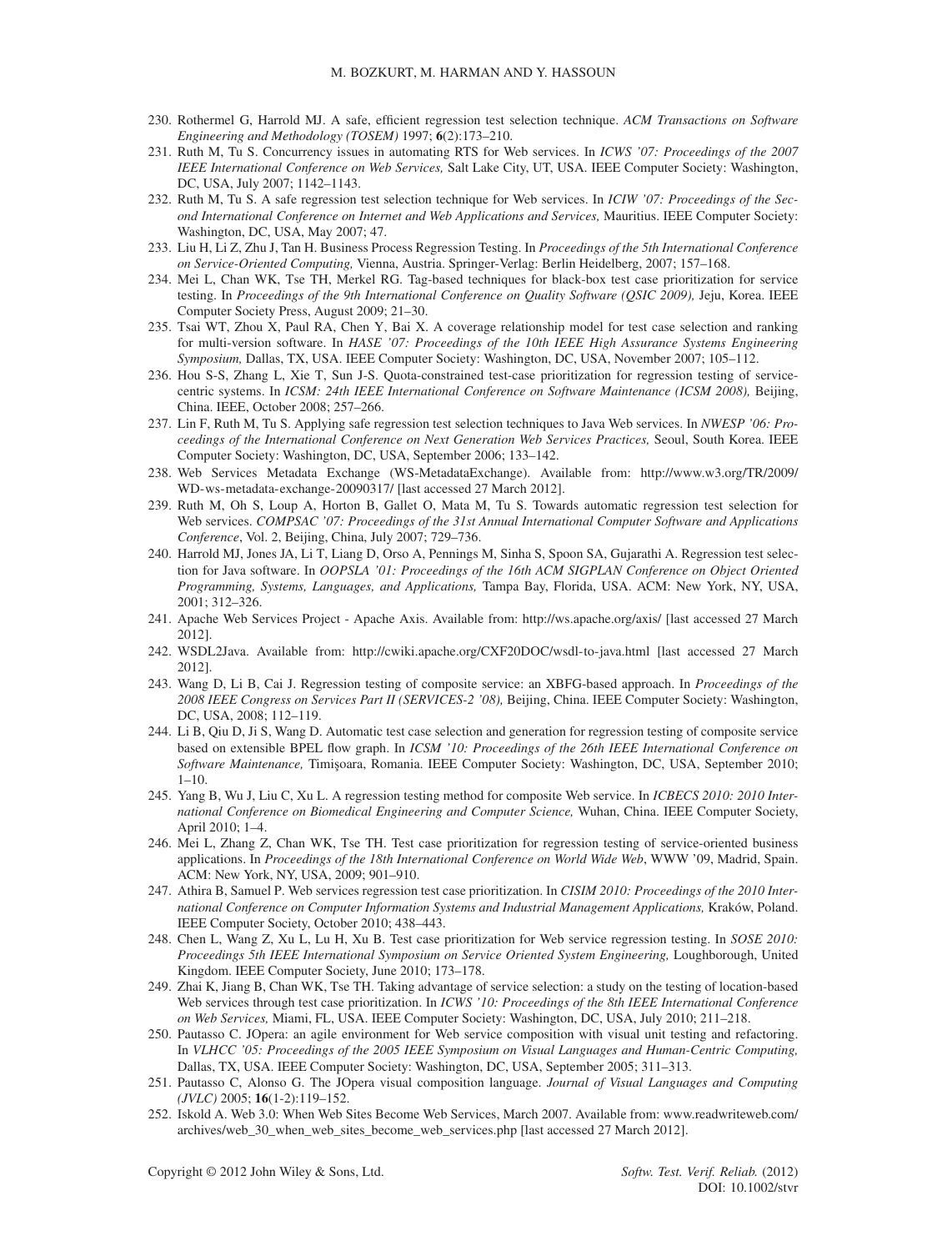230. Rothermel G, Harrold MJ. A safe, efficient regression test selection technique. *ACM Transactions on Software Engineering and Methodology (TOSEM)* 1997; **6**(2):173–210.
231. Ruth M, Tu S. Concurrency issues in automating RTS for Web services. In *ICWS '07: Proceedings of the 2007 IEEE International Conference on Web Services,* Salt Lake City, UT, USA. IEEE Computer Society: Washington, DC, USA, July 2007; 1142–1143.
232. Ruth M, Tu S. A safe regression test selection technique for Web services. In *ICIW '07: Proceedings of the Second International Conference on Internet and Web Applications and Services,* Mauritius. IEEE Computer Society: Washington, DC, USA, May 2007; 47.
233. Liu H, Li Z, Zhu J, Tan H. Business Process Regression Testing. In *Proceedings of the 5th International Conference on Service-Oriented Computing,* Vienna, Austria. Springer-Verlag: Berlin Heidelberg, 2007; 157–168.
234. Mei L, Chan WK, Tse TH, Merkel RG. Tag-based techniques for black-box test case prioritization for service testing. In *Proceedings of the 9th International Conference on Quality Software (QSIC 2009),* Jeju, Korea. IEEE Computer Society Press, August 2009; 21–30.
235. Tsai WT, Zhou X, Paul RA, Chen Y, Bai X. A coverage relationship model for test case selection and ranking for multi-version software. In *HASE '07: Proceedings of the 10th IEEE High Assurance Systems Engineering Symposium,* Dallas, TX, USA. IEEE Computer Society: Washington, DC, USA, November 2007; 105–112.
236. Hou S-S, Zhang L, Xie T, Sun J-S. Quota-constrained test-case prioritization for regression testing of service-centric systems. In *ICSM: 24th IEEE International Conference on Software Maintenance (ICSM 2008),* Beijing, China. IEEE, October 2008; 257–266.
237. Lin F, Ruth M, Tu S. Applying safe regression test selection techniques to Java Web services. In *NWESP '06: Proceedings of the International Conference on Next Generation Web Services Practices,* Seoul, South Korea. IEEE Computer Society: Washington, DC, USA, September 2006; 133–142.
238. Web Services Metadata Exchange (WS-MetadataExchange). Available from: http://www.w3.org/TR/2009/WD-ws-metadata-exchange-20090317/ [last accessed 27 March 2012].
239. Ruth M, Oh S, Loup A, Horton B, Gallet O, Mata M, Tu S. Towards automatic regression test selection for Web services. *COMPSAC '07: Proceedings of the 31st Annual International Computer Software and Applications Conference*, Vol. 2, Beijing, China, July 2007; 729–736.
240. Harrold MJ, Jones JA, Li T, Liang D, Orso A, Pennings M, Sinha S, Spoon SA, Gujarathi A. Regression test selection for Java software. In *OOPSLA '01: Proceedings of the 16th ACM SIGPLAN Conference on Object Oriented Programming, Systems, Languages, and Applications,* Tampa Bay, Florida, USA. ACM: New York, NY, USA, 2001; 312–326.
241. Apache Web Services Project - Apache Axis. Available from: http://ws.apache.org/axis/ [last accessed 27 March 2012].
242. WSDL2Java. Available from: http://cwiki.apache.org/CXF20DOC/wsdl-to-java.html [last accessed 27 March 2012].
243. Wang D, Li B, Cai J. Regression testing of composite service: an XBFG-based approach. In *Proceedings of the 2008 IEEE Congress on Services Part II (SERVICES-2 '08),* Beijing, China. IEEE Computer Society: Washington, DC, USA, 2008; 112–119.
244. Li B, Qiu D, Ji S, Wang D. Automatic test case selection and generation for regression testing of composite service based on extensible BPEL flow graph. In *ICSM '10: Proceedings of the 26th IEEE International Conference on Software Maintenance,* Timişoara, Romania. IEEE Computer Society: Washington, DC, USA, September 2010; 1–10.
245. Yang B, Wu J, Liu C, Xu L. A regression testing method for composite Web service. In *ICBECS 2010: 2010 International Conference on Biomedical Engineering and Computer Science,* Wuhan, China. IEEE Computer Society, April 2010; 1–4.
246. Mei L, Zhang Z, Chan WK, Tse TH. Test case prioritization for regression testing of service-oriented business applications. In *Proceedings of the 18th International Conference on World Wide Web*, WWW '09, Madrid, Spain. ACM: New York, NY, USA, 2009; 901–910.
247. Athira B, Samuel P. Web services regression test case prioritization. In *CISIM 2010: Proceedings of the 2010 International Conference on Computer Information Systems and Industrial Management Applications,* Kraków, Poland. IEEE Computer Society, October 2010; 438–443.
248. Chen L, Wang Z, Xu L, Lu H, Xu B. Test case prioritization for Web service regression testing. In *SOSE 2010: Proceedings 5th IEEE International Symposium on Service Oriented System Engineering,* Loughborough, United Kingdom. IEEE Computer Society, June 2010; 173–178.
249. Zhai K, Jiang B, Chan WK, Tse TH. Taking advantage of service selection: a study on the testing of location-based Web services through test case prioritization. In *ICWS '10: Proceedings of the 8th IEEE International Conference on Web Services,* Miami, FL, USA. IEEE Computer Society: Washington, DC, USA, July 2010; 211–218.
250. Pautasso C. JOpera: an agile environment for Web service composition with visual unit testing and refactoring. In *VLHCC '05: Proceedings of the 2005 IEEE Symposium on Visual Languages and Human-Centric Computing,* Dallas, TX, USA. IEEE Computer Society: Washington, DC, USA, September 2005; 311–313.
251. Pautasso C, Alonso G. The JOpera visual composition language. *Journal of Visual Languages and Computing (JVLC)* 2005; **16**(1-2):119–152.
252. Iskold A. Web 3.0: When Web Sites Become Web Services, March 2007. Available from: www.readwriteweb.com/archives/web_30_when_web_sites_become_web_services.php [last accessed 27 March 2012].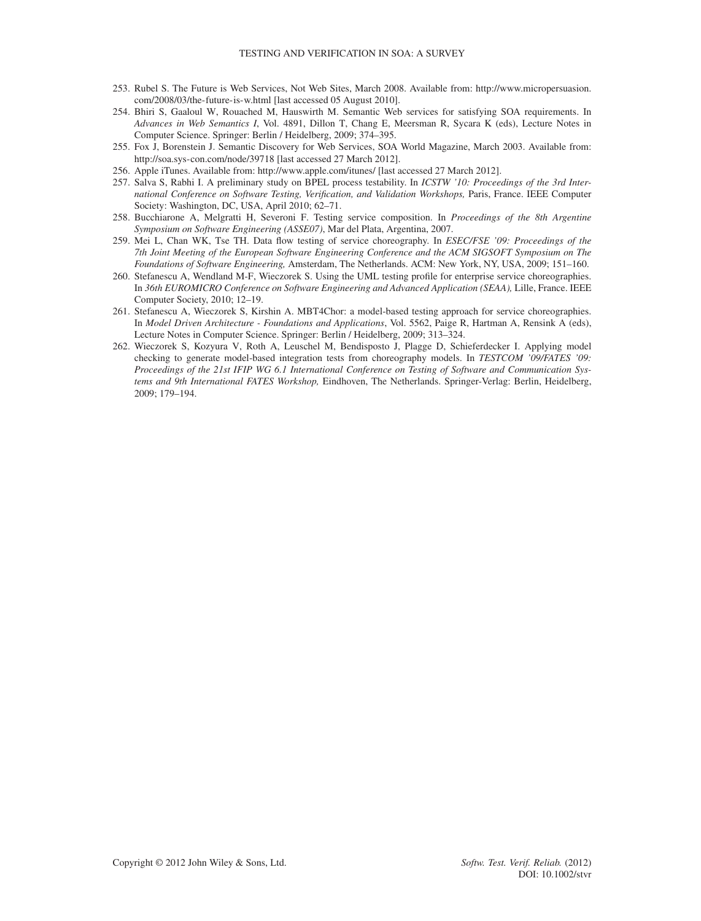253. Rubel S. The Future is Web Services, Not Web Sites, March 2008. Available from: http://www.micropersuasion.com/2008/03/the-future-is-w.html [last accessed 05 August 2010].
254. Bhiri S, Gaaloul W, Rouached M, Hauswirth M. Semantic Web services for satisfying SOA requirements. In *Advances in Web Semantics I*, Vol. 4891, Dillon T, Chang E, Meersman R, Sycara K (eds), Lecture Notes in Computer Science. Springer: Berlin / Heidelberg, 2009; 374–395.
255. Fox J, Borenstein J. Semantic Discovery for Web Services, SOA World Magazine, March 2003. Available from: http://soa.sys-con.com/node/39718 [last accessed 27 March 2012].
256. Apple iTunes. Available from: http://www.apple.com/itunes/ [last accessed 27 March 2012].
257. Salva S, Rabhi I. A preliminary study on BPEL process testability. In *ICSTW '10: Proceedings of the 3rd International Conference on Software Testing, Verification, and Validation Workshops,* Paris, France. IEEE Computer Society: Washington, DC, USA, April 2010; 62–71.
258. Bucchiarone A, Melgratti H, Severoni F. Testing service composition. In *Proceedings of the 8th Argentine Symposium on Software Engineering (ASSE07)*, Mar del Plata, Argentina, 2007.
259. Mei L, Chan WK, Tse TH. Data flow testing of service choreography. In *ESEC/FSE '09: Proceedings of the 7th Joint Meeting of the European Software Engineering Conference and the ACM SIGSOFT Symposium on The Foundations of Software Engineering,* Amsterdam, The Netherlands. ACM: New York, NY, USA, 2009; 151–160.
260. Stefanescu A, Wendland M-F, Wieczorek S. Using the UML testing profile for enterprise service choreographies. In *36th EUROMICRO Conference on Software Engineering and Advanced Application (SEAA),* Lille, France. IEEE Computer Society, 2010; 12–19.
261. Stefanescu A, Wieczorek S, Kirshin A. MBT4Chor: a model-based testing approach for service choreographies. In *Model Driven Architecture - Foundations and Applications*, Vol. 5562, Paige R, Hartman A, Rensink A (eds), Lecture Notes in Computer Science. Springer: Berlin / Heidelberg, 2009; 313–324.
262. Wieczorek S, Kozyura V, Roth A, Leuschel M, Bendisposto J, Plagge D, Schieferdecker I. Applying model checking to generate model-based integration tests from choreography models. In *TESTCOM '09/FATES '09: Proceedings of the 21st IFIP WG 6.1 International Conference on Testing of Software and Communication Systems and 9th International FATES Workshop,* Eindhoven, The Netherlands. Springer-Verlag: Berlin, Heidelberg, 2009; 179–194.